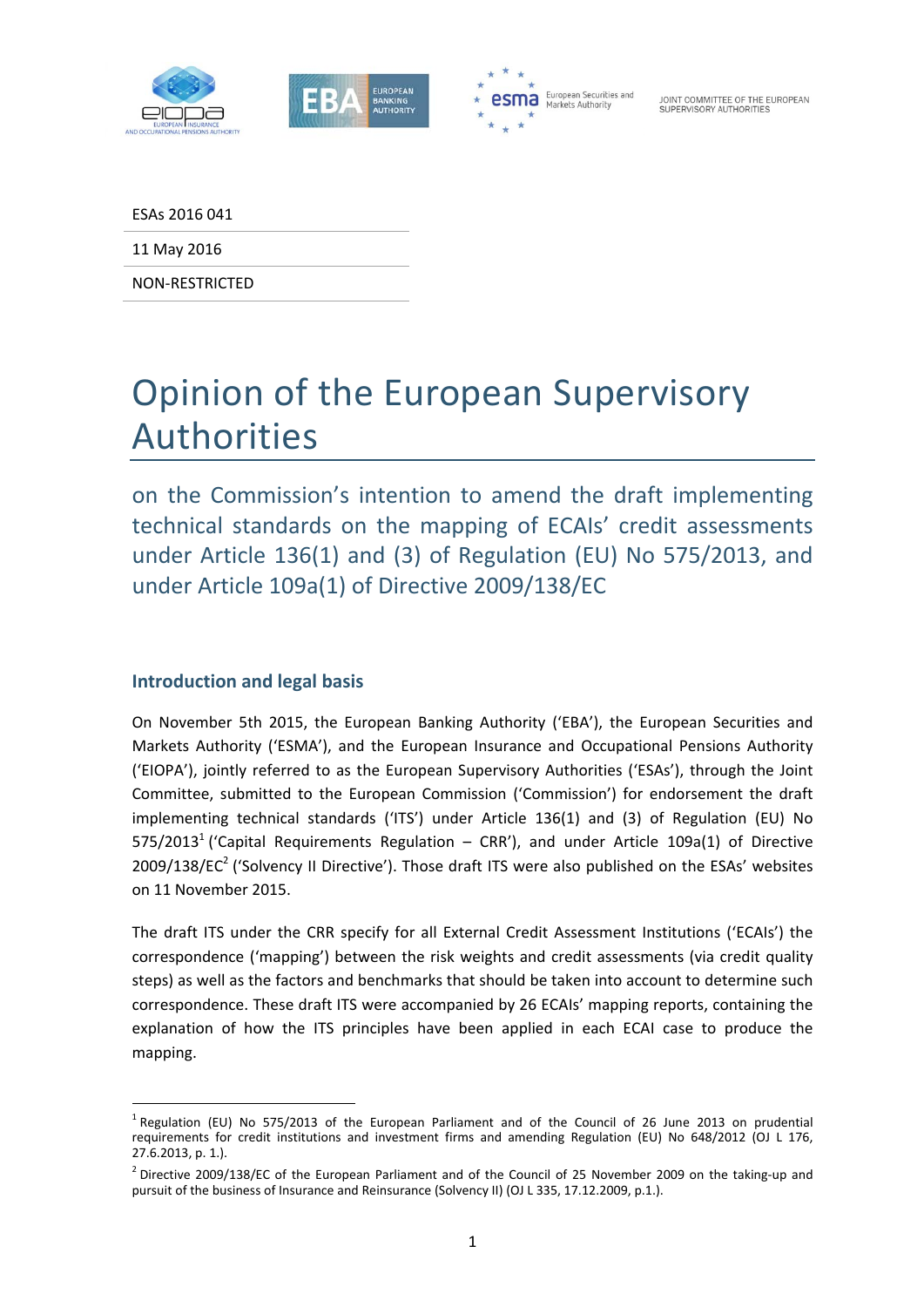ESAs 2016 041

11 May 2016

NON-RESTRICTED

# Opinion of the European Supervisory Authorities

## on the Commission's intention to amend the draft implementing technical standards on the mapping of ECAIs' credit assessments under Article 136(1) and (3) of Regulation (EU) No 575/2013, and under Article 109a(1) of Directive 2009/138/EC

### Introduction and legal basis

On November 5th 2015, the European Banking Authority ('EBA'), the European Securities and Markets Authority ('ESMA'), and the European Insurance and Occupational Pensions Authority ('EIOPA'), jointly referred to as the European Supervisory Authorities ('ESAs'), through the Joint Committee, submitted to the European Commission ('Commission') for endorsement the draft implementing technical standards ('ITS') under Article 136(1) and (3) of Regulation (EU) No 575/2013[1] ('Capital Requirements Regulation – CRR'), and under Article 109a(1) of Directive 2009/138/EC[2] ('Solvency II Directive'). Those draft ITS were also published on the ESAs' websites on 11 November 2015.

The draft ITS under the CRR specify for all External Credit Assessment Institutions ('ECAIs') the correspondence ('mapping') between the risk weights and credit assessments (via credit quality steps) as well as the factors and benchmarks that should be taken into account to determine such correspondence. These draft ITS were accompanied by 26 ECAIs' mapping reports, containing the explanation of how the ITS principles have been applied in each ECAI case to produce the mapping.

[1] Regulation (EU) No 575/2013 of the European Parliament and of the Council of 26 June 2013 on prudential requirements for credit institutions and investment firms and amending Regulation (EU) No 648/2012 (OJ L 176, 27.6.2013, p. 1.).

[2] Directive 2009/138/EC of the European Parliament and of the Council of 25 November 2009 on the taking-up and pursuit of the business of Insurance and Reinsurance (Solvency II) (OJ L 335, 17.12.2009, p.1.).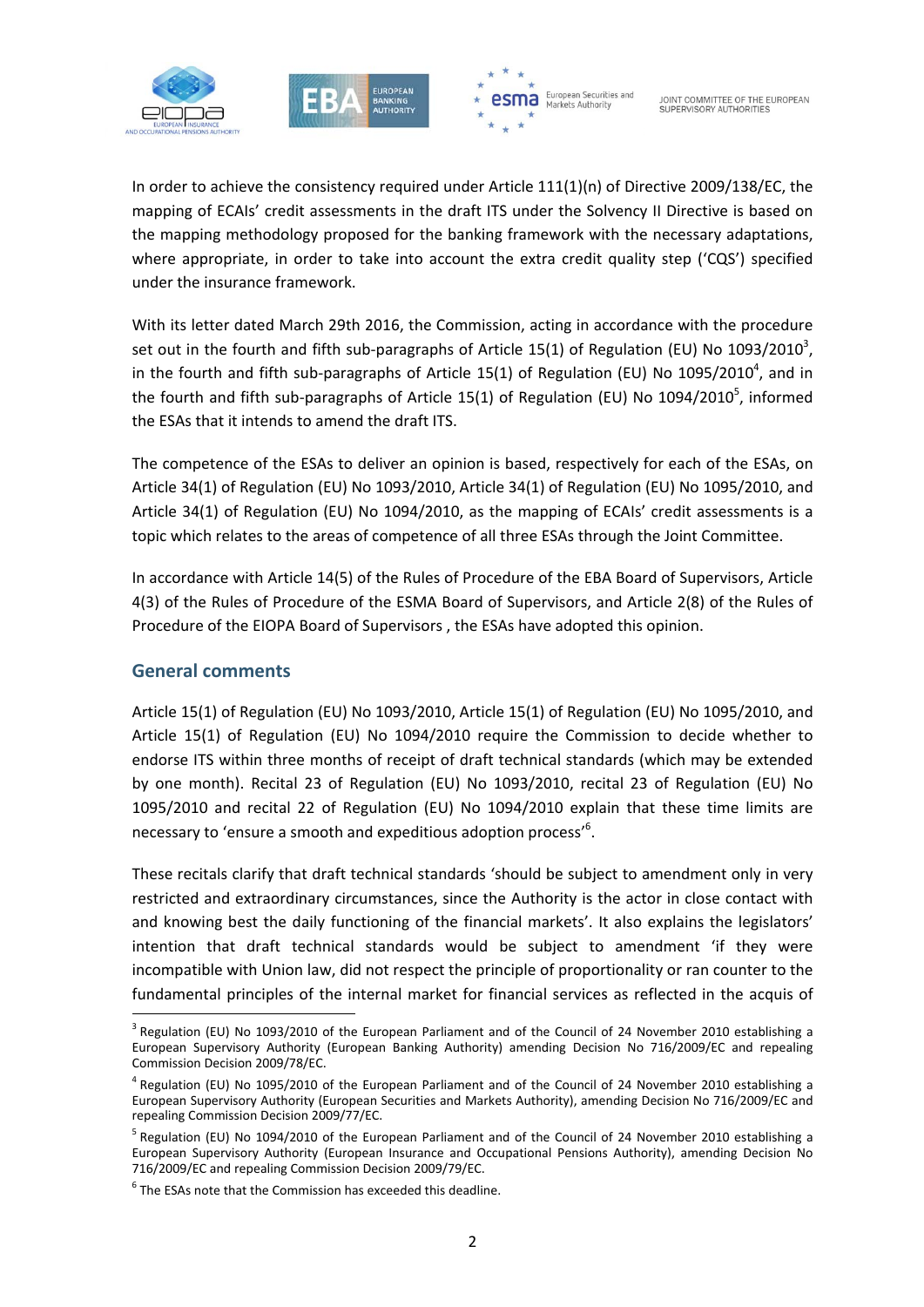In order to achieve the consistency required under Article 111(1)(n) of Directive 2009/138/EC, the mapping of ECAIs' credit assessments in the draft ITS under the Solvency II Directive is based on the mapping methodology proposed for the banking framework with the necessary adaptations, where appropriate, in order to take into account the extra credit quality step ('CQS') specified under the insurance framework.

With its letter dated March 29th 2016, the Commission, acting in accordance with the procedure set out in the fourth and fifth sub-paragraphs of Article 15(1) of Regulation (EU) No 1093/2010[3], in the fourth and fifth sub-paragraphs of Article 15(1) of Regulation (EU) No 1095/2010[4], and in the fourth and fifth sub-paragraphs of Article 15(1) of Regulation (EU) No 1094/2010[5], informed the ESAs that it intends to amend the draft ITS.

The competence of the ESAs to deliver an opinion is based, respectively for each of the ESAs, on Article 34(1) of Regulation (EU) No 1093/2010, Article 34(1) of Regulation (EU) No 1095/2010, and Article 34(1) of Regulation (EU) No 1094/2010, as the mapping of ECAIs' credit assessments is a topic which relates to the areas of competence of all three ESAs through the Joint Committee.

In accordance with Article 14(5) of the Rules of Procedure of the EBA Board of Supervisors, Article 4(3) of the Rules of Procedure of the ESMA Board of Supervisors, and Article 2(8) of the Rules of Procedure of the EIOPA Board of Supervisors , the ESAs have adopted this opinion.

## General comments

Article 15(1) of Regulation (EU) No 1093/2010, Article 15(1) of Regulation (EU) No 1095/2010, and Article 15(1) of Regulation (EU) No 1094/2010 require the Commission to decide whether to endorse ITS within three months of receipt of draft technical standards (which may be extended by one month). Recital 23 of Regulation (EU) No 1093/2010, recital 23 of Regulation (EU) No 1095/2010 and recital 22 of Regulation (EU) No 1094/2010 explain that these time limits are necessary to 'ensure a smooth and expeditious adoption process'[6].

These recitals clarify that draft technical standards 'should be subject to amendment only in very restricted and extraordinary circumstances, since the Authority is the actor in close contact with and knowing best the daily functioning of the financial markets'. It also explains the legislators' intention that draft technical standards would be subject to amendment 'if they were incompatible with Union law, did not respect the principle of proportionality or ran counter to the fundamental principles of the internal market for financial services as reflected in the acquis of

---

[3] Regulation (EU) No 1093/2010 of the European Parliament and of the Council of 24 November 2010 establishing a European Supervisory Authority (European Banking Authority) amending Decision No 716/2009/EC and repealing Commission Decision 2009/78/EC.

[4] Regulation (EU) No 1095/2010 of the European Parliament and of the Council of 24 November 2010 establishing a European Supervisory Authority (European Securities and Markets Authority), amending Decision No 716/2009/EC and repealing Commission Decision 2009/77/EC.

[5] Regulation (EU) No 1094/2010 of the European Parliament and of the Council of 24 November 2010 establishing a European Supervisory Authority (European Insurance and Occupational Pensions Authority), amending Decision No 716/2009/EC and repealing Commission Decision 2009/79/EC.

[6] The ESAs note that the Commission has exceeded this deadline.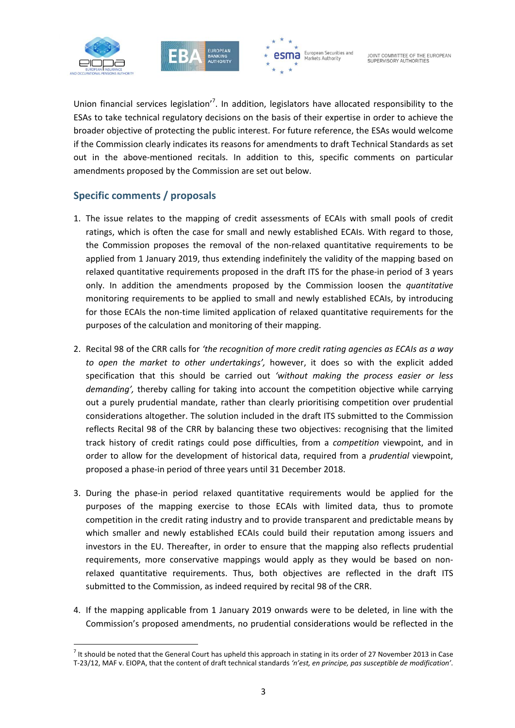Union financial services legislation'[7]. In addition, legislators have allocated responsibility to the ESAs to take technical regulatory decisions on the basis of their expertise in order to achieve the broader objective of protecting the public interest. For future reference, the ESAs would welcome if the Commission clearly indicates its reasons for amendments to draft Technical Standards as set out in the above-mentioned recitals. In addition to this, specific comments on particular amendments proposed by the Commission are set out below.

## Specific comments / proposals

1. The issue relates to the mapping of credit assessments of ECAIs with small pools of credit ratings, which is often the case for small and newly established ECAIs. With regard to those, the Commission proposes the removal of the non-relaxed quantitative requirements to be applied from 1 January 2019, thus extending indefinitely the validity of the mapping based on relaxed quantitative requirements proposed in the draft ITS for the phase-in period of 3 years only. In addition the amendments proposed by the Commission loosen the *quantitative* monitoring requirements to be applied to small and newly established ECAIs, by introducing for those ECAIs the non-time limited application of relaxed quantitative requirements for the purposes of the calculation and monitoring of their mapping.

2. Recital 98 of the CRR calls for *'the recognition of more credit rating agencies as ECAIs as a way to open the market to other undertakings',* however, it does so with the explicit added specification that this should be carried out *'without making the process easier or less demanding',* thereby calling for taking into account the competition objective while carrying out a purely prudential mandate, rather than clearly prioritising competition over prudential considerations altogether. The solution included in the draft ITS submitted to the Commission reflects Recital 98 of the CRR by balancing these two objectives: recognising that the limited track history of credit ratings could pose difficulties, from a *competition* viewpoint, and in order to allow for the development of historical data, required from a *prudential* viewpoint, proposed a phase-in period of three years until 31 December 2018.

3. During the phase-in period relaxed quantitative requirements would be applied for the purposes of the mapping exercise to those ECAIs with limited data, thus to promote competition in the credit rating industry and to provide transparent and predictable means by which smaller and newly established ECAIs could build their reputation among issuers and investors in the EU. Thereafter, in order to ensure that the mapping also reflects prudential requirements, more conservative mappings would apply as they would be based on non-relaxed quantitative requirements. Thus, both objectives are reflected in the draft ITS submitted to the Commission, as indeed required by recital 98 of the CRR.

4. If the mapping applicable from 1 January 2019 onwards were to be deleted, in line with the Commission's proposed amendments, no prudential considerations would be reflected in the

---

[7] It should be noted that the General Court has upheld this approach in stating in its order of 27 November 2013 in Case T-23/12, MAF v. EIOPA, that the content of draft technical standards *'n'est, en principe, pas susceptible de modification'*.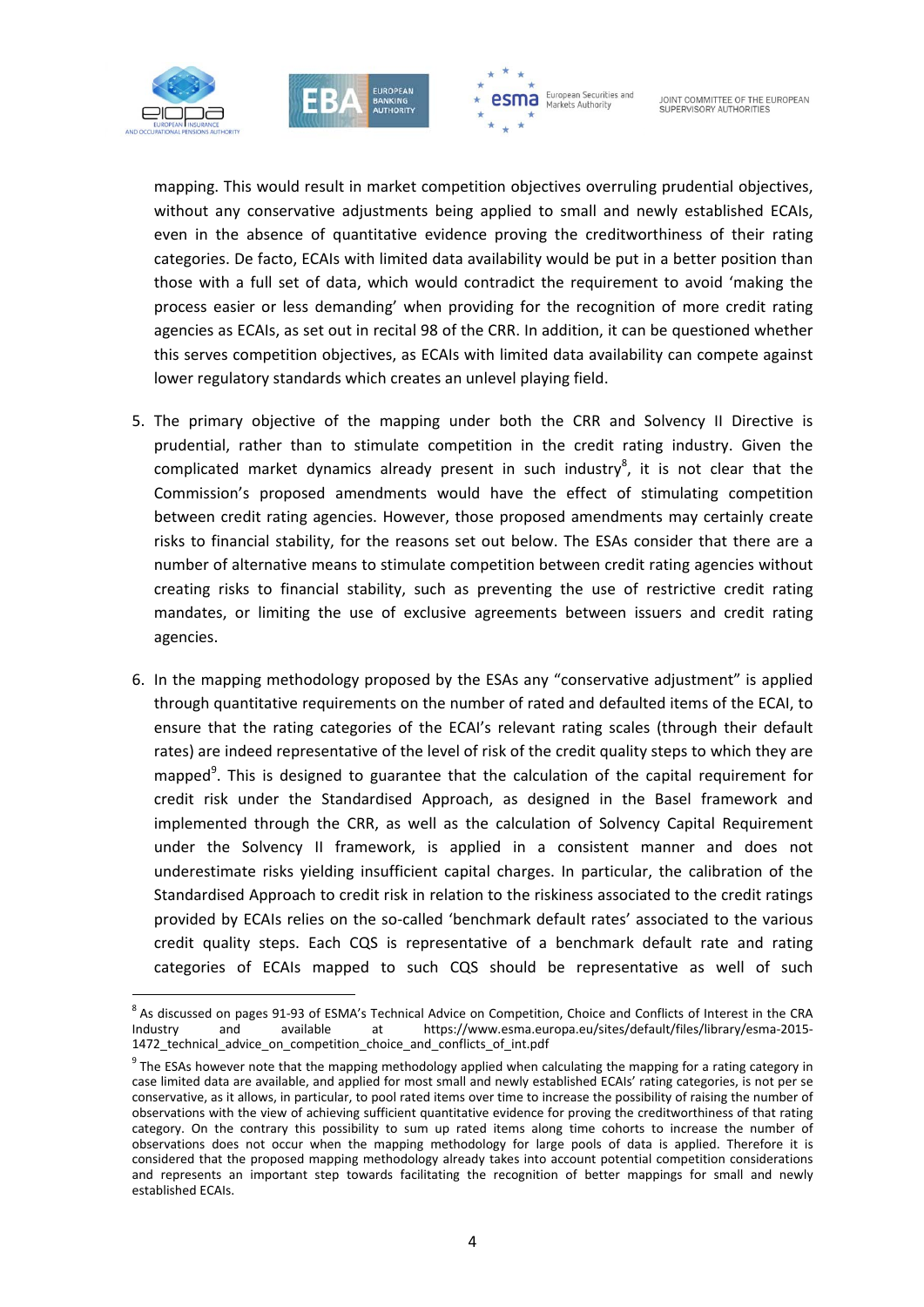mapping. This would result in market competition objectives overruling prudential objectives, without any conservative adjustments being applied to small and newly established ECAIs, even in the absence of quantitative evidence proving the creditworthiness of their rating categories. De facto, ECAIs with limited data availability would be put in a better position than those with a full set of data, which would contradict the requirement to avoid 'making the process easier or less demanding' when providing for the recognition of more credit rating agencies as ECAIs, as set out in recital 98 of the CRR. In addition, it can be questioned whether this serves competition objectives, as ECAIs with limited data availability can compete against lower regulatory standards which creates an unlevel playing field.

5. The primary objective of the mapping under both the CRR and Solvency II Directive is prudential, rather than to stimulate competition in the credit rating industry. Given the complicated market dynamics already present in such industry[8], it is not clear that the Commission's proposed amendments would have the effect of stimulating competition between credit rating agencies. However, those proposed amendments may certainly create risks to financial stability, for the reasons set out below. The ESAs consider that there are a number of alternative means to stimulate competition between credit rating agencies without creating risks to financial stability, such as preventing the use of restrictive credit rating mandates, or limiting the use of exclusive agreements between issuers and credit rating agencies.

6. In the mapping methodology proposed by the ESAs any "conservative adjustment" is applied through quantitative requirements on the number of rated and defaulted items of the ECAI, to ensure that the rating categories of the ECAI's relevant rating scales (through their default rates) are indeed representative of the level of risk of the credit quality steps to which they are mapped[9]. This is designed to guarantee that the calculation of the capital requirement for credit risk under the Standardised Approach, as designed in the Basel framework and implemented through the CRR, as well as the calculation of Solvency Capital Requirement under the Solvency II framework, is applied in a consistent manner and does not underestimate risks yielding insufficient capital charges. In particular, the calibration of the Standardised Approach to credit risk in relation to the riskiness associated to the credit ratings provided by ECAIs relies on the so-called 'benchmark default rates' associated to the various credit quality steps. Each CQS is representative of a benchmark default rate and rating categories of ECAIs mapped to such CQS should be representative as well of such

---

[8] As discussed on pages 91-93 of ESMA's Technical Advice on Competition, Choice and Conflicts of Interest in the CRA Industry and available at https://www.esma.europa.eu/sites/default/files/library/esma-2015-1472_technical_advice_on_competition_choice_and_conflicts_of_int.pdf

[9] The ESAs however note that the mapping methodology applied when calculating the mapping for a rating category in case limited data are available, and applied for most small and newly established ECAIs' rating categories, is not per se conservative, as it allows, in particular, to pool rated items over time to increase the possibility of raising the number of observations with the view of achieving sufficient quantitative evidence for proving the creditworthiness of that rating category. On the contrary this possibility to sum up rated items along time cohorts to increase the number of observations does not occur when the mapping methodology for large pools of data is applied. Therefore it is considered that the proposed mapping methodology already takes into account potential competition considerations and represents an important step towards facilitating the recognition of better mappings for small and newly established ECAIs.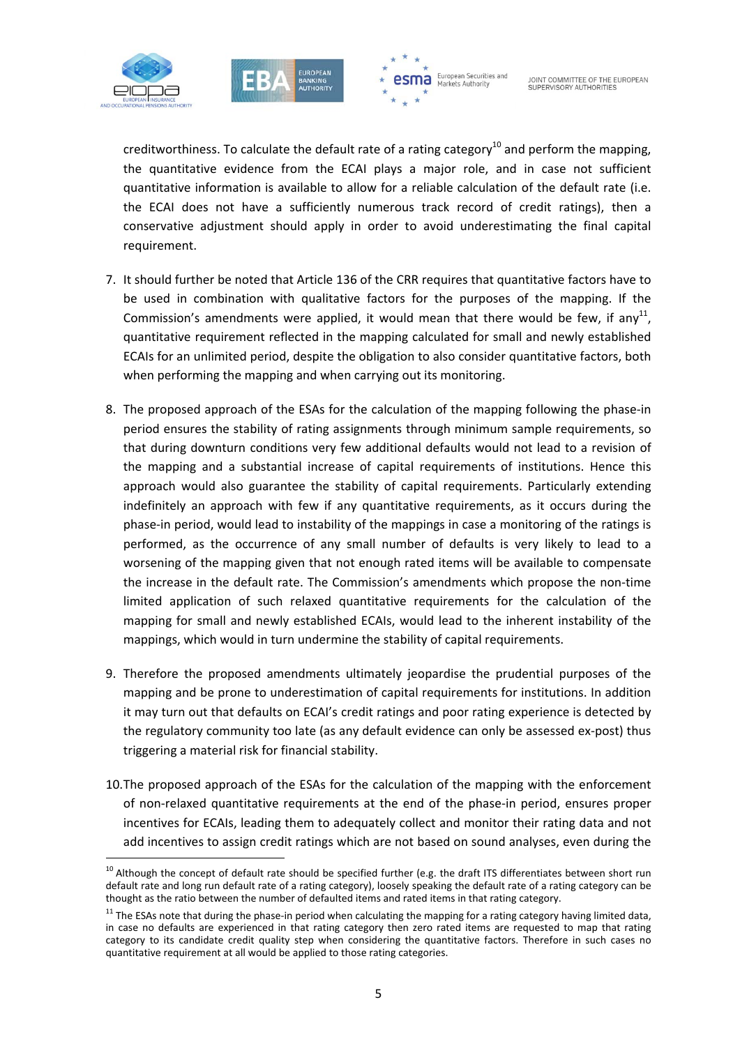creditworthiness. To calculate the default rate of a rating category[10] and perform the mapping, the quantitative evidence from the ECAI plays a major role, and in case not sufficient quantitative information is available to allow for a reliable calculation of the default rate (i.e. the ECAI does not have a sufficiently numerous track record of credit ratings), then a conservative adjustment should apply in order to avoid underestimating the final capital requirement.

7. It should further be noted that Article 136 of the CRR requires that quantitative factors have to be used in combination with qualitative factors for the purposes of the mapping. If the Commission's amendments were applied, it would mean that there would be few, if any[11], quantitative requirement reflected in the mapping calculated for small and newly established ECAIs for an unlimited period, despite the obligation to also consider quantitative factors, both when performing the mapping and when carrying out its monitoring.

8. The proposed approach of the ESAs for the calculation of the mapping following the phase-in period ensures the stability of rating assignments through minimum sample requirements, so that during downturn conditions very few additional defaults would not lead to a revision of the mapping and a substantial increase of capital requirements of institutions. Hence this approach would also guarantee the stability of capital requirements. Particularly extending indefinitely an approach with few if any quantitative requirements, as it occurs during the phase-in period, would lead to instability of the mappings in case a monitoring of the ratings is performed, as the occurrence of any small number of defaults is very likely to lead to a worsening of the mapping given that not enough rated items will be available to compensate the increase in the default rate. The Commission's amendments which propose the non-time limited application of such relaxed quantitative requirements for the calculation of the mapping for small and newly established ECAIs, would lead to the inherent instability of the mappings, which would in turn undermine the stability of capital requirements.

9. Therefore the proposed amendments ultimately jeopardise the prudential purposes of the mapping and be prone to underestimation of capital requirements for institutions. In addition it may turn out that defaults on ECAI's credit ratings and poor rating experience is detected by the regulatory community too late (as any default evidence can only be assessed ex-post) thus triggering a material risk for financial stability.

10. The proposed approach of the ESAs for the calculation of the mapping with the enforcement of non-relaxed quantitative requirements at the end of the phase-in period, ensures proper incentives for ECAIs, leading them to adequately collect and monitor their rating data and not add incentives to assign credit ratings which are not based on sound analyses, even during the

---

[10] Although the concept of default rate should be specified further (e.g. the draft ITS differentiates between short run default rate and long run default rate of a rating category), loosely speaking the default rate of a rating category can be thought as the ratio between the number of defaulted items and rated items in that rating category.

[11] The ESAs note that during the phase-in period when calculating the mapping for a rating category having limited data, in case no defaults are experienced in that rating category then zero rated items are requested to map that rating category to its candidate credit quality step when considering the quantitative factors. Therefore in such cases no quantitative requirement at all would be applied to those rating categories.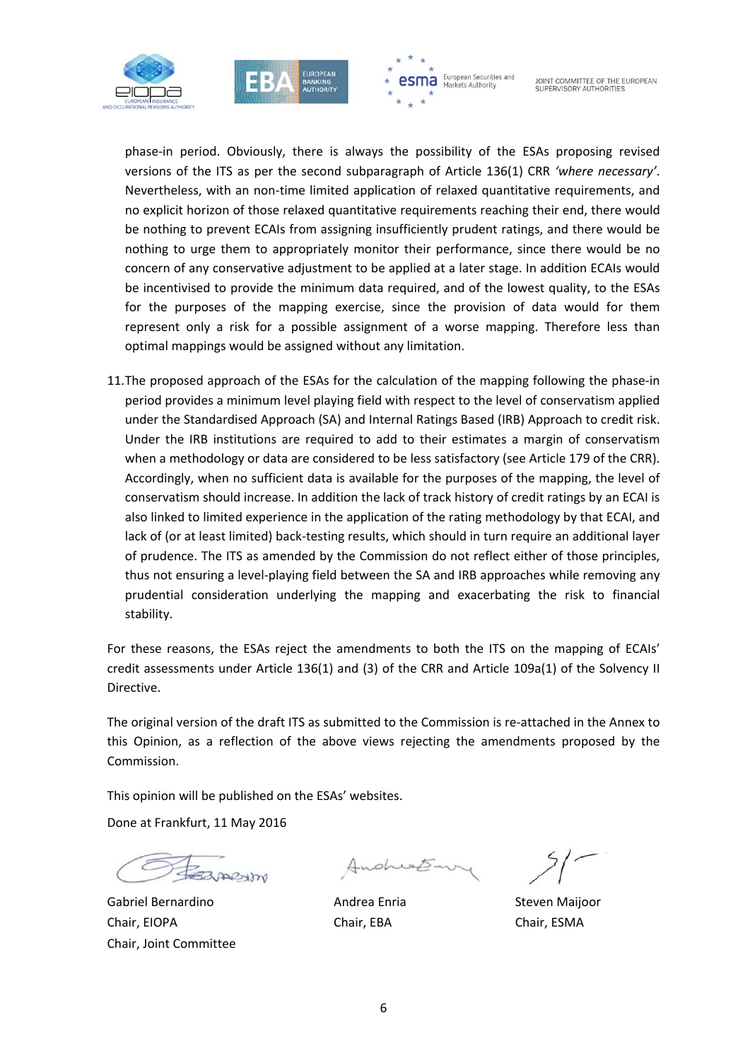phase-in period. Obviously, there is always the possibility of the ESAs proposing revised versions of the ITS as per the second subparagraph of Article 136(1) CRR *'where necessary'*. Nevertheless, with an non-time limited application of relaxed quantitative requirements, and no explicit horizon of those relaxed quantitative requirements reaching their end, there would be nothing to prevent ECAIs from assigning insufficiently prudent ratings, and there would be nothing to urge them to appropriately monitor their performance, since there would be no concern of any conservative adjustment to be applied at a later stage. In addition ECAIs would be incentivised to provide the minimum data required, and of the lowest quality, to the ESAs for the purposes of the mapping exercise, since the provision of data would for them represent only a risk for a possible assignment of a worse mapping. Therefore less than optimal mappings would be assigned without any limitation.

11. The proposed approach of the ESAs for the calculation of the mapping following the phase-in period provides a minimum level playing field with respect to the level of conservatism applied under the Standardised Approach (SA) and Internal Ratings Based (IRB) Approach to credit risk. Under the IRB institutions are required to add to their estimates a margin of conservatism when a methodology or data are considered to be less satisfactory (see Article 179 of the CRR). Accordingly, when no sufficient data is available for the purposes of the mapping, the level of conservatism should increase. In addition the lack of track history of credit ratings by an ECAI is also linked to limited experience in the application of the rating methodology by that ECAI, and lack of (or at least limited) back-testing results, which should in turn require an additional layer of prudence. The ITS as amended by the Commission do not reflect either of those principles, thus not ensuring a level-playing field between the SA and IRB approaches while removing any prudential consideration underlying the mapping and exacerbating the risk to financial stability.

For these reasons, the ESAs reject the amendments to both the ITS on the mapping of ECAIs' credit assessments under Article 136(1) and (3) of the CRR and Article 109a(1) of the Solvency II Directive.

The original version of the draft ITS as submitted to the Commission is re-attached in the Annex to this Opinion, as a reflection of the above views rejecting the amendments proposed by the Commission.

This opinion will be published on the ESAs' websites.

Done at Frankfurt, 11 May 2016

| Gabriel Bernardino | Andrea Enria | Steven Maijoor |
|---|---|---|
| Chair, EIOPA | Chair, EBA | Chair, ESMA |
| Chair, Joint Committee | | |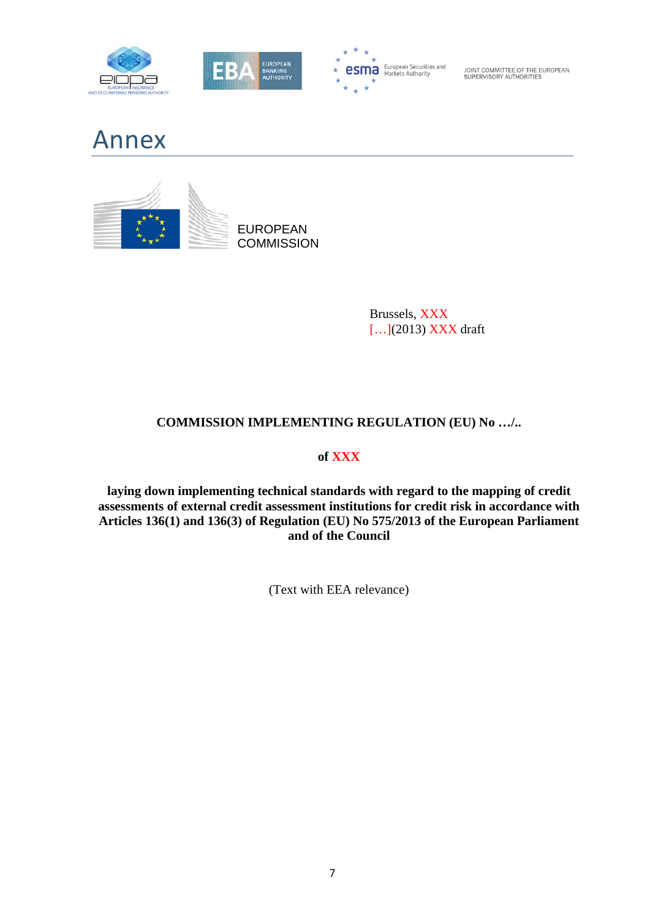# Annex

EUROPEAN COMMISSION

Brussels, XXX
[…](2013) XXX draft

**COMMISSION IMPLEMENTING REGULATION (EU) No …/..**

**of XXX**

**laying down implementing technical standards with regard to the mapping of credit assessments of external credit assessment institutions for credit risk in accordance with Articles 136(1) and 136(3) of Regulation (EU) No 575/2013 of the European Parliament and of the Council**

(Text with EEA relevance)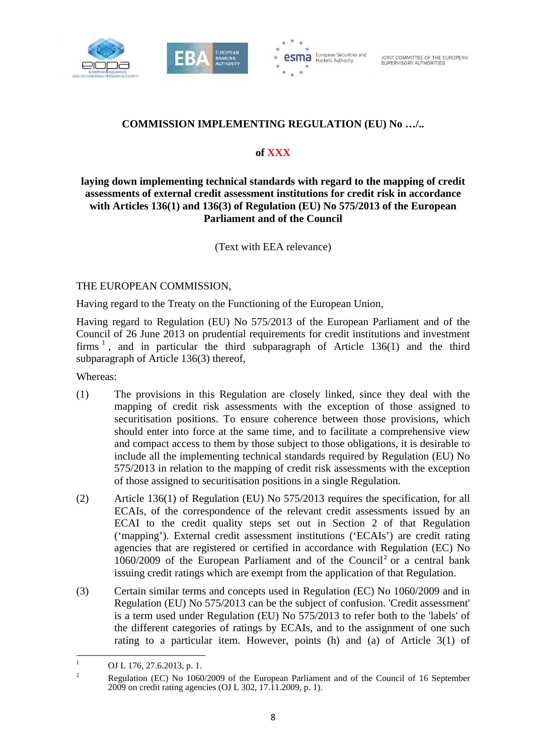**COMMISSION IMPLEMENTING REGULATION (EU) No …/..**

**of XXX**

**laying down implementing technical standards with regard to the mapping of credit assessments of external credit assessment institutions for credit risk in accordance with Articles 136(1) and 136(3) of Regulation (EU) No 575/2013 of the European Parliament and of the Council**

(Text with EEA relevance)

THE EUROPEAN COMMISSION,

Having regard to the Treaty on the Functioning of the European Union,

Having regard to Regulation (EU) No 575/2013 of the European Parliament and of the Council of 26 June 2013 on prudential requirements for credit institutions and investment firms [1], and in particular the third subparagraph of Article 136(1) and the third subparagraph of Article 136(3) thereof,

Whereas:

(1) The provisions in this Regulation are closely linked, since they deal with the mapping of credit risk assessments with the exception of those assigned to securitisation positions. To ensure coherence between those provisions, which should enter into force at the same time, and to facilitate a comprehensive view and compact access to them by those subject to those obligations, it is desirable to include all the implementing technical standards required by Regulation (EU) No 575/2013 in relation to the mapping of credit risk assessments with the exception of those assigned to securitisation positions in a single Regulation.

(2) Article 136(1) of Regulation (EU) No 575/2013 requires the specification, for all ECAIs, of the correspondence of the relevant credit assessments issued by an ECAI to the credit quality steps set out in Section 2 of that Regulation ('mapping'). External credit assessment institutions ('ECAIs') are credit rating agencies that are registered or certified in accordance with Regulation (EC) No 1060/2009 of the European Parliament and of the Council [2] or a central bank issuing credit ratings which are exempt from the application of that Regulation.

(3) Certain similar terms and concepts used in Regulation (EC) No 1060/2009 and in Regulation (EU) No 575/2013 can be the subject of confusion. 'Credit assessment' is a term used under Regulation (EU) No 575/2013 to refer both to the 'labels' of the different categories of ratings by ECAIs, and to the assignment of one such rating to a particular item. However, points (h) and (a) of Article 3(1) of

---

[1] OJ L 176, 27.6.2013, p. 1.

[2] Regulation (EC) No 1060/2009 of the European Parliament and of the Council of 16 September 2009 on credit rating agencies (OJ L 302, 17.11.2009, p. 1).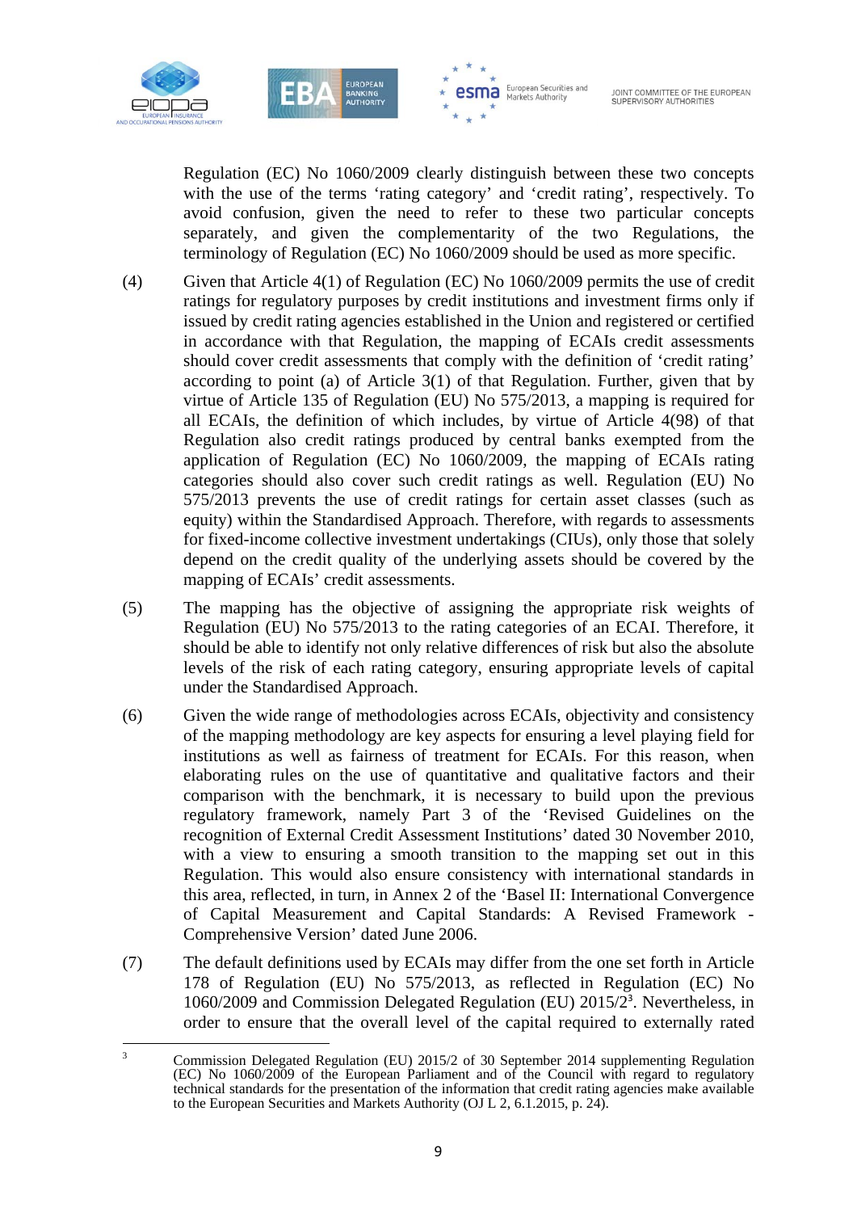Regulation (EC) No 1060/2009 clearly distinguish between these two concepts with the use of the terms 'rating category' and 'credit rating', respectively. To avoid confusion, given the need to refer to these two particular concepts separately, and given the complementarity of the two Regulations, the terminology of Regulation (EC) No 1060/2009 should be used as more specific.

(4) Given that Article 4(1) of Regulation (EC) No 1060/2009 permits the use of credit ratings for regulatory purposes by credit institutions and investment firms only if issued by credit rating agencies established in the Union and registered or certified in accordance with that Regulation, the mapping of ECAIs credit assessments should cover credit assessments that comply with the definition of 'credit rating' according to point (a) of Article 3(1) of that Regulation. Further, given that by virtue of Article 135 of Regulation (EU) No 575/2013, a mapping is required for all ECAIs, the definition of which includes, by virtue of Article 4(98) of that Regulation also credit ratings produced by central banks exempted from the application of Regulation (EC) No 1060/2009, the mapping of ECAIs rating categories should also cover such credit ratings as well. Regulation (EU) No 575/2013 prevents the use of credit ratings for certain asset classes (such as equity) within the Standardised Approach. Therefore, with regards to assessments for fixed-income collective investment undertakings (CIUs), only those that solely depend on the credit quality of the underlying assets should be covered by the mapping of ECAIs' credit assessments.

(5) The mapping has the objective of assigning the appropriate risk weights of Regulation (EU) No 575/2013 to the rating categories of an ECAI. Therefore, it should be able to identify not only relative differences of risk but also the absolute levels of the risk of each rating category, ensuring appropriate levels of capital under the Standardised Approach.

(6) Given the wide range of methodologies across ECAIs, objectivity and consistency of the mapping methodology are key aspects for ensuring a level playing field for institutions as well as fairness of treatment for ECAIs. For this reason, when elaborating rules on the use of quantitative and qualitative factors and their comparison with the benchmark, it is necessary to build upon the previous regulatory framework, namely Part 3 of the 'Revised Guidelines on the recognition of External Credit Assessment Institutions' dated 30 November 2010, with a view to ensuring a smooth transition to the mapping set out in this Regulation. This would also ensure consistency with international standards in this area, reflected, in turn, in Annex 2 of the 'Basel II: International Convergence of Capital Measurement and Capital Standards: A Revised Framework - Comprehensive Version' dated June 2006.

(7) The default definitions used by ECAIs may differ from the one set forth in Article 178 of Regulation (EU) No 575/2013, as reflected in Regulation (EC) No 1060/2009 and Commission Delegated Regulation (EU) 2015/2[3]. Nevertheless, in order to ensure that the overall level of the capital required to externally rated

[3] Commission Delegated Regulation (EU) 2015/2 of 30 September 2014 supplementing Regulation (EC) No 1060/2009 of the European Parliament and of the Council with regard to regulatory technical standards for the presentation of the information that credit rating agencies make available to the European Securities and Markets Authority (OJ L 2, 6.1.2015, p. 24).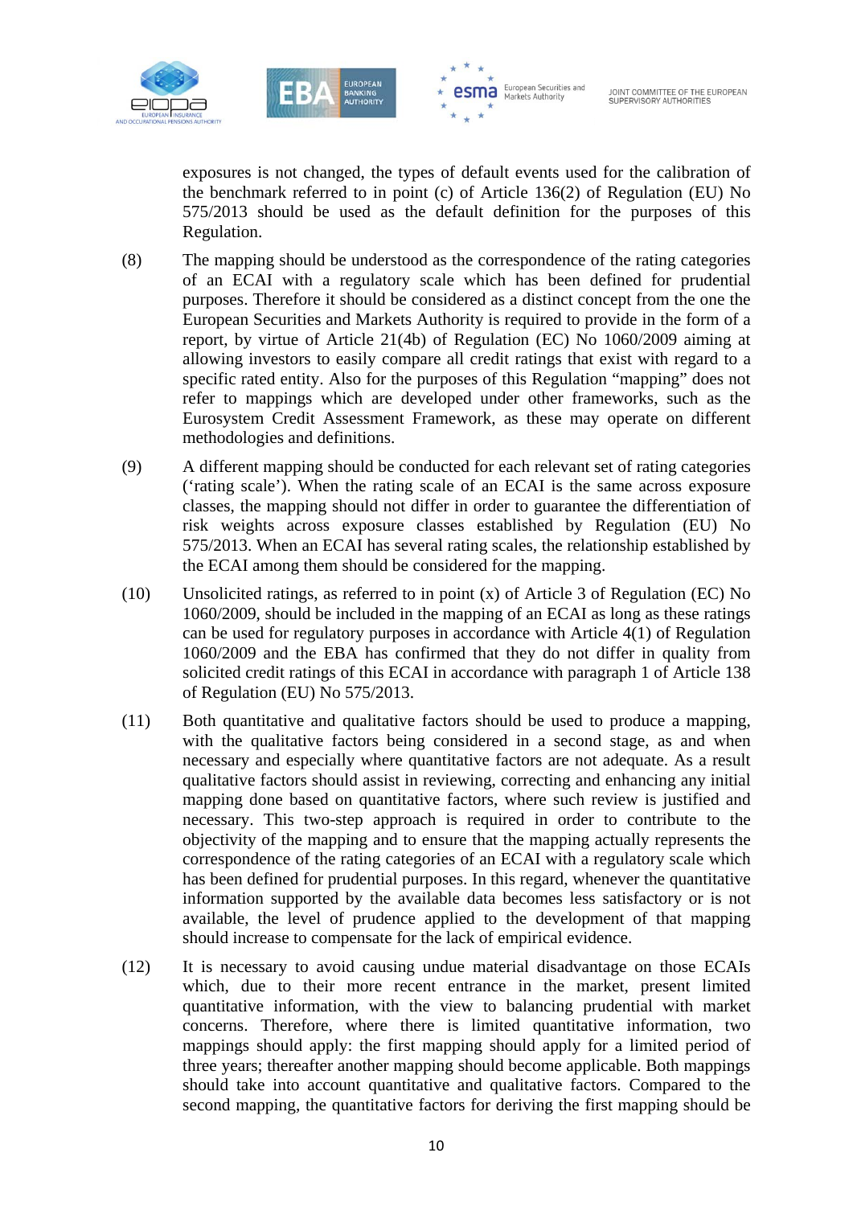exposures is not changed, the types of default events used for the calibration of the benchmark referred to in point (c) of Article 136(2) of Regulation (EU) No 575/2013 should be used as the default definition for the purposes of this Regulation.

(8) The mapping should be understood as the correspondence of the rating categories of an ECAI with a regulatory scale which has been defined for prudential purposes. Therefore it should be considered as a distinct concept from the one the European Securities and Markets Authority is required to provide in the form of a report, by virtue of Article 21(4b) of Regulation (EC) No 1060/2009 aiming at allowing investors to easily compare all credit ratings that exist with regard to a specific rated entity. Also for the purposes of this Regulation "mapping" does not refer to mappings which are developed under other frameworks, such as the Eurosystem Credit Assessment Framework, as these may operate on different methodologies and definitions.

(9) A different mapping should be conducted for each relevant set of rating categories ('rating scale'). When the rating scale of an ECAI is the same across exposure classes, the mapping should not differ in order to guarantee the differentiation of risk weights across exposure classes established by Regulation (EU) No 575/2013. When an ECAI has several rating scales, the relationship established by the ECAI among them should be considered for the mapping.

(10) Unsolicited ratings, as referred to in point (x) of Article 3 of Regulation (EC) No 1060/2009, should be included in the mapping of an ECAI as long as these ratings can be used for regulatory purposes in accordance with Article 4(1) of Regulation 1060/2009 and the EBA has confirmed that they do not differ in quality from solicited credit ratings of this ECAI in accordance with paragraph 1 of Article 138 of Regulation (EU) No 575/2013.

(11) Both quantitative and qualitative factors should be used to produce a mapping, with the qualitative factors being considered in a second stage, as and when necessary and especially where quantitative factors are not adequate. As a result qualitative factors should assist in reviewing, correcting and enhancing any initial mapping done based on quantitative factors, where such review is justified and necessary. This two-step approach is required in order to contribute to the objectivity of the mapping and to ensure that the mapping actually represents the correspondence of the rating categories of an ECAI with a regulatory scale which has been defined for prudential purposes. In this regard, whenever the quantitative information supported by the available data becomes less satisfactory or is not available, the level of prudence applied to the development of that mapping should increase to compensate for the lack of empirical evidence.

(12) It is necessary to avoid causing undue material disadvantage on those ECAIs which, due to their more recent entrance in the market, present limited quantitative information, with the view to balancing prudential with market concerns. Therefore, where there is limited quantitative information, two mappings should apply: the first mapping should apply for a limited period of three years; thereafter another mapping should become applicable. Both mappings should take into account quantitative and qualitative factors. Compared to the second mapping, the quantitative factors for deriving the first mapping should be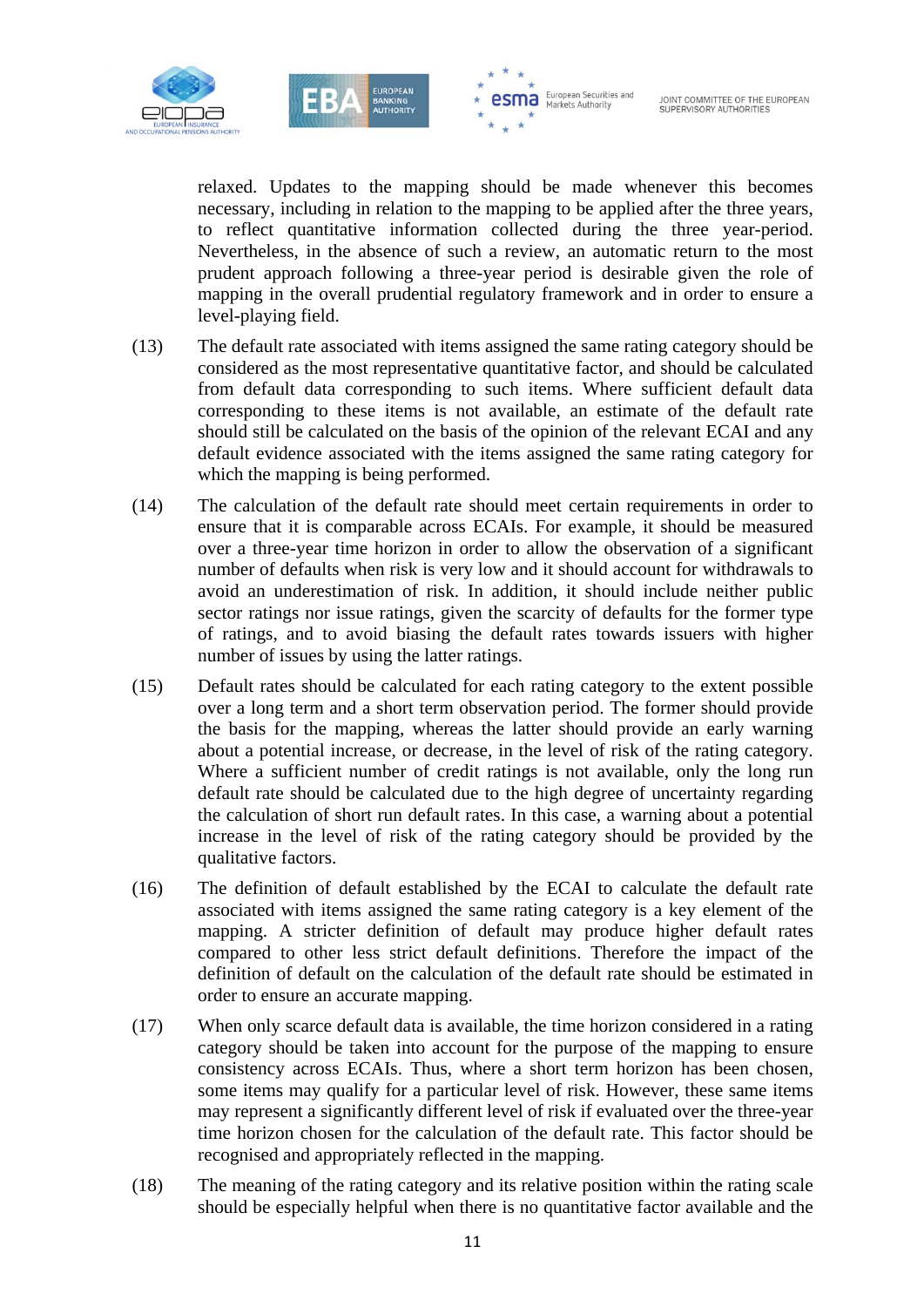relaxed. Updates to the mapping should be made whenever this becomes necessary, including in relation to the mapping to be applied after the three years, to reflect quantitative information collected during the three year-period. Nevertheless, in the absence of such a review, an automatic return to the most prudent approach following a three-year period is desirable given the role of mapping in the overall prudential regulatory framework and in order to ensure a level-playing field.

(13) The default rate associated with items assigned the same rating category should be considered as the most representative quantitative factor, and should be calculated from default data corresponding to such items. Where sufficient default data corresponding to these items is not available, an estimate of the default rate should still be calculated on the basis of the opinion of the relevant ECAI and any default evidence associated with the items assigned the same rating category for which the mapping is being performed.

(14) The calculation of the default rate should meet certain requirements in order to ensure that it is comparable across ECAIs. For example, it should be measured over a three-year time horizon in order to allow the observation of a significant number of defaults when risk is very low and it should account for withdrawals to avoid an underestimation of risk. In addition, it should include neither public sector ratings nor issue ratings, given the scarcity of defaults for the former type of ratings, and to avoid biasing the default rates towards issuers with higher number of issues by using the latter ratings.

(15) Default rates should be calculated for each rating category to the extent possible over a long term and a short term observation period. The former should provide the basis for the mapping, whereas the latter should provide an early warning about a potential increase, or decrease, in the level of risk of the rating category. Where a sufficient number of credit ratings is not available, only the long run default rate should be calculated due to the high degree of uncertainty regarding the calculation of short run default rates. In this case, a warning about a potential increase in the level of risk of the rating category should be provided by the qualitative factors.

(16) The definition of default established by the ECAI to calculate the default rate associated with items assigned the same rating category is a key element of the mapping. A stricter definition of default may produce higher default rates compared to other less strict default definitions. Therefore the impact of the definition of default on the calculation of the default rate should be estimated in order to ensure an accurate mapping.

(17) When only scarce default data is available, the time horizon considered in a rating category should be taken into account for the purpose of the mapping to ensure consistency across ECAIs. Thus, where a short term horizon has been chosen, some items may qualify for a particular level of risk. However, these same items may represent a significantly different level of risk if evaluated over the three-year time horizon chosen for the calculation of the default rate. This factor should be recognised and appropriately reflected in the mapping.

(18) The meaning of the rating category and its relative position within the rating scale should be especially helpful when there is no quantitative factor available and the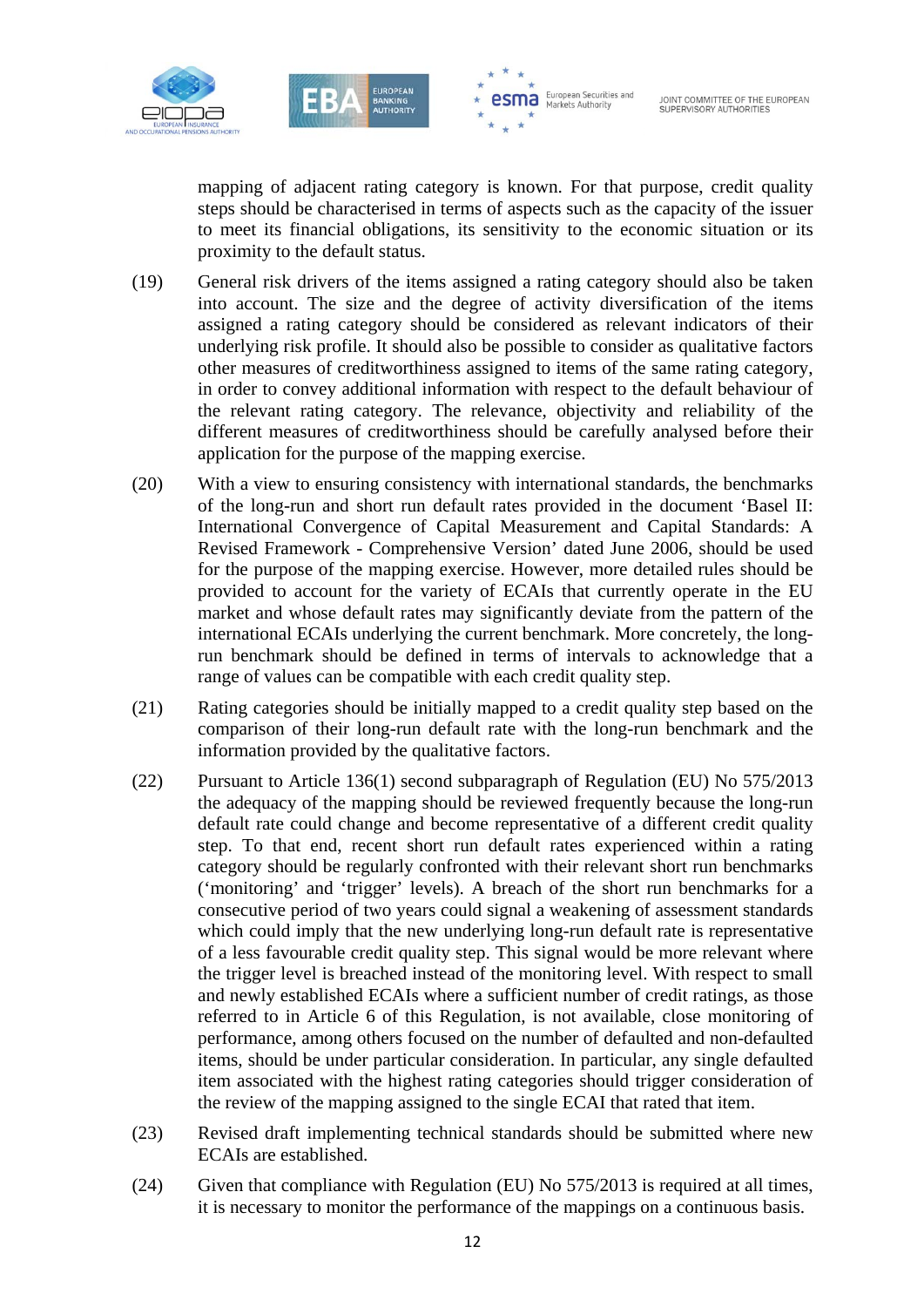mapping of adjacent rating category is known. For that purpose, credit quality steps should be characterised in terms of aspects such as the capacity of the issuer to meet its financial obligations, its sensitivity to the economic situation or its proximity to the default status.

(19) General risk drivers of the items assigned a rating category should also be taken into account. The size and the degree of activity diversification of the items assigned a rating category should be considered as relevant indicators of their underlying risk profile. It should also be possible to consider as qualitative factors other measures of creditworthiness assigned to items of the same rating category, in order to convey additional information with respect to the default behaviour of the relevant rating category. The relevance, objectivity and reliability of the different measures of creditworthiness should be carefully analysed before their application for the purpose of the mapping exercise.

(20) With a view to ensuring consistency with international standards, the benchmarks of the long-run and short run default rates provided in the document 'Basel II: International Convergence of Capital Measurement and Capital Standards: A Revised Framework - Comprehensive Version' dated June 2006, should be used for the purpose of the mapping exercise. However, more detailed rules should be provided to account for the variety of ECAIs that currently operate in the EU market and whose default rates may significantly deviate from the pattern of the international ECAIs underlying the current benchmark. More concretely, the long-run benchmark should be defined in terms of intervals to acknowledge that a range of values can be compatible with each credit quality step.

(21) Rating categories should be initially mapped to a credit quality step based on the comparison of their long-run default rate with the long-run benchmark and the information provided by the qualitative factors.

(22) Pursuant to Article 136(1) second subparagraph of Regulation (EU) No 575/2013 the adequacy of the mapping should be reviewed frequently because the long-run default rate could change and become representative of a different credit quality step. To that end, recent short run default rates experienced within a rating category should be regularly confronted with their relevant short run benchmarks ('monitoring' and 'trigger' levels). A breach of the short run benchmarks for a consecutive period of two years could signal a weakening of assessment standards which could imply that the new underlying long-run default rate is representative of a less favourable credit quality step. This signal would be more relevant where the trigger level is breached instead of the monitoring level. With respect to small and newly established ECAIs where a sufficient number of credit ratings, as those referred to in Article 6 of this Regulation, is not available, close monitoring of performance, among others focused on the number of defaulted and non-defaulted items, should be under particular consideration. In particular, any single defaulted item associated with the highest rating categories should trigger consideration of the review of the mapping assigned to the single ECAI that rated that item.

(23) Revised draft implementing technical standards should be submitted where new ECAIs are established.

(24) Given that compliance with Regulation (EU) No 575/2013 is required at all times, it is necessary to monitor the performance of the mappings on a continuous basis.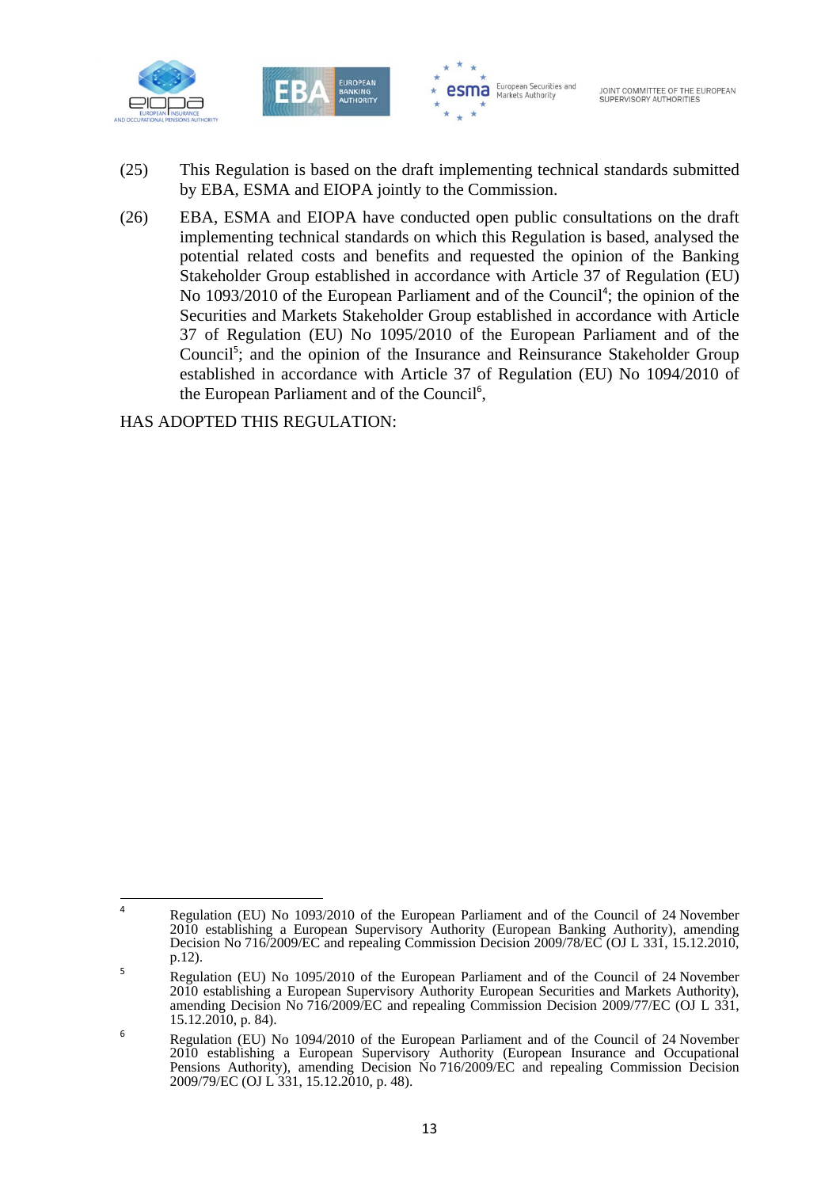(25) This Regulation is based on the draft implementing technical standards submitted by EBA, ESMA and EIOPA jointly to the Commission.

(26) EBA, ESMA and EIOPA have conducted open public consultations on the draft implementing technical standards on which this Regulation is based, analysed the potential related costs and benefits and requested the opinion of the Banking Stakeholder Group established in accordance with Article 37 of Regulation (EU) No 1093/2010 of the European Parliament and of the Council[4]; the opinion of the Securities and Markets Stakeholder Group established in accordance with Article 37 of Regulation (EU) No 1095/2010 of the European Parliament and of the Council[5]; and the opinion of the Insurance and Reinsurance Stakeholder Group established in accordance with Article 37 of Regulation (EU) No 1094/2010 of the European Parliament and of the Council[6],

HAS ADOPTED THIS REGULATION:

---

[4] Regulation (EU) No 1093/2010 of the European Parliament and of the Council of 24 November 2010 establishing a European Supervisory Authority (European Banking Authority), amending Decision No 716/2009/EC and repealing Commission Decision 2009/78/EC (OJ L 331, 15.12.2010, p.12).

[5] Regulation (EU) No 1095/2010 of the European Parliament and of the Council of 24 November 2010 establishing a European Supervisory Authority European Securities and Markets Authority), amending Decision No 716/2009/EC and repealing Commission Decision 2009/77/EC (OJ L 331, 15.12.2010, p. 84).

[6] Regulation (EU) No 1094/2010 of the European Parliament and of the Council of 24 November 2010 establishing a European Supervisory Authority (European Insurance and Occupational Pensions Authority), amending Decision No 716/2009/EC and repealing Commission Decision 2009/79/EC (OJ L 331, 15.12.2010, p. 48).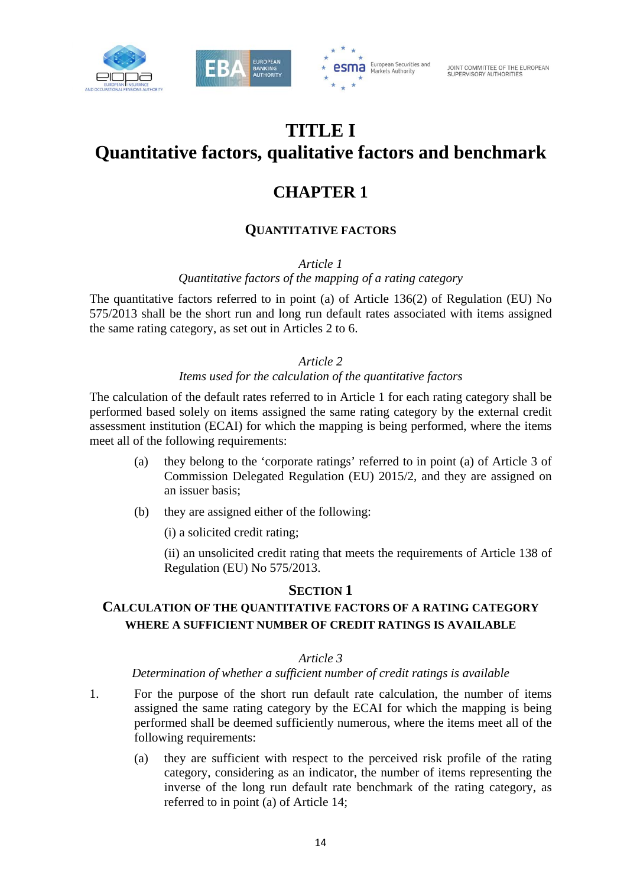# TITLE I
# Quantitative factors, qualitative factors and benchmark

## CHAPTER 1

### QUANTITATIVE FACTORS

*Article 1*
*Quantitative factors of the mapping of a rating category*

The quantitative factors referred to in point (a) of Article 136(2) of Regulation (EU) No 575/2013 shall be the short run and long run default rates associated with items assigned the same rating category, as set out in Articles 2 to 6.

*Article 2*
*Items used for the calculation of the quantitative factors*

The calculation of the default rates referred to in Article 1 for each rating category shall be performed based solely on items assigned the same rating category by the external credit assessment institution (ECAI) for which the mapping is being performed, where the items meet all of the following requirements:

(a) they belong to the 'corporate ratings' referred to in point (a) of Article 3 of Commission Delegated Regulation (EU) 2015/2, and they are assigned on an issuer basis;

(b) they are assigned either of the following:

(i) a solicited credit rating;

(ii) an unsolicited credit rating that meets the requirements of Article 138 of Regulation (EU) No 575/2013.

### SECTION 1
### CALCULATION OF THE QUANTITATIVE FACTORS OF A RATING CATEGORY WHERE A SUFFICIENT NUMBER OF CREDIT RATINGS IS AVAILABLE

*Article 3*
*Determination of whether a sufficient number of credit ratings is available*

1. For the purpose of the short run default rate calculation, the number of items assigned the same rating category by the ECAI for which the mapping is being performed shall be deemed sufficiently numerous, where the items meet all of the following requirements:

(a) they are sufficient with respect to the perceived risk profile of the rating category, considering as an indicator, the number of items representing the inverse of the long run default rate benchmark of the rating category, as referred to in point (a) of Article 14;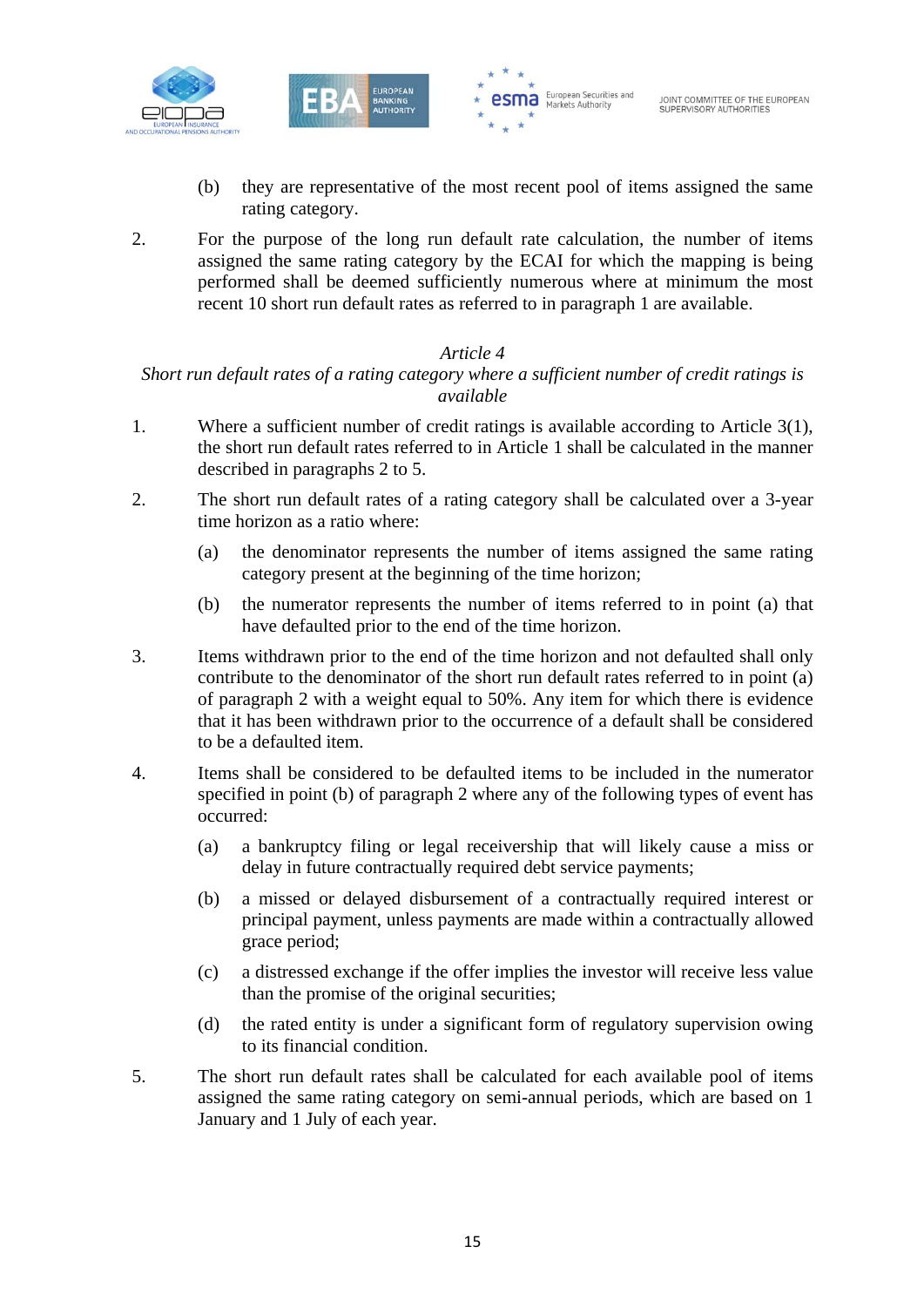(b) they are representative of the most recent pool of items assigned the same rating category.

2. For the purpose of the long run default rate calculation, the number of items assigned the same rating category by the ECAI for which the mapping is being performed shall be deemed sufficiently numerous where at minimum the most recent 10 short run default rates as referred to in paragraph 1 are available.

*Article 4*

*Short run default rates of a rating category where a sufficient number of credit ratings is available*

1. Where a sufficient number of credit ratings is available according to Article 3(1), the short run default rates referred to in Article 1 shall be calculated in the manner described in paragraphs 2 to 5.

2. The short run default rates of a rating category shall be calculated over a 3-year time horizon as a ratio where:

   (a) the denominator represents the number of items assigned the same rating category present at the beginning of the time horizon;

   (b) the numerator represents the number of items referred to in point (a) that have defaulted prior to the end of the time horizon.

3. Items withdrawn prior to the end of the time horizon and not defaulted shall only contribute to the denominator of the short run default rates referred to in point (a) of paragraph 2 with a weight equal to 50%. Any item for which there is evidence that it has been withdrawn prior to the occurrence of a default shall be considered to be a defaulted item.

4. Items shall be considered to be defaulted items to be included in the numerator specified in point (b) of paragraph 2 where any of the following types of event has occurred:

   (a) a bankruptcy filing or legal receivership that will likely cause a miss or delay in future contractually required debt service payments;

   (b) a missed or delayed disbursement of a contractually required interest or principal payment, unless payments are made within a contractually allowed grace period;

   (c) a distressed exchange if the offer implies the investor will receive less value than the promise of the original securities;

   (d) the rated entity is under a significant form of regulatory supervision owing to its financial condition.

5. The short run default rates shall be calculated for each available pool of items assigned the same rating category on semi-annual periods, which are based on 1 January and 1 July of each year.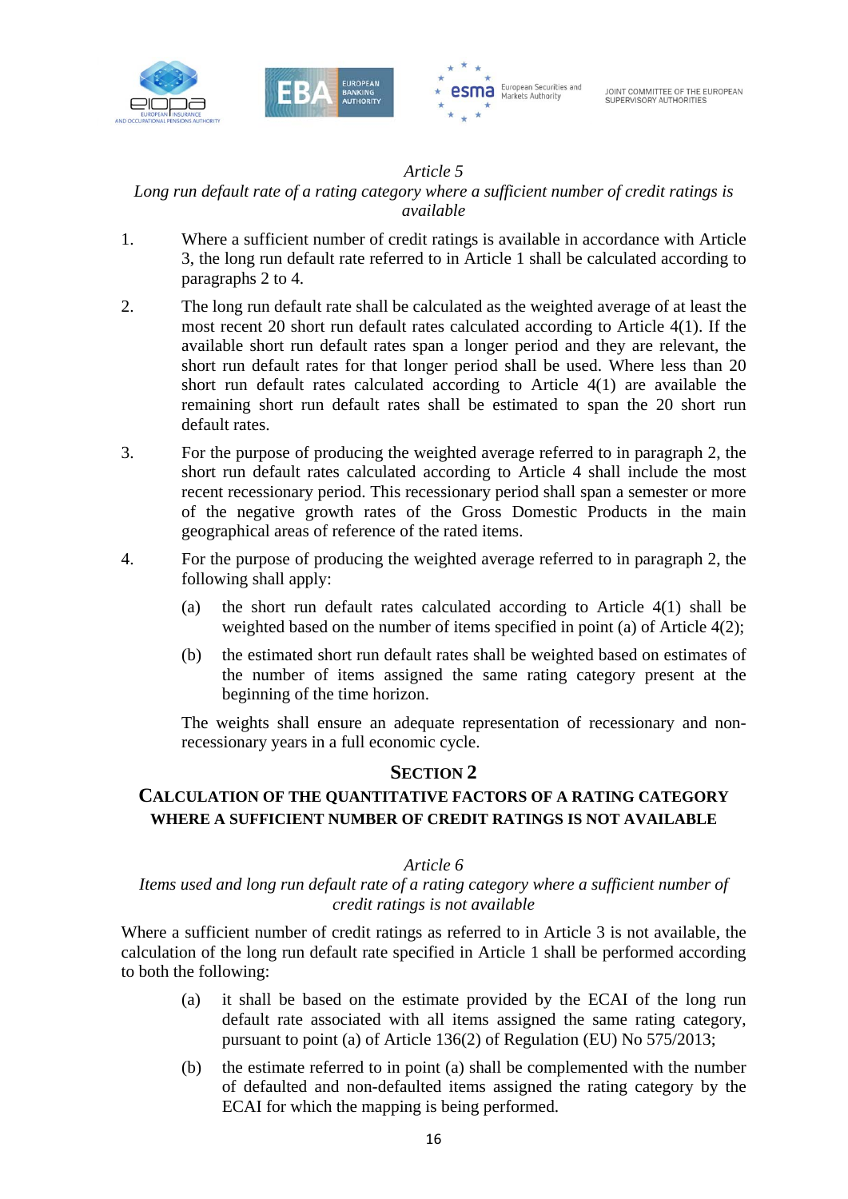*Article 5*

*Long run default rate of a rating category where a sufficient number of credit ratings is available*

1. Where a sufficient number of credit ratings is available in accordance with Article 3, the long run default rate referred to in Article 1 shall be calculated according to paragraphs 2 to 4.

2. The long run default rate shall be calculated as the weighted average of at least the most recent 20 short run default rates calculated according to Article 4(1). If the available short run default rates span a longer period and they are relevant, the short run default rates for that longer period shall be used. Where less than 20 short run default rates calculated according to Article 4(1) are available the remaining short run default rates shall be estimated to span the 20 short run default rates.

3. For the purpose of producing the weighted average referred to in paragraph 2, the short run default rates calculated according to Article 4 shall include the most recent recessionary period. This recessionary period shall span a semester or more of the negative growth rates of the Gross Domestic Products in the main geographical areas of reference of the rated items.

4. For the purpose of producing the weighted average referred to in paragraph 2, the following shall apply:

   (a) the short run default rates calculated according to Article 4(1) shall be weighted based on the number of items specified in point (a) of Article 4(2);

   (b) the estimated short run default rates shall be weighted based on estimates of the number of items assigned the same rating category present at the beginning of the time horizon.

   The weights shall ensure an adequate representation of recessionary and non-recessionary years in a full economic cycle.

## SECTION 2

## CALCULATION OF THE QUANTITATIVE FACTORS OF A RATING CATEGORY WHERE A SUFFICIENT NUMBER OF CREDIT RATINGS IS NOT AVAILABLE

*Article 6*

*Items used and long run default rate of a rating category where a sufficient number of credit ratings is not available*

Where a sufficient number of credit ratings as referred to in Article 3 is not available, the calculation of the long run default rate specified in Article 1 shall be performed according to both the following:

(a) it shall be based on the estimate provided by the ECAI of the long run default rate associated with all items assigned the same rating category, pursuant to point (a) of Article 136(2) of Regulation (EU) No 575/2013;

(b) the estimate referred to in point (a) shall be complemented with the number of defaulted and non-defaulted items assigned the rating category by the ECAI for which the mapping is being performed.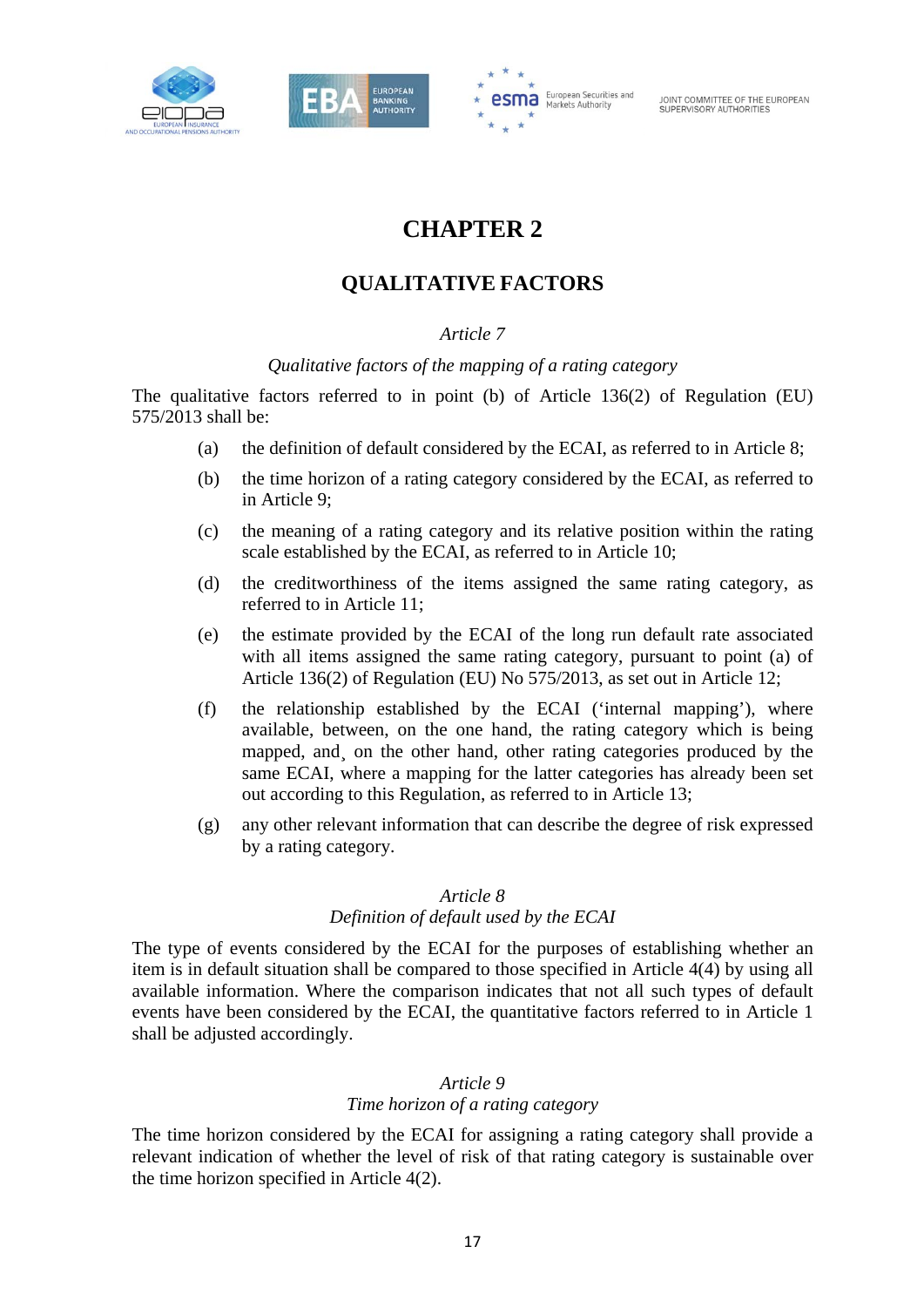# CHAPTER 2

## QUALITATIVE FACTORS

*Article 7*

*Qualitative factors of the mapping of a rating category*

The qualitative factors referred to in point (b) of Article 136(2) of Regulation (EU) 575/2013 shall be:

(a) the definition of default considered by the ECAI, as referred to in Article 8;

(b) the time horizon of a rating category considered by the ECAI, as referred to in Article 9;

(c) the meaning of a rating category and its relative position within the rating scale established by the ECAI, as referred to in Article 10;

(d) the creditworthiness of the items assigned the same rating category, as referred to in Article 11;

(e) the estimate provided by the ECAI of the long run default rate associated with all items assigned the same rating category, pursuant to point (a) of Article 136(2) of Regulation (EU) No 575/2013, as set out in Article 12;

(f) the relationship established by the ECAI ('internal mapping'), where available, between, on the one hand, the rating category which is being mapped, and¸ on the other hand, other rating categories produced by the same ECAI, where a mapping for the latter categories has already been set out according to this Regulation, as referred to in Article 13;

(g) any other relevant information that can describe the degree of risk expressed by a rating category.

*Article 8*
*Definition of default used by the ECAI*

The type of events considered by the ECAI for the purposes of establishing whether an item is in default situation shall be compared to those specified in Article 4(4) by using all available information. Where the comparison indicates that not all such types of default events have been considered by the ECAI, the quantitative factors referred to in Article 1 shall be adjusted accordingly.

*Article 9*
*Time horizon of a rating category*

The time horizon considered by the ECAI for assigning a rating category shall provide a relevant indication of whether the level of risk of that rating category is sustainable over the time horizon specified in Article 4(2).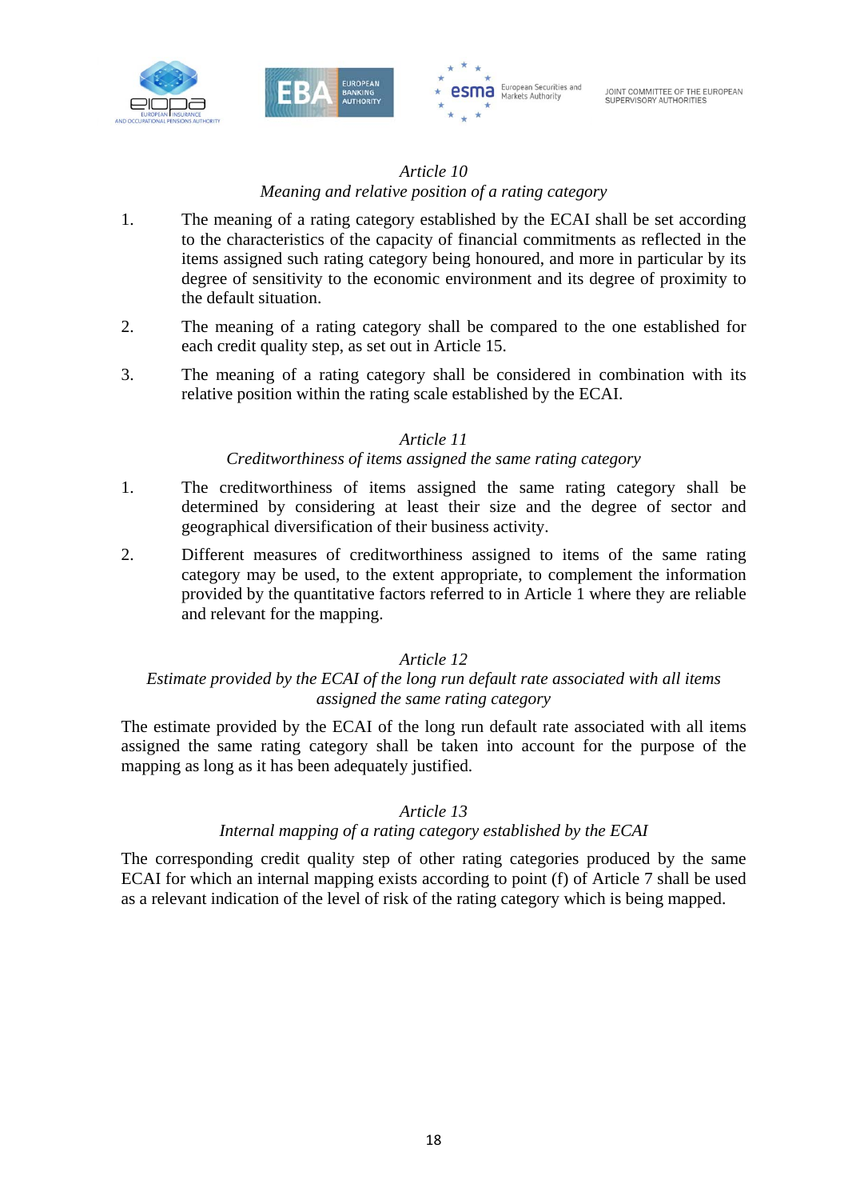*Article 10*
*Meaning and relative position of a rating category*

1. The meaning of a rating category established by the ECAI shall be set according to the characteristics of the capacity of financial commitments as reflected in the items assigned such rating category being honoured, and more in particular by its degree of sensitivity to the economic environment and its degree of proximity to the default situation.

2. The meaning of a rating category shall be compared to the one established for each credit quality step, as set out in Article 15.

3. The meaning of a rating category shall be considered in combination with its relative position within the rating scale established by the ECAI.

*Article 11*
*Creditworthiness of items assigned the same rating category*

1. The creditworthiness of items assigned the same rating category shall be determined by considering at least their size and the degree of sector and geographical diversification of their business activity.

2. Different measures of creditworthiness assigned to items of the same rating category may be used, to the extent appropriate, to complement the information provided by the quantitative factors referred to in Article 1 where they are reliable and relevant for the mapping.

*Article 12*
*Estimate provided by the ECAI of the long run default rate associated with all items assigned the same rating category*

The estimate provided by the ECAI of the long run default rate associated with all items assigned the same rating category shall be taken into account for the purpose of the mapping as long as it has been adequately justified.

*Article 13*
*Internal mapping of a rating category established by the ECAI*

The corresponding credit quality step of other rating categories produced by the same ECAI for which an internal mapping exists according to point (f) of Article 7 shall be used as a relevant indication of the level of risk of the rating category which is being mapped.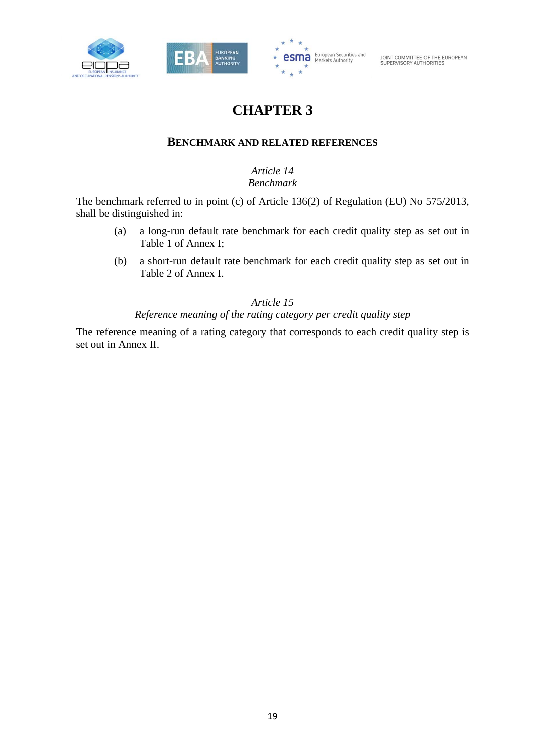# CHAPTER 3

## BENCHMARK AND RELATED REFERENCES

*Article 14*
*Benchmark*

The benchmark referred to in point (c) of Article 136(2) of Regulation (EU) No 575/2013, shall be distinguished in:

(a) a long-run default rate benchmark for each credit quality step as set out in Table 1 of Annex I;

(b) a short-run default rate benchmark for each credit quality step as set out in Table 2 of Annex I.

*Article 15*
*Reference meaning of the rating category per credit quality step*

The reference meaning of a rating category that corresponds to each credit quality step is set out in Annex II.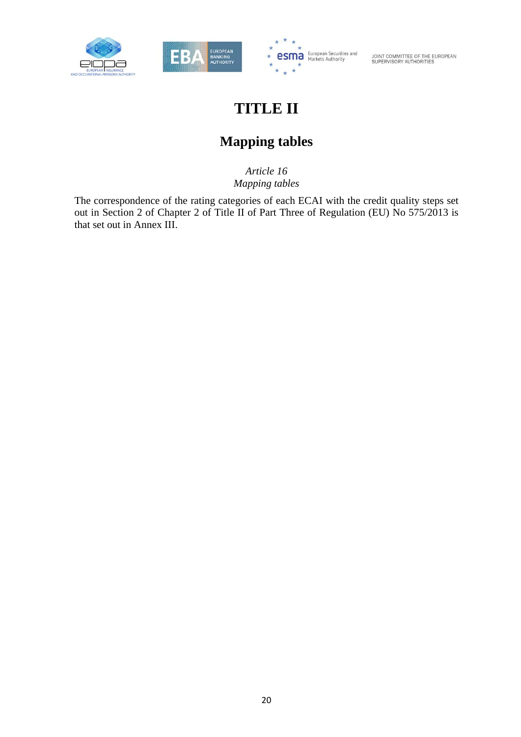# TITLE II

## Mapping tables

*Article 16*
*Mapping tables*

The correspondence of the rating categories of each ECAI with the credit quality steps set out in Section 2 of Chapter 2 of Title II of Part Three of Regulation (EU) No 575/2013 is that set out in Annex III.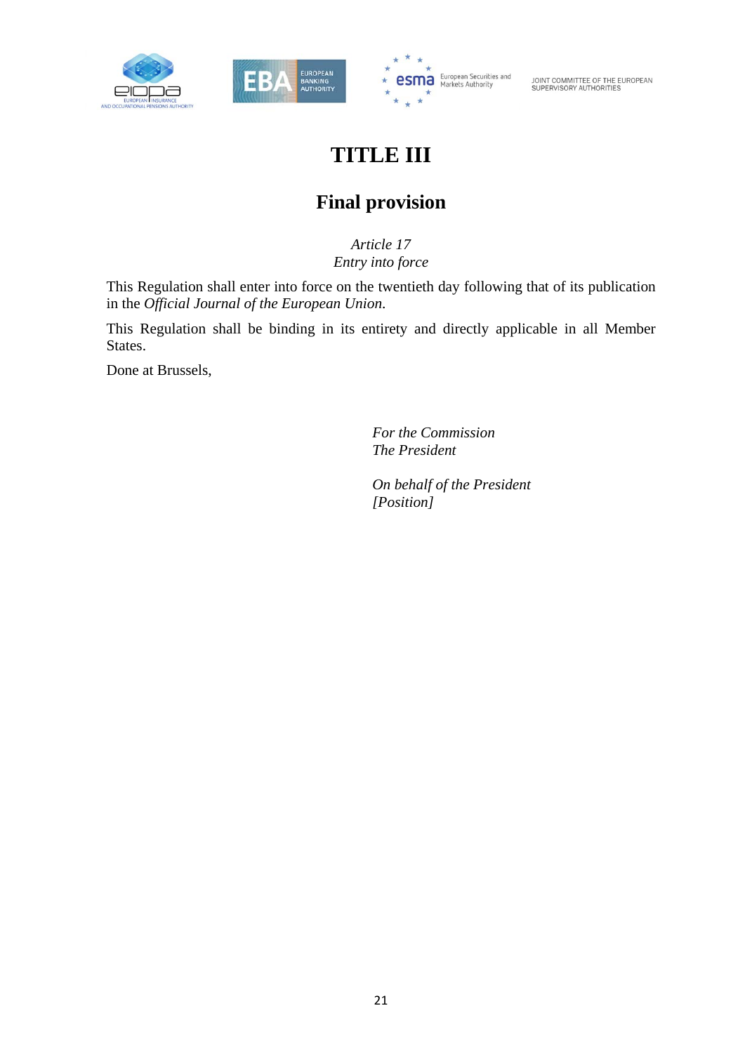# TITLE III

## Final provision

*Article 17*
*Entry into force*

This Regulation shall enter into force on the twentieth day following that of its publication in the *Official Journal of the European Union.*

This Regulation shall be binding in its entirety and directly applicable in all Member States.

Done at Brussels,

*For the Commission*
*The President*

*On behalf of the President*
*[Position]*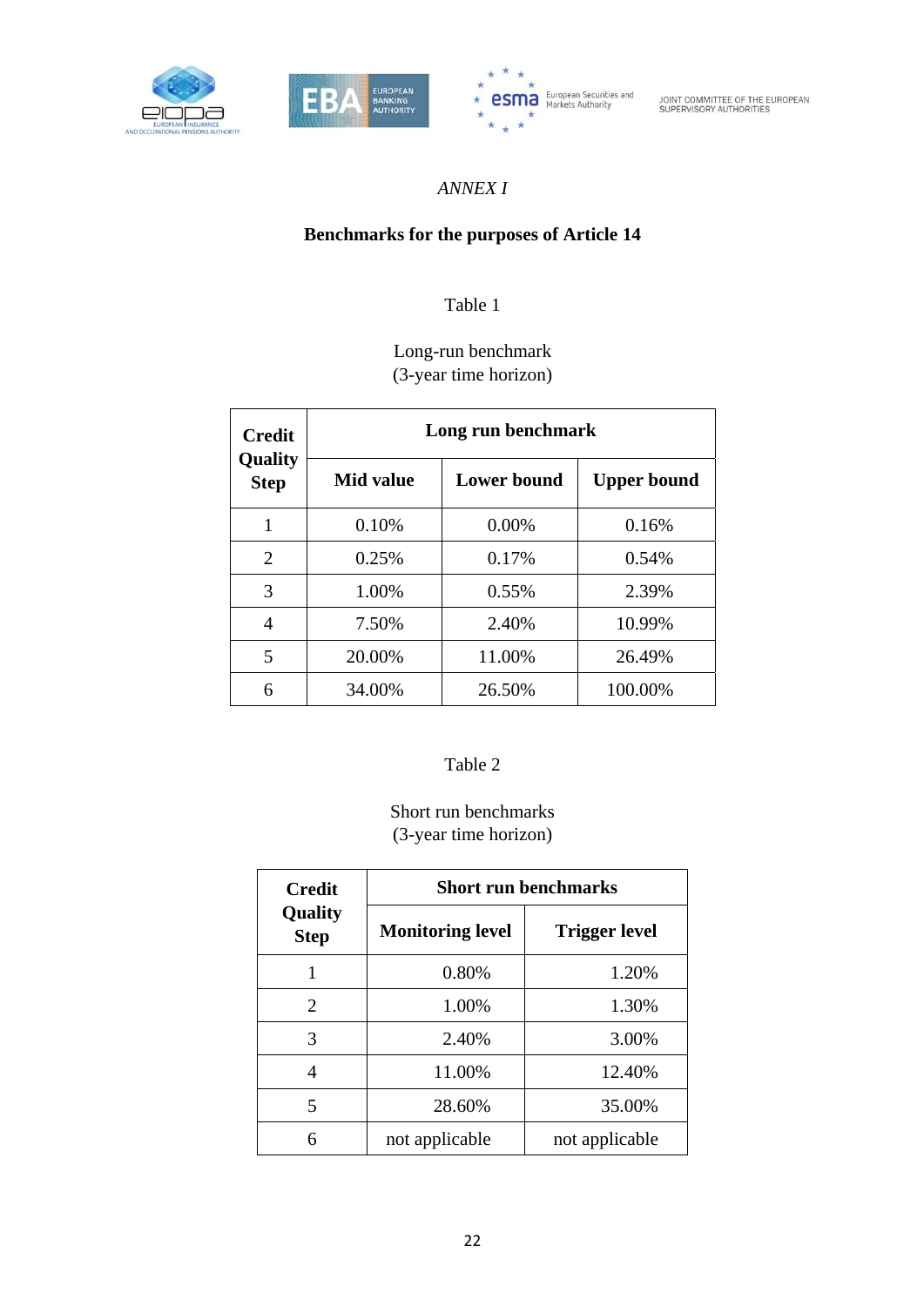*ANNEX I*

**Benchmarks for the purposes of Article 14**

Table 1

Long-run benchmark
(3-year time horizon)

| Credit Quality Step | Long run benchmark | | |
|---|---|---|---|
| | Mid value | Lower bound | Upper bound |
| 1 | 0.10% | 0.00% | 0.16% |
| 2 | 0.25% | 0.17% | 0.54% |
| 3 | 1.00% | 0.55% | 2.39% |
| 4 | 7.50% | 2.40% | 10.99% |
| 5 | 20.00% | 11.00% | 26.49% |
| 6 | 34.00% | 26.50% | 100.00% |

Table 2

Short run benchmarks
(3-year time horizon)

| Credit Quality Step | Short run benchmarks | |
|---|---|---|
| | Monitoring level | Trigger level |
| 1 | 0.80% | 1.20% |
| 2 | 1.00% | 1.30% |
| 3 | 2.40% | 3.00% |
| 4 | 11.00% | 12.40% |
| 5 | 28.60% | 35.00% |
| 6 | not applicable | not applicable |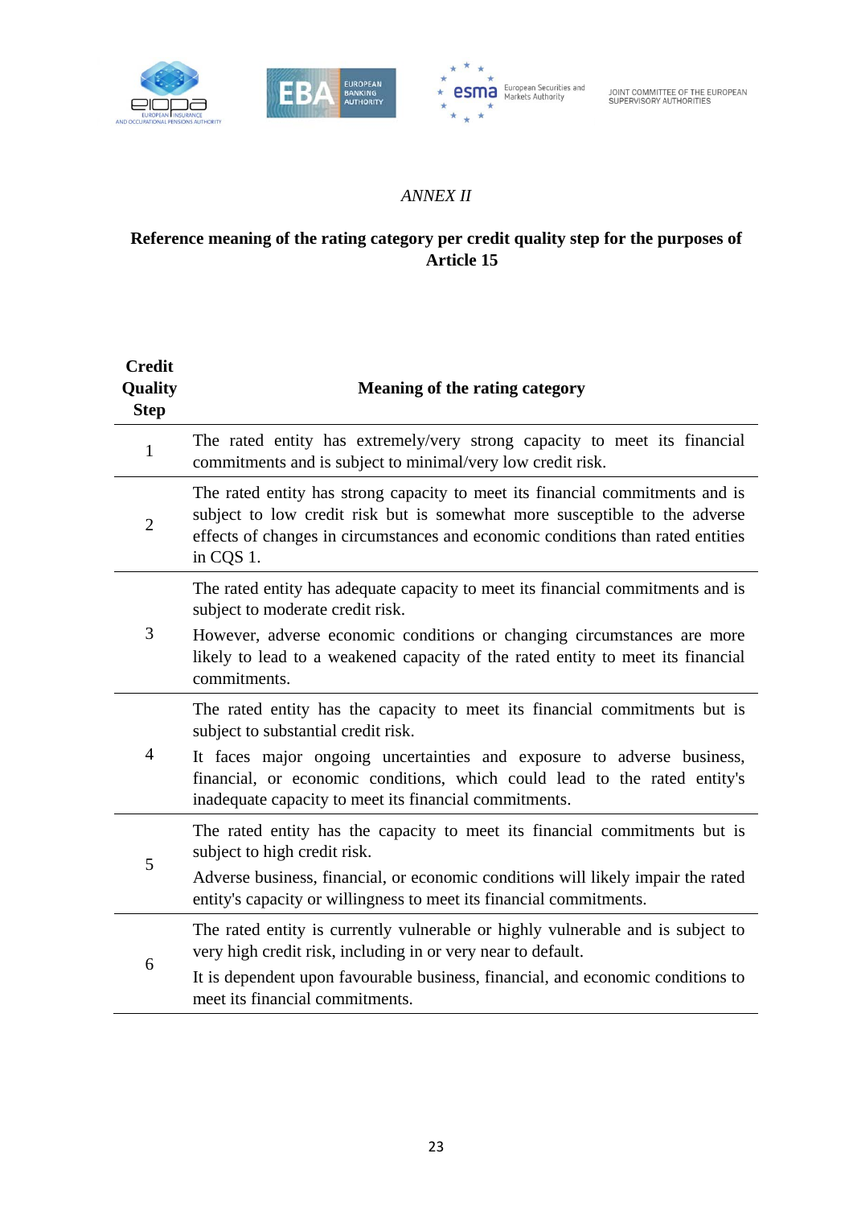*ANNEX II*

**Reference meaning of the rating category per credit quality step for the purposes of Article 15**

| Credit Quality Step | Meaning of the rating category |
|---|---|
| 1 | The rated entity has extremely/very strong capacity to meet its financial commitments and is subject to minimal/very low credit risk. |
| 2 | The rated entity has strong capacity to meet its financial commitments and is subject to low credit risk but is somewhat more susceptible to the adverse effects of changes in circumstances and economic conditions than rated entities in CQS 1. |
| 3 | The rated entity has adequate capacity to meet its financial commitments and is subject to moderate credit risk.<br>However, adverse economic conditions or changing circumstances are more likely to lead to a weakened capacity of the rated entity to meet its financial commitments. |
| 4 | The rated entity has the capacity to meet its financial commitments but is subject to substantial credit risk.<br>It faces major ongoing uncertainties and exposure to adverse business, financial, or economic conditions, which could lead to the rated entity's inadequate capacity to meet its financial commitments. |
| 5 | The rated entity has the capacity to meet its financial commitments but is subject to high credit risk.<br>Adverse business, financial, or economic conditions will likely impair the rated entity's capacity or willingness to meet its financial commitments. |
| 6 | The rated entity is currently vulnerable or highly vulnerable and is subject to very high credit risk, including in or very near to default.<br>It is dependent upon favourable business, financial, and economic conditions to meet its financial commitments. |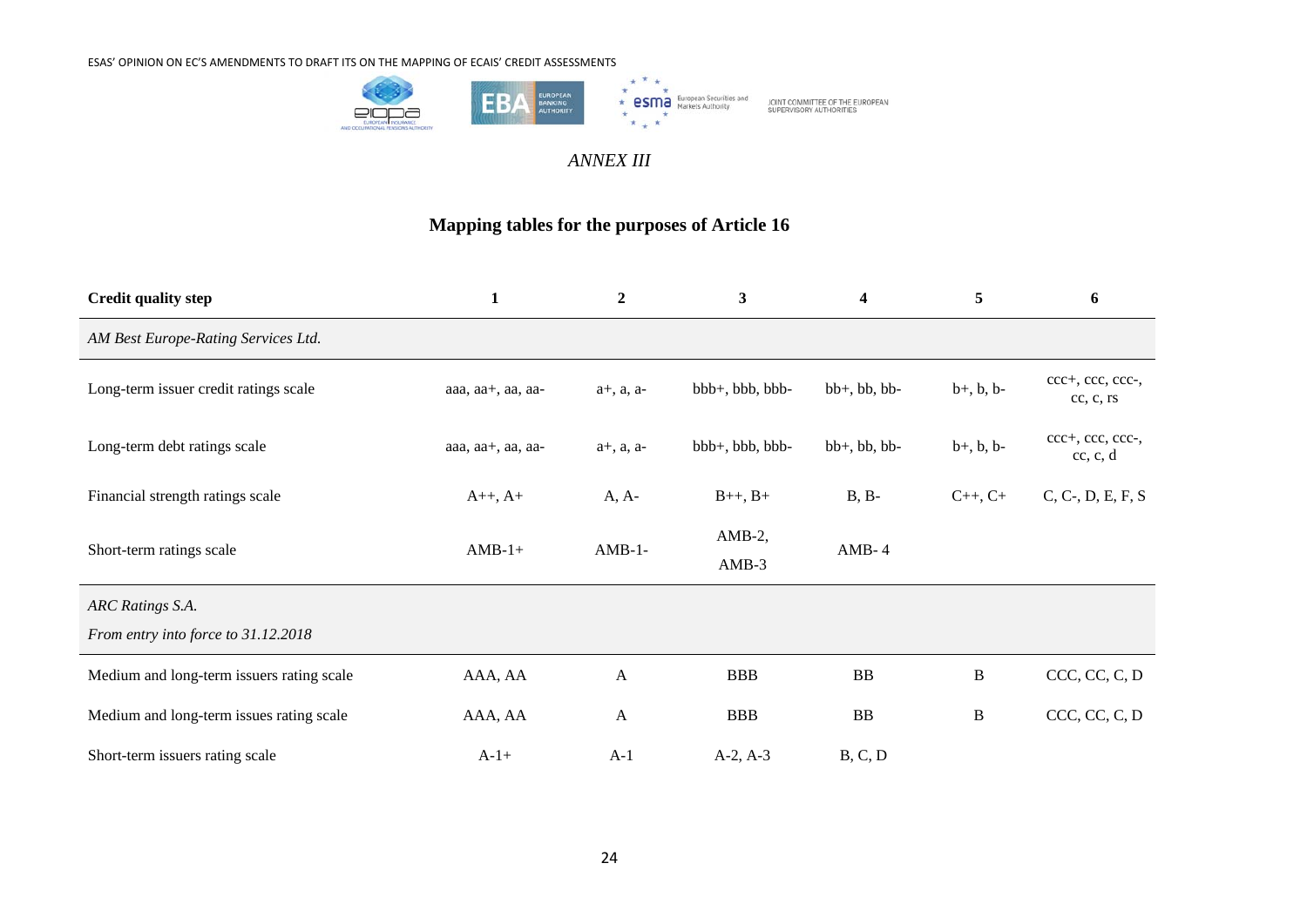*ANNEX III*

## Mapping tables for the purposes of Article 16

| Credit quality step | 1 | 2 | 3 | 4 | 5 | 6 |
|---|---|---|---|---|---|---|
| *AM Best Europe-Rating Services Ltd.* | | | | | | |
| Long-term issuer credit ratings scale | aaa, aa+, aa, aa- | a+, a, a- | bbb+, bbb, bbb- | bb+, bb, bb- | b+, b, b- | ccc+, ccc, ccc-, cc, c, rs |
| Long-term debt ratings scale | aaa, aa+, aa, aa- | a+, a, a- | bbb+, bbb, bbb- | bb+, bb, bb- | b+, b, b- | ccc+, ccc, ccc-, cc, c, d |
| Financial strength ratings scale | A++, A+ | A, A- | B++, B+ | B, B- | C++, C+ | C, C-, D, E, F, S |
| Short-term ratings scale | AMB-1+ | AMB-1- | AMB-2, AMB-3 | AMB- 4 | | |
| *ARC Ratings S.A.*<br>*From entry into force to 31.12.2018* | | | | | | |
| Medium and long-term issuers rating scale | AAA, AA | A | BBB | BB | B | CCC, CC, C, D |
| Medium and long-term issues rating scale | AAA, AA | A | BBB | BB | B | CCC, CC, C, D |
| Short-term issuers rating scale | A-1+ | A-1 | A-2, A-3 | B, C, D | | |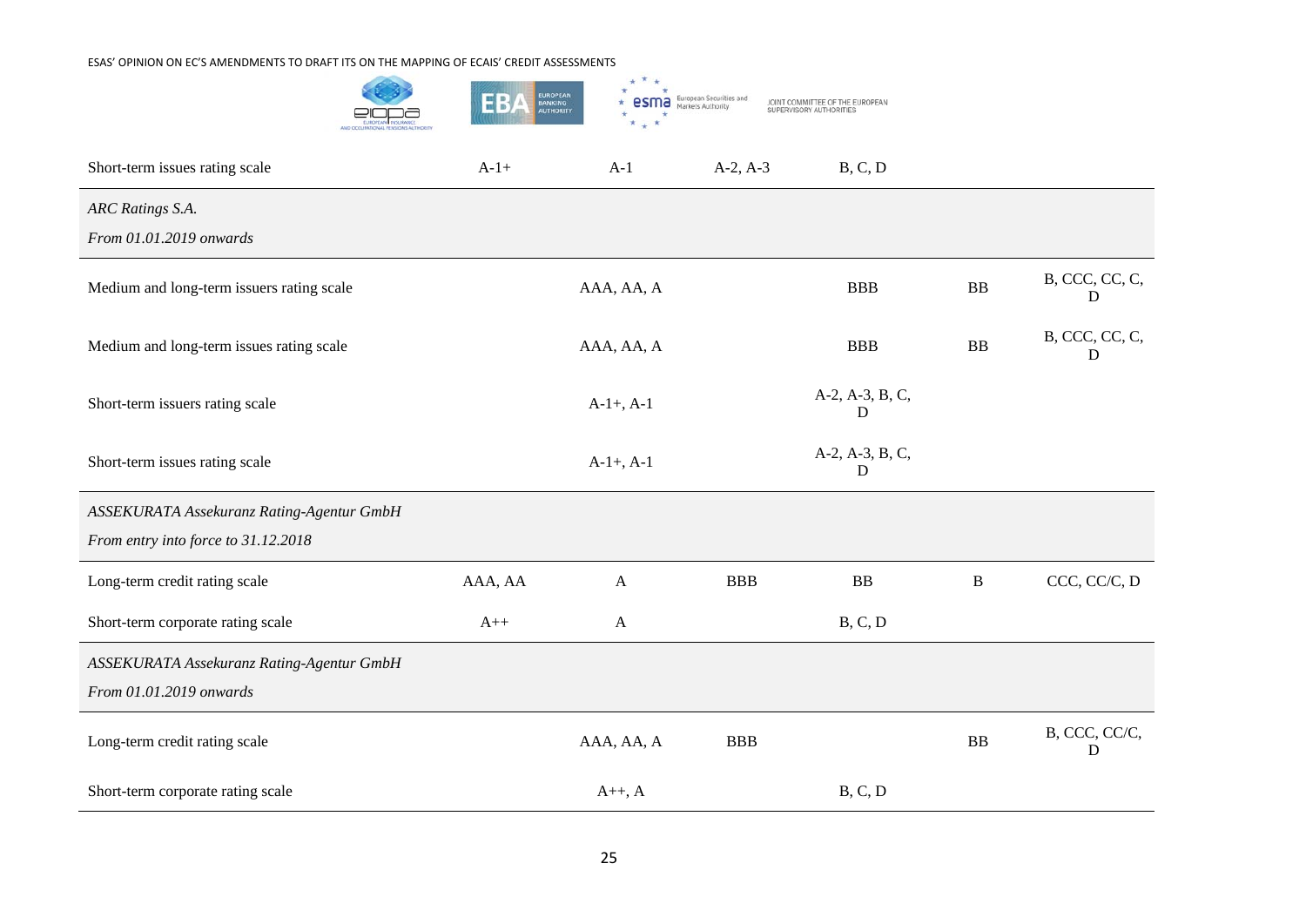| | | | | | | |
|---|---|---|---|---|---|---|
| Short-term issues rating scale | A-1+ | A-1 | A-2, A-3 | B, C, D | | |
| *ARC Ratings S.A.* *From 01.01.2019 onwards* | | | | | | |
| Medium and long-term issuers rating scale | | AAA, AA, A | | BBB | BB | B, CCC, CC, C, D |
| Medium and long-term issues rating scale | | AAA, AA, A | | BBB | BB | B, CCC, CC, C, D |
| Short-term issuers rating scale | | A-1+, A-1 | | A-2, A-3, B, C, D | | |
| Short-term issues rating scale | | A-1+, A-1 | | A-2, A-3, B, C, D | | |
| *ASSEKURATA Assekuranz Rating-Agentur GmbH* *From entry into force to 31.12.2018* | | | | | | |
| Long-term credit rating scale | AAA, AA | A | BBB | BB | B | CCC, CC/C, D |
| Short-term corporate rating scale | A++ | A | | B, C, D | | |
| *ASSEKURATA Assekuranz Rating-Agentur GmbH* *From 01.01.2019 onwards* | | | | | | |
| Long-term credit rating scale | | AAA, AA, A | BBB | | BB | B, CCC, CC/C, D |
| Short-term corporate rating scale | | A++, A | | B, C, D | | |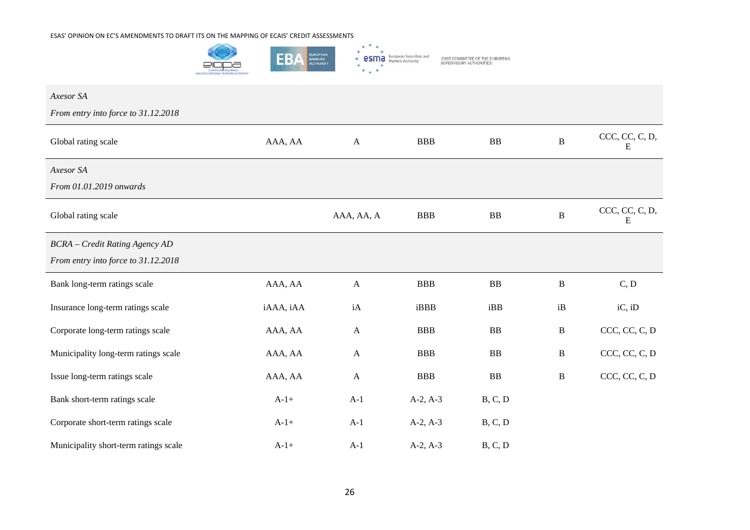| | | | | | | |
|---|---|---|---|---|---|---|
| *Axesor SA* <br> *From entry into force to 31.12.2018* | | | | | | |
| Global rating scale | AAA, AA | A | BBB | BB | B | CCC, CC, C, D, E |
| *Axesor SA* <br> *From 01.01.2019 onwards* | | | | | | |
| Global rating scale | | AAA, AA, A | BBB | BB | B | CCC, CC, C, D, E |
| *BCRA – Credit Rating Agency AD* <br> *From entry into force to 31.12.2018* | | | | | | |
| Bank long-term ratings scale | AAA, AA | A | BBB | BB | B | C, D |
| Insurance long-term ratings scale | iAAA, iAA | iA | iBBB | iBB | iB | iC, iD |
| Corporate long-term ratings scale | AAA, AA | A | BBB | BB | B | CCC, CC, C, D |
| Municipality long-term ratings scale | AAA, AA | A | BBB | BB | B | CCC, CC, C, D |
| Issue long-term ratings scale | AAA, AA | A | BBB | BB | B | CCC, CC, C, D |
| Bank short-term ratings scale | A-1+ | A-1 | A-2, A-3 | B, C, D | | |
| Corporate short-term ratings scale | A-1+ | A-1 | A-2, A-3 | B, C, D | | |
| Municipality short-term ratings scale | A-1+ | A-1 | A-2, A-3 | B, C, D | | |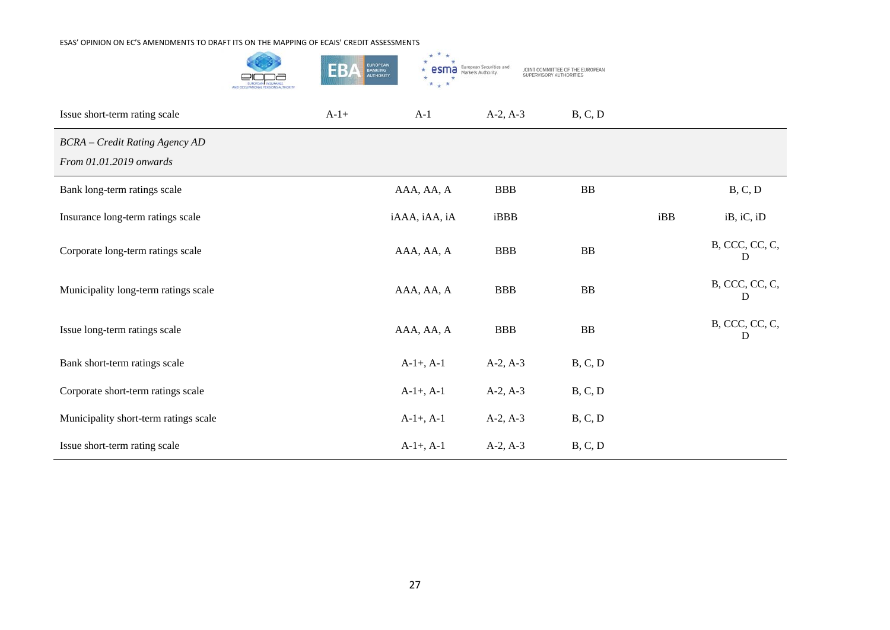| | | | | | | |
|---|---|---|---|---|---|---|
| Issue short-term rating scale | A-1+ | A-1 | A-2, A-3 | B, C, D | | |
| *BCRA – Credit Rating Agency AD*<br>*From 01.01.2019 onwards* | | | | | | |
| Bank long-term ratings scale | | AAA, AA, A | BBB | BB | | B, C, D |
| Insurance long-term ratings scale | | iAAA, iAA, iA | iBBB | | iBB | iB, iC, iD |
| Corporate long-term ratings scale | | AAA, AA, A | BBB | BB | | B, CCC, CC, C, D |
| Municipality long-term ratings scale | | AAA, AA, A | BBB | BB | | B, CCC, CC, C, D |
| Issue long-term ratings scale | | AAA, AA, A | BBB | BB | | B, CCC, CC, C, D |
| Bank short-term ratings scale | | A-1+, A-1 | A-2, A-3 | B, C, D | | |
| Corporate short-term ratings scale | | A-1+, A-1 | A-2, A-3 | B, C, D | | |
| Municipality short-term ratings scale | | A-1+, A-1 | A-2, A-3 | B, C, D | | |
| Issue short-term rating scale | | A-1+, A-1 | A-2, A-3 | B, C, D | | |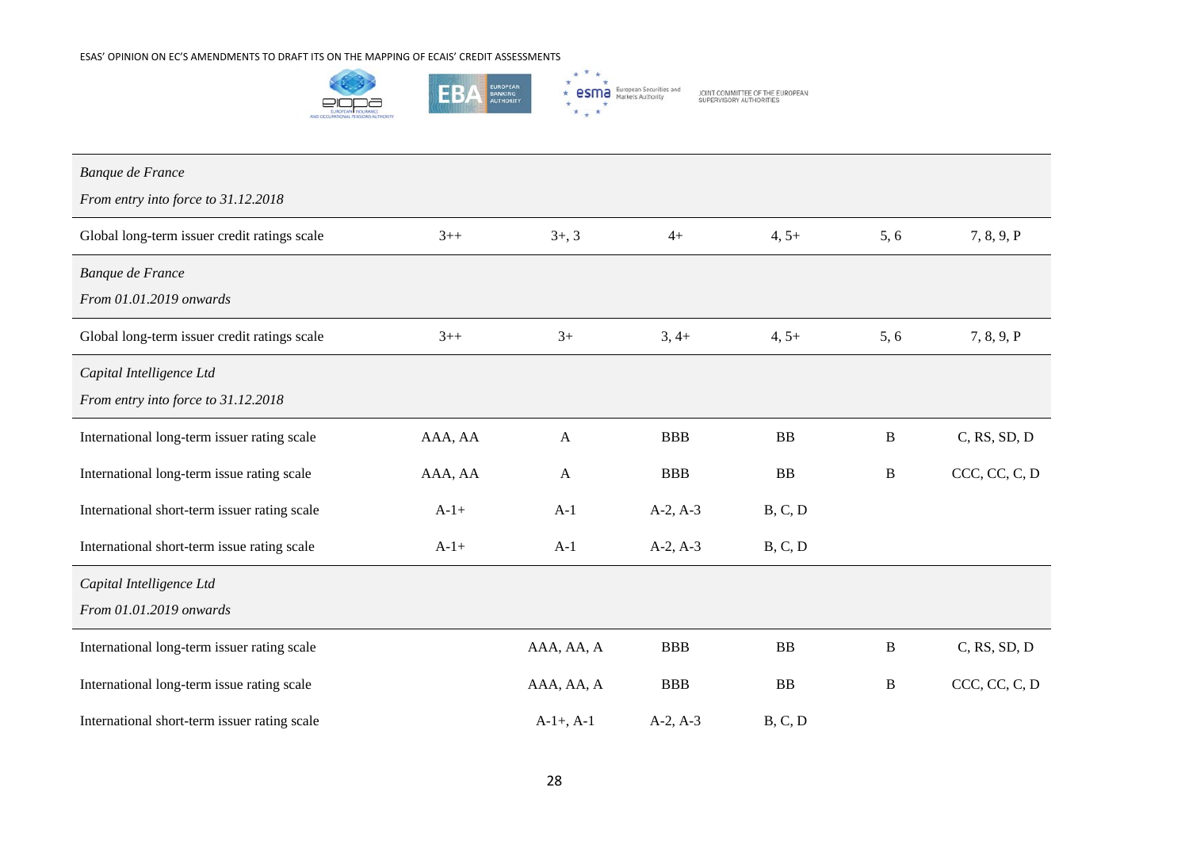| | | | | | | |
|---|---|---|---|---|---|---|
| *Banque de France*<br>*From entry into force to 31.12.2018* | | | | | | |
| Global long-term issuer credit ratings scale | 3++ | 3+, 3 | 4+ | 4, 5+ | 5, 6 | 7, 8, 9, P |
| *Banque de France*<br>*From 01.01.2019 onwards* | | | | | | |
| Global long-term issuer credit ratings scale | 3++ | 3+ | 3, 4+ | 4, 5+ | 5, 6 | 7, 8, 9, P |
| *Capital Intelligence Ltd*<br>*From entry into force to 31.12.2018* | | | | | | |
| International long-term issuer rating scale | AAA, AA | A | BBB | BB | B | C, RS, SD, D |
| International long-term issue rating scale | AAA, AA | A | BBB | BB | B | CCC, CC, C, D |
| International short-term issuer rating scale | A-1+ | A-1 | A-2, A-3 | B, C, D | | |
| International short-term issue rating scale | A-1+ | A-1 | A-2, A-3 | B, C, D | | |
| *Capital Intelligence Ltd*<br>*From 01.01.2019 onwards* | | | | | | |
| International long-term issuer rating scale | | AAA, AA, A | BBB | BB | B | C, RS, SD, D |
| International long-term issue rating scale | | AAA, AA, A | BBB | BB | B | CCC, CC, C, D |
| International short-term issuer rating scale | | A-1+, A-1 | A-2, A-3 | B, C, D | | |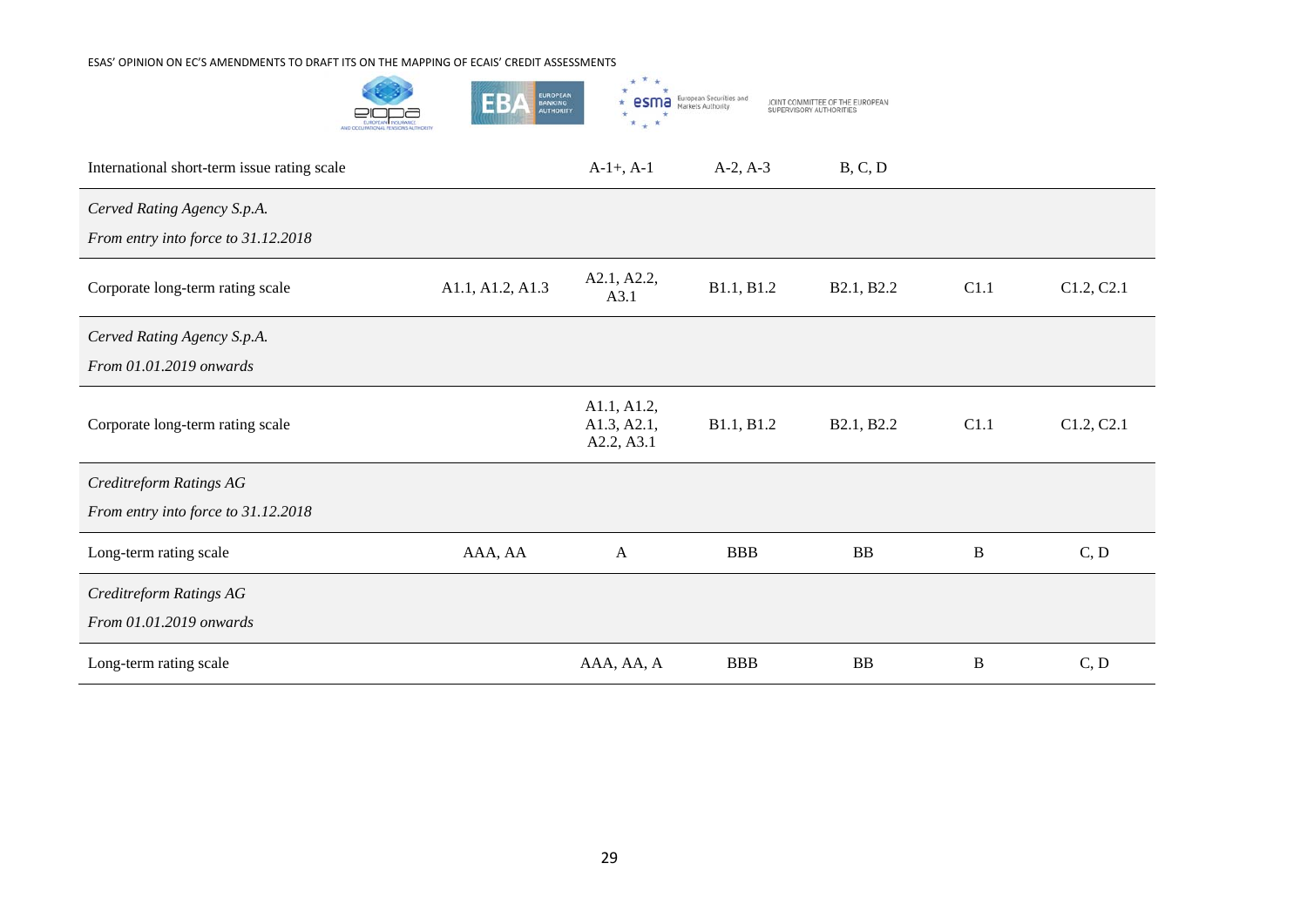| | | | | | | |
|---|---|---|---|---|---|---|
| International short-term issue rating scale | | A-1+, A-1 | A-2, A-3 | B, C, D | | |
| *Cerved Rating Agency S.p.A.*<br>*From entry into force to 31.12.2018* | | | | | | |
| Corporate long-term rating scale | A1.1, A1.2, A1.3 | A2.1, A2.2, A3.1 | B1.1, B1.2 | B2.1, B2.2 | C1.1 | C1.2, C2.1 |
| *Cerved Rating Agency S.p.A.*<br>*From 01.01.2019 onwards* | | | | | | |
| Corporate long-term rating scale | | A1.1, A1.2, A1.3, A2.1, A2.2, A3.1 | B1.1, B1.2 | B2.1, B2.2 | C1.1 | C1.2, C2.1 |
| *Creditreform Ratings AG*<br>*From entry into force to 31.12.2018* | | | | | | |
| Long-term rating scale | AAA, AA | A | BBB | BB | B | C, D |
| *Creditreform Ratings AG*<br>*From 01.01.2019 onwards* | | | | | | |
| Long-term rating scale | | AAA, AA, A | BBB | BB | B | C, D |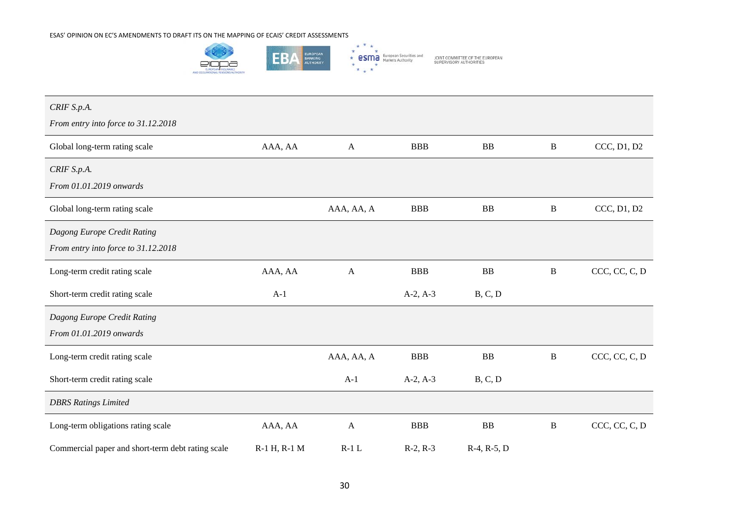| | | | | | | |
|---|---|---|---|---|---|---|
| *CRIF S.p.A.*<br>*From entry into force to 31.12.2018* | | | | | | |
| Global long-term rating scale | AAA, AA | A | BBB | BB | B | CCC, D1, D2 |
| *CRIF S.p.A.*<br>*From 01.01.2019 onwards* | | | | | | |
| Global long-term rating scale | | AAA, AA, A | BBB | BB | B | CCC, D1, D2 |
| *Dagong Europe Credit Rating*<br>*From entry into force to 31.12.2018* | | | | | | |
| Long-term credit rating scale | AAA, AA | A | BBB | BB | B | CCC, CC, C, D |
| Short-term credit rating scale | A-1 | | A-2, A-3 | B, C, D | | |
| *Dagong Europe Credit Rating*<br>*From 01.01.2019 onwards* | | | | | | |
| Long-term credit rating scale | | AAA, AA, A | BBB | BB | B | CCC, CC, C, D |
| Short-term credit rating scale | | A-1 | A-2, A-3 | B, C, D | | |
| *DBRS Ratings Limited* | | | | | | |
| Long-term obligations rating scale | AAA, AA | A | BBB | BB | B | CCC, CC, C, D |
| Commercial paper and short-term debt rating scale | R-1 H, R-1 M | R-1 L | R-2, R-3 | R-4, R-5, D | | |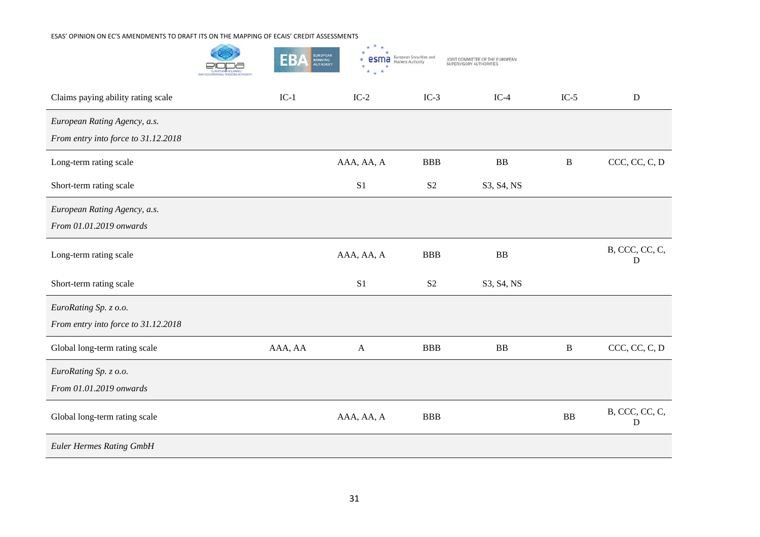| Claims paying ability rating scale | IC-1 | IC-2 | IC-3 | IC-4 | IC-5 | D |
|---|---|---|---|---|---|---|
| *European Rating Agency, a.s.*<br>*From entry into force to 31.12.2018* | | | | | | |
| Long-term rating scale | | AAA, AA, A | BBB | BB | B | CCC, CC, C, D |
| Short-term rating scale | | S1 | S2 | S3, S4, NS | | |
| *European Rating Agency, a.s.*<br>*From 01.01.2019 onwards* | | | | | | |
| Long-term rating scale | | AAA, AA, A | BBB | BB | | B, CCC, CC, C, D |
| Short-term rating scale | | S1 | S2 | S3, S4, NS | | |
| *EuroRating Sp. z o.o.*<br>*From entry into force to 31.12.2018* | | | | | | |
| Global long-term rating scale | AAA, AA | A | BBB | BB | B | CCC, CC, C, D |
| *EuroRating Sp. z o.o.*<br>*From 01.01.2019 onwards* | | | | | | |
| Global long-term rating scale | | AAA, AA, A | BBB | | BB | B, CCC, CC, C, D |
| *Euler Hermes Rating GmbH* | | | | | | |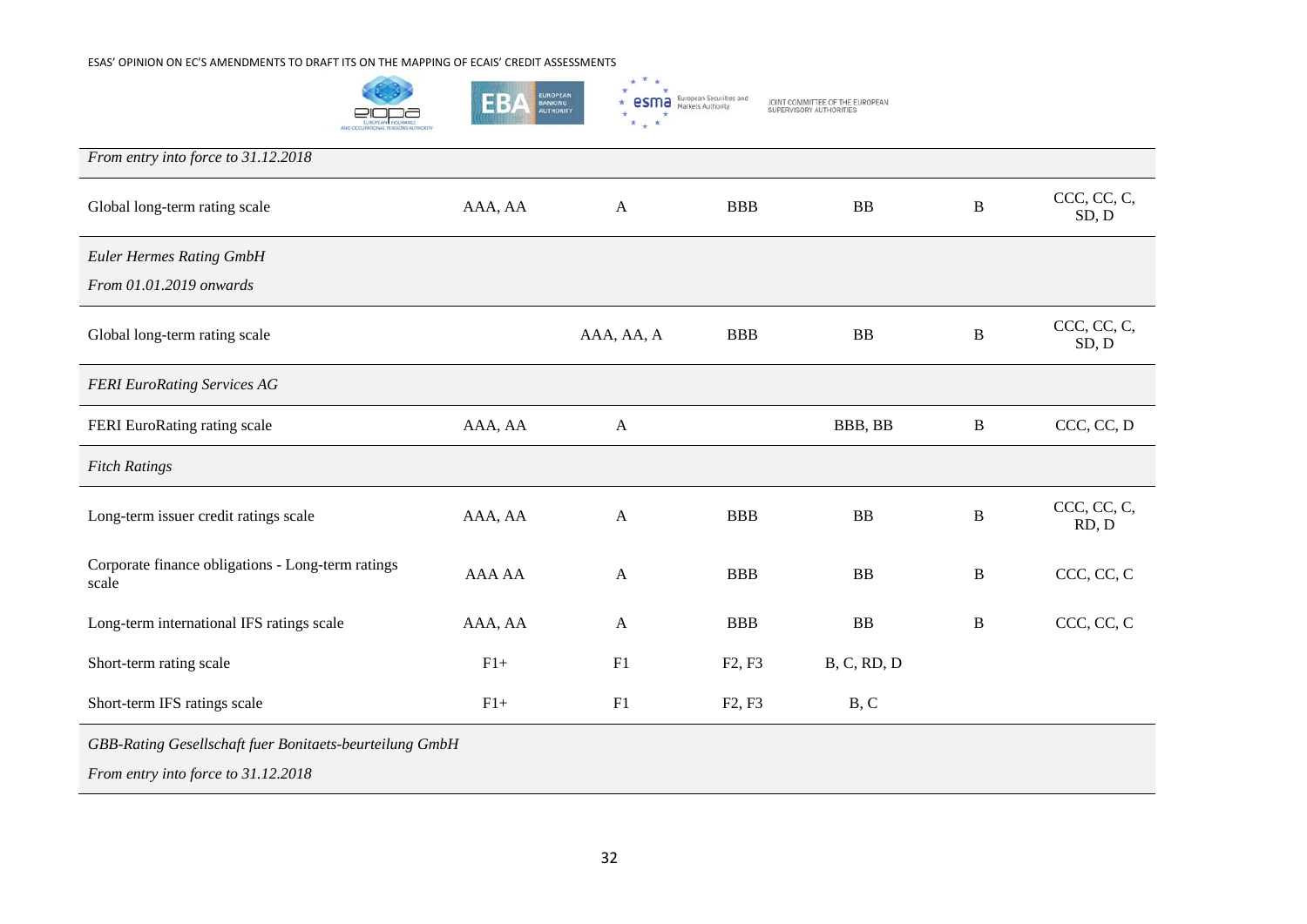| | | | | | | |
|---|---|---|---|---|---|---|
| *From entry into force to 31.12.2018* | | | | | | |
| Global long-term rating scale | AAA, AA | A | BBB | BB | B | CCC, CC, C, SD, D |
| *Euler Hermes Rating GmbH*<br>*From 01.01.2019 onwards* | | | | | | |
| Global long-term rating scale | | AAA, AA, A | BBB | BB | B | CCC, CC, C, SD, D |
| *FERI EuroRating Services AG* | | | | | | |
| FERI EuroRating rating scale | AAA, AA | A | | BBB, BB | B | CCC, CC, D |
| *Fitch Ratings* | | | | | | |
| Long-term issuer credit ratings scale | AAA, AA | A | BBB | BB | B | CCC, CC, C, RD, D |
| Corporate finance obligations - Long-term ratings scale | AAA AA | A | BBB | BB | B | CCC, CC, C |
| Long-term international IFS ratings scale | AAA, AA | A | BBB | BB | B | CCC, CC, C |
| Short-term rating scale | F1+ | F1 | F2, F3 | B, C, RD, D | | |
| Short-term IFS ratings scale | F1+ | F1 | F2, F3 | B, C | | |
| *GBB-Rating Gesellschaft fuer Bonitaets-beurteilung GmbH*<br>*From entry into force to 31.12.2018* | | | | | | |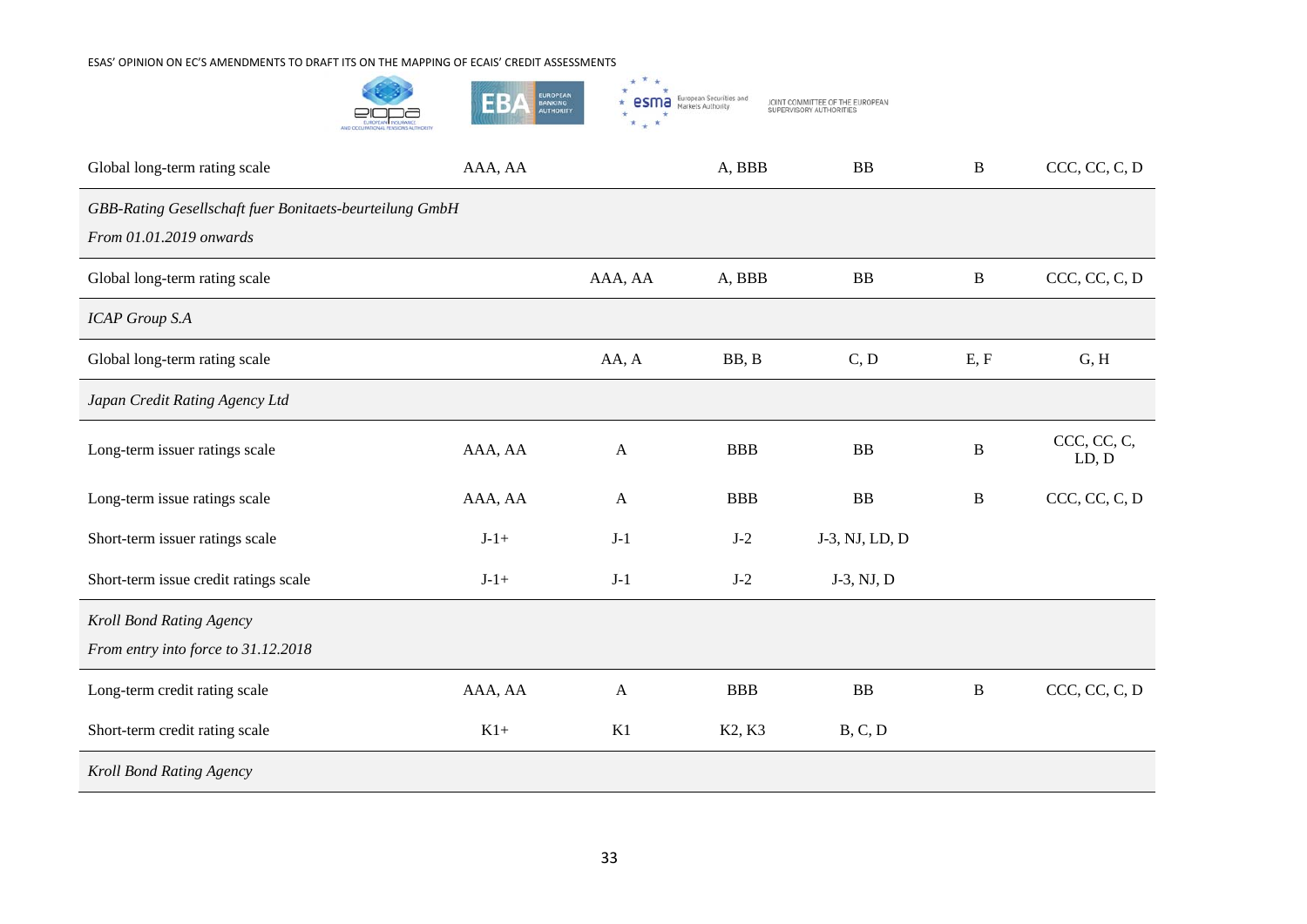| | | | | | | |
|---|---|---|---|---|---|---|
| Global long-term rating scale | AAA, AA | | A, BBB | BB | B | CCC, CC, C, D |
| *GBB-Rating Gesellschaft fuer Bonitaets-beurteilung GmbH*<br>*From 01.01.2019 onwards* | | | | | | |
| Global long-term rating scale | | AAA, AA | A, BBB | BB | B | CCC, CC, C, D |
| *ICAP Group S.A* | | | | | | |
| Global long-term rating scale | | AA, A | BB, B | C, D | E, F | G, H |
| *Japan Credit Rating Agency Ltd* | | | | | | |
| Long-term issuer ratings scale | AAA, AA | A | BBB | BB | B | CCC, CC, C, LD, D |
| Long-term issue ratings scale | AAA, AA | A | BBB | BB | B | CCC, CC, C, D |
| Short-term issuer ratings scale | J-1+ | J-1 | J-2 | J-3, NJ, LD, D | | |
| Short-term issue credit ratings scale | J-1+ | J-1 | J-2 | J-3, NJ, D | | |
| *Kroll Bond Rating Agency*<br>*From entry into force to 31.12.2018* | | | | | | |
| Long-term credit rating scale | AAA, AA | A | BBB | BB | B | CCC, CC, C, D |
| Short-term credit rating scale | K1+ | K1 | K2, K3 | B, C, D | | |
| *Kroll Bond Rating Agency* | | | | | | |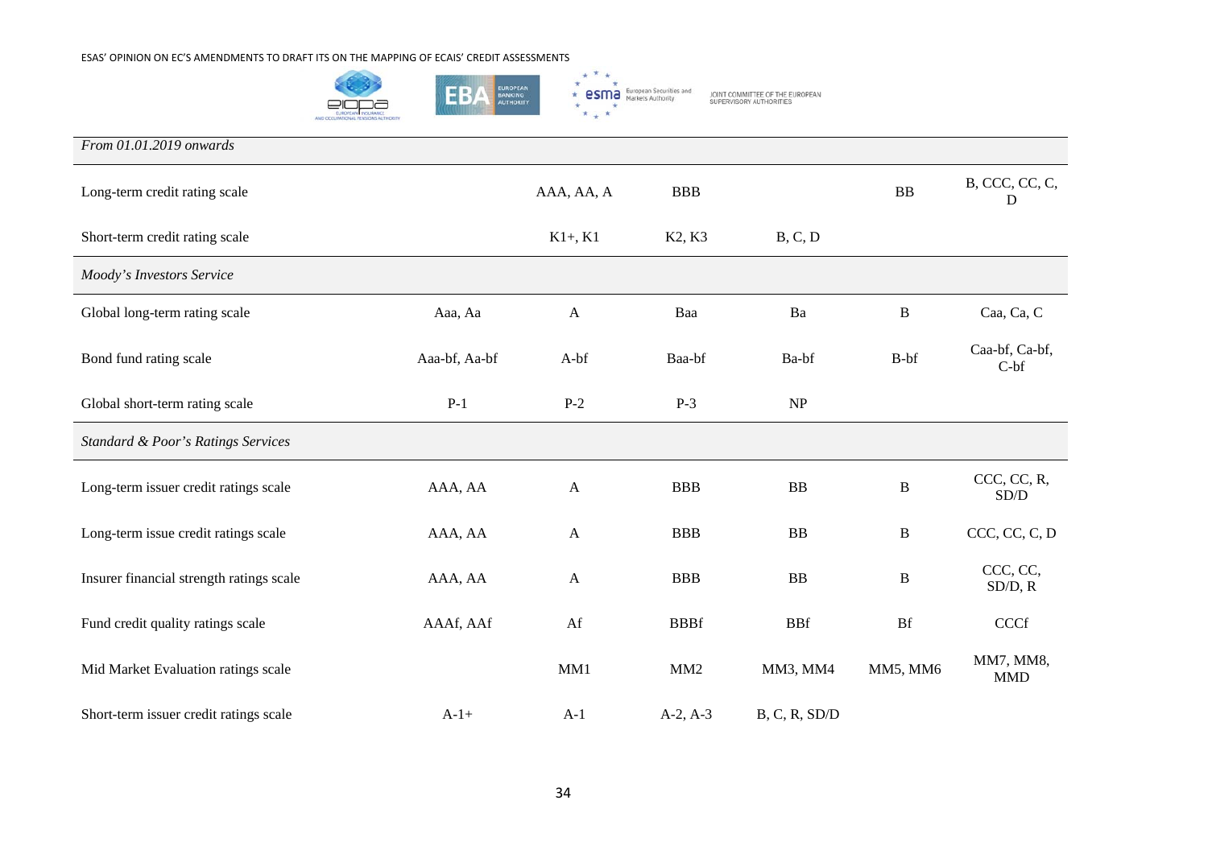| | | | | | | |
|---|---|---|---|---|---|---|
| *From 01.01.2019 onwards* | | | | | | |
| Long-term credit rating scale | | AAA, AA, A | BBB | | BB | B, CCC, CC, C, D |
| Short-term credit rating scale | | K1+, K1 | K2, K3 | B, C, D | | |
| *Moody's Investors Service* | | | | | | |
| Global long-term rating scale | Aaa, Aa | A | Baa | Ba | B | Caa, Ca, C |
| Bond fund rating scale | Aaa-bf, Aa-bf | A-bf | Baa-bf | Ba-bf | B-bf | Caa-bf, Ca-bf, C-bf |
| Global short-term rating scale | P-1 | P-2 | P-3 | NP | | |
| *Standard & Poor's Ratings Services* | | | | | | |
| Long-term issuer credit ratings scale | AAA, AA | A | BBB | BB | B | CCC, CC, R, SD/D |
| Long-term issue credit ratings scale | AAA, AA | A | BBB | BB | B | CCC, CC, C, D |
| Insurer financial strength ratings scale | AAA, AA | A | BBB | BB | B | CCC, CC, SD/D, R |
| Fund credit quality ratings scale | AAAf, AAf | Af | BBBf | BBf | Bf | CCCf |
| Mid Market Evaluation ratings scale | | MM1 | MM2 | MM3, MM4 | MM5, MM6 | MM7, MM8, MMD |
| Short-term issuer credit ratings scale | A-1+ | A-1 | A-2, A-3 | B, C, R, SD/D | | |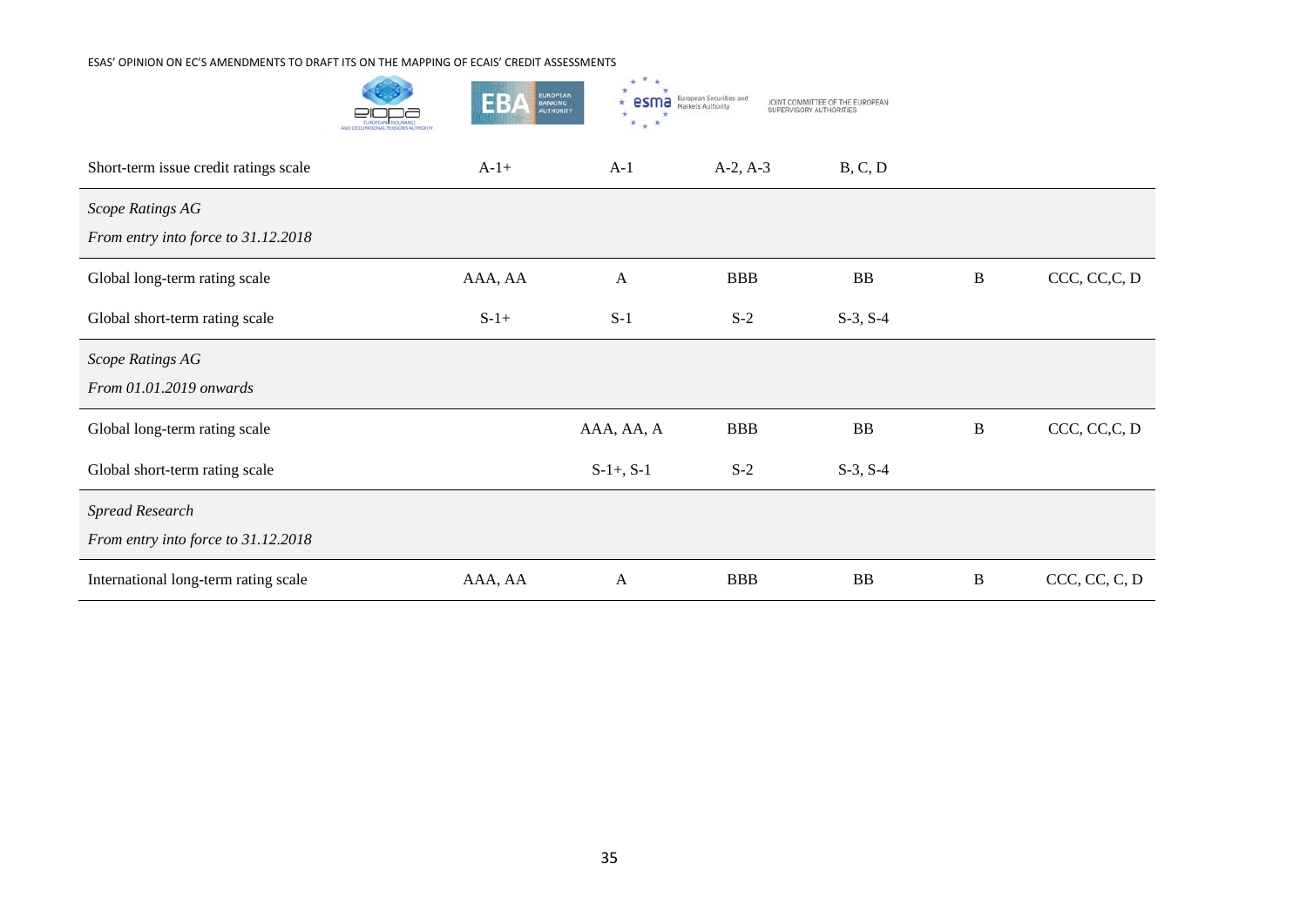| | | | | | | |
|---|---|---|---|---|---|---|
| Short-term issue credit ratings scale | A-1+ | A-1 | A-2, A-3 | B, C, D | | |
| *Scope Ratings AG*<br>*From entry into force to 31.12.2018* | | | | | | |
| Global long-term rating scale | AAA, AA | A | BBB | BB | B | CCC, CC,C, D |
| Global short-term rating scale | S-1+ | S-1 | S-2 | S-3, S-4 | | |
| *Scope Ratings AG*<br>*From 01.01.2019 onwards* | | | | | | |
| Global long-term rating scale | | AAA, AA, A | BBB | BB | B | CCC, CC,C, D |
| Global short-term rating scale | | S-1+, S-1 | S-2 | S-3, S-4 | | |
| *Spread Research*<br>*From entry into force to 31.12.2018* | | | | | | |
| International long-term rating scale | AAA, AA | A | BBB | BB | B | CCC, CC, C, D |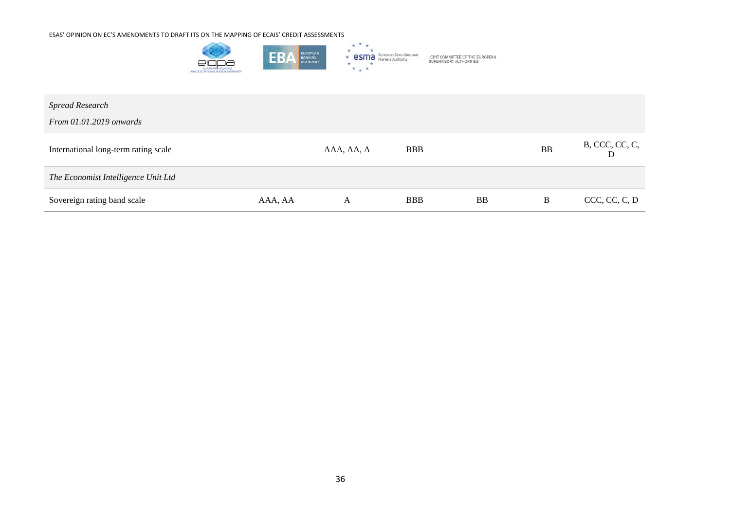| *Spread Research*<br>*From 01.01.2019 onwards* | | | | | | |
|---|---|---|---|---|---|---|
| International long-term rating scale | | AAA, AA, A | BBB | | BB | B, CCC, CC, C, D |
| *The Economist Intelligence Unit Ltd* | | | | | | |
| Sovereign rating band scale | AAA, AA | A | BBB | BB | B | CCC, CC, C, D |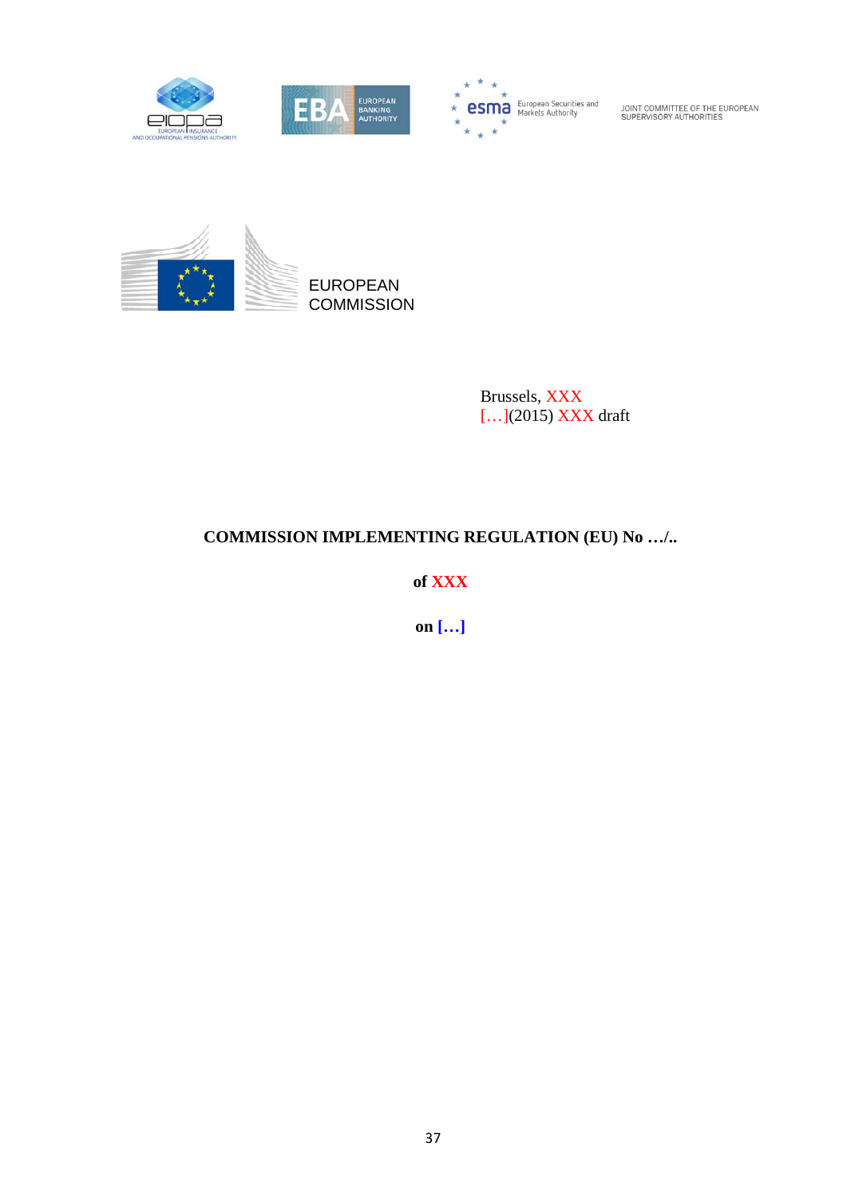JOINT COMMITTEE OF THE EUROPEAN SUPERVISORY AUTHORITIES

EUROPEAN COMMISSION

Brussels, XXX
[…](2015) XXX draft

**COMMISSION IMPLEMENTING REGULATION (EU) No …/..**

**of XXX**

**on […]**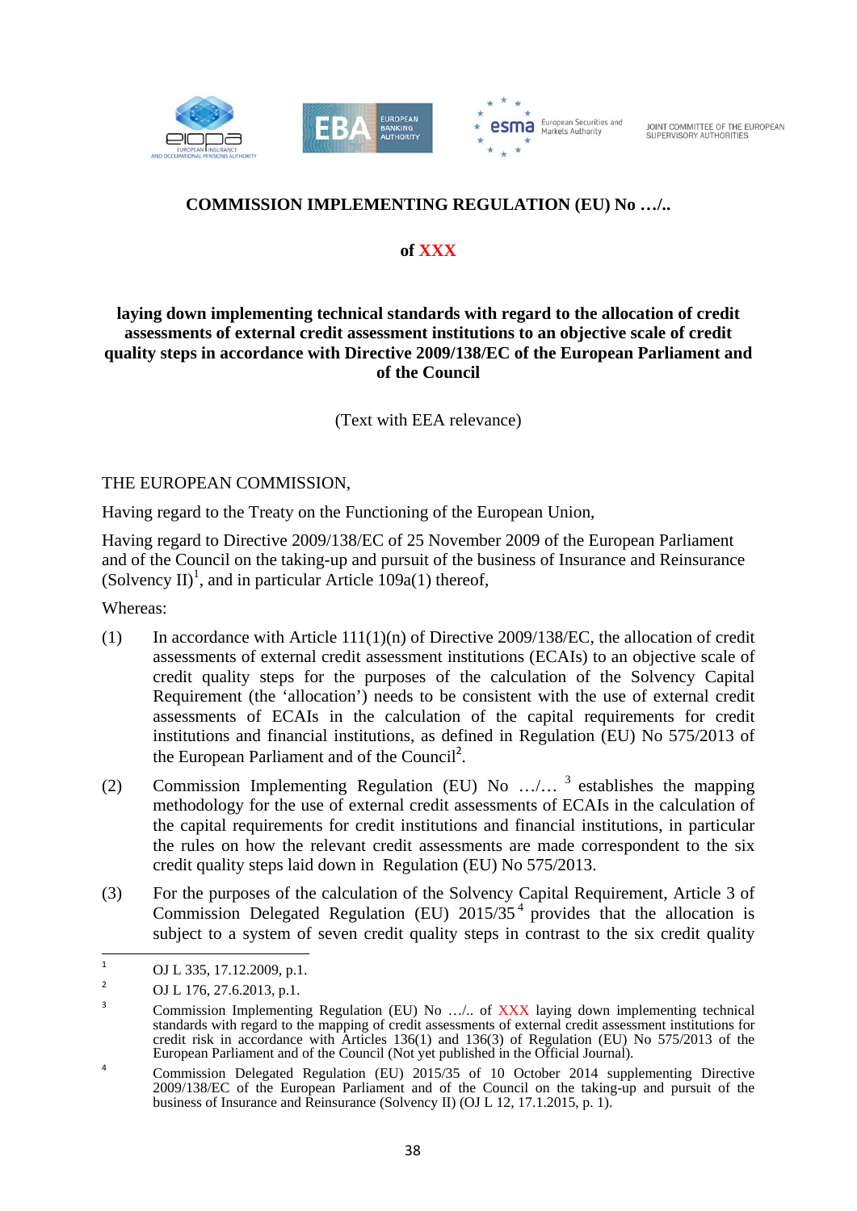**COMMISSION IMPLEMENTING REGULATION (EU) No …/..**

**of XXX**

**laying down implementing technical standards with regard to the allocation of credit assessments of external credit assessment institutions to an objective scale of credit quality steps in accordance with Directive 2009/138/EC of the European Parliament and of the Council**

(Text with EEA relevance)

THE EUROPEAN COMMISSION,

Having regard to the Treaty on the Functioning of the European Union,

Having regard to Directive 2009/138/EC of 25 November 2009 of the European Parliament and of the Council on the taking-up and pursuit of the business of Insurance and Reinsurance (Solvency II)[1], and in particular Article 109a(1) thereof,

Whereas:

(1) In accordance with Article 111(1)(n) of Directive 2009/138/EC, the allocation of credit assessments of external credit assessment institutions (ECAIs) to an objective scale of credit quality steps for the purposes of the calculation of the Solvency Capital Requirement (the 'allocation') needs to be consistent with the use of external credit assessments of ECAIs in the calculation of the capital requirements for credit institutions and financial institutions, as defined in Regulation (EU) No 575/2013 of the European Parliament and of the Council[2].

(2) Commission Implementing Regulation (EU) No …/… [3] establishes the mapping methodology for the use of external credit assessments of ECAIs in the calculation of the capital requirements for credit institutions and financial institutions, in particular the rules on how the relevant credit assessments are made correspondent to the six credit quality steps laid down in Regulation (EU) No 575/2013.

(3) For the purposes of the calculation of the Solvency Capital Requirement, Article 3 of Commission Delegated Regulation (EU) 2015/35[4] provides that the allocation is subject to a system of seven credit quality steps in contrast to the six credit quality

---

[1] OJ L 335, 17.12.2009, p.1.

[2] OJ L 176, 27.6.2013, p.1.

[3] Commission Implementing Regulation (EU) No …/.. of XXX laying down implementing technical standards with regard to the mapping of credit assessments of external credit assessment institutions for credit risk in accordance with Articles 136(1) and 136(3) of Regulation (EU) No 575/2013 of the European Parliament and of the Council (Not yet published in the Official Journal).

[4] Commission Delegated Regulation (EU) 2015/35 of 10 October 2014 supplementing Directive 2009/138/EC of the European Parliament and of the Council on the taking-up and pursuit of the business of Insurance and Reinsurance (Solvency II) (OJ L 12, 17.1.2015, p. 1).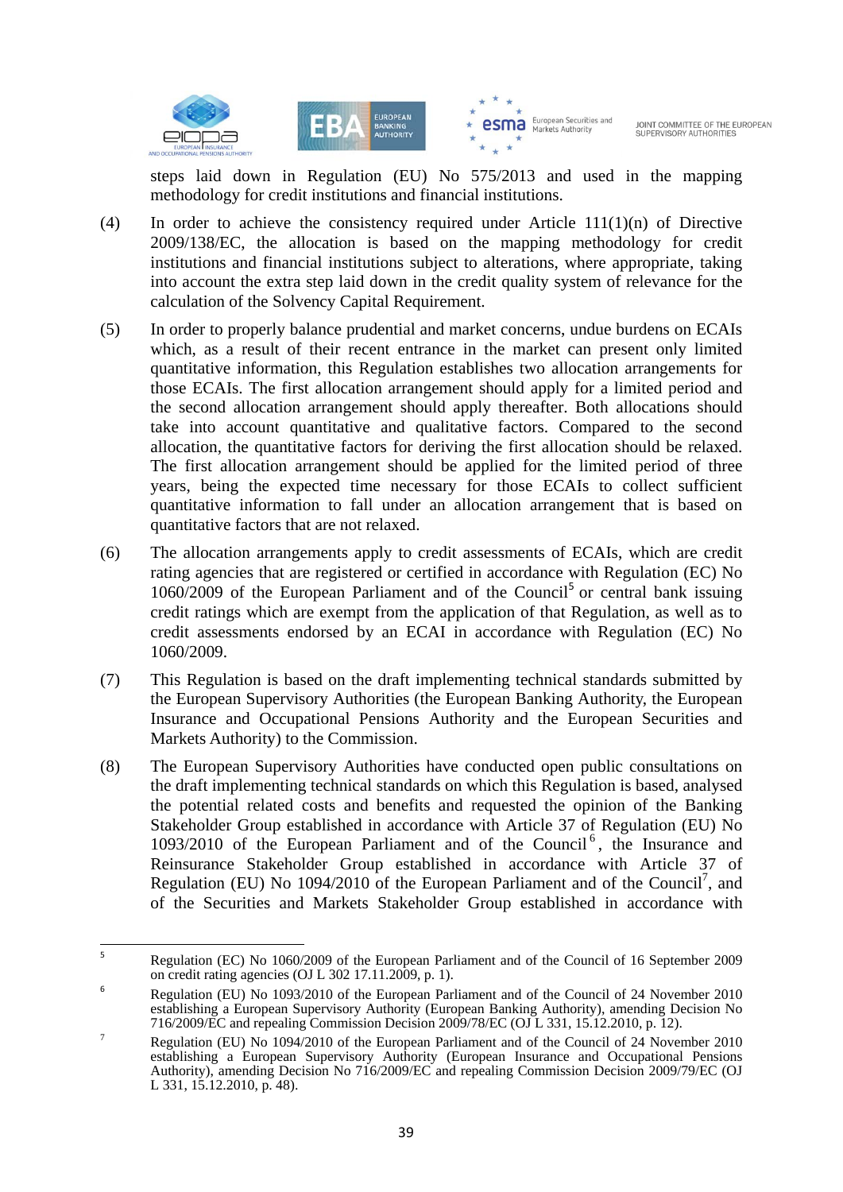steps laid down in Regulation (EU) No 575/2013 and used in the mapping methodology for credit institutions and financial institutions.

(4) In order to achieve the consistency required under Article 111(1)(n) of Directive 2009/138/EC, the allocation is based on the mapping methodology for credit institutions and financial institutions subject to alterations, where appropriate, taking into account the extra step laid down in the credit quality system of relevance for the calculation of the Solvency Capital Requirement.

(5) In order to properly balance prudential and market concerns, undue burdens on ECAIs which, as a result of their recent entrance in the market can present only limited quantitative information, this Regulation establishes two allocation arrangements for those ECAIs. The first allocation arrangement should apply for a limited period and the second allocation arrangement should apply thereafter. Both allocations should take into account quantitative and qualitative factors. Compared to the second allocation, the quantitative factors for deriving the first allocation should be relaxed. The first allocation arrangement should be applied for the limited period of three years, being the expected time necessary for those ECAIs to collect sufficient quantitative information to fall under an allocation arrangement that is based on quantitative factors that are not relaxed.

(6) The allocation arrangements apply to credit assessments of ECAIs, which are credit rating agencies that are registered or certified in accordance with Regulation (EC) No 1060/2009 of the European Parliament and of the Council[5] or central bank issuing credit ratings which are exempt from the application of that Regulation, as well as to credit assessments endorsed by an ECAI in accordance with Regulation (EC) No 1060/2009.

(7) This Regulation is based on the draft implementing technical standards submitted by the European Supervisory Authorities (the European Banking Authority, the European Insurance and Occupational Pensions Authority and the European Securities and Markets Authority) to the Commission.

(8) The European Supervisory Authorities have conducted open public consultations on the draft implementing technical standards on which this Regulation is based, analysed the potential related costs and benefits and requested the opinion of the Banking Stakeholder Group established in accordance with Article 37 of Regulation (EU) No 1093/2010 of the European Parliament and of the Council[6], the Insurance and Reinsurance Stakeholder Group established in accordance with Article 37 of Regulation (EU) No 1094/2010 of the European Parliament and of the Council[7], and of the Securities and Markets Stakeholder Group established in accordance with

---

[5] Regulation (EC) No 1060/2009 of the European Parliament and of the Council of 16 September 2009 on credit rating agencies (OJ L 302 17.11.2009, p. 1).

[6] Regulation (EU) No 1093/2010 of the European Parliament and of the Council of 24 November 2010 establishing a European Supervisory Authority (European Banking Authority), amending Decision No 716/2009/EC and repealing Commission Decision 2009/78/EC (OJ L 331, 15.12.2010, p. 12).

[7] Regulation (EU) No 1094/2010 of the European Parliament and of the Council of 24 November 2010 establishing a European Supervisory Authority (European Insurance and Occupational Pensions Authority), amending Decision No 716/2009/EC and repealing Commission Decision 2009/79/EC (OJ L 331, 15.12.2010, p. 48).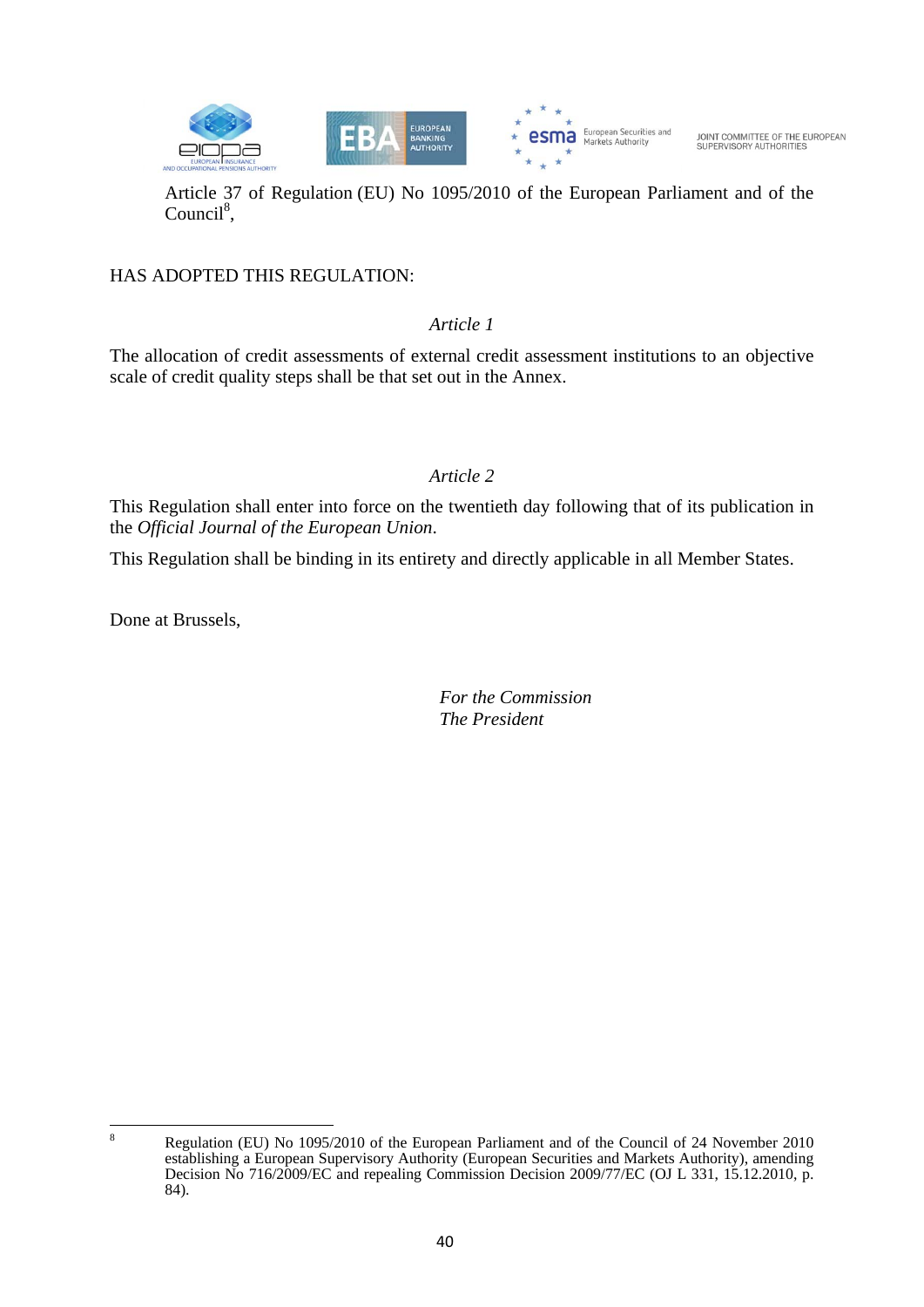Article 37 of Regulation (EU) No 1095/2010 of the European Parliament and of the Council[8],

HAS ADOPTED THIS REGULATION:

*Article 1*

The allocation of credit assessments of external credit assessment institutions to an objective scale of credit quality steps shall be that set out in the Annex.

*Article 2*

This Regulation shall enter into force on the twentieth day following that of its publication in the *Official Journal of the European Union*.

This Regulation shall be binding in its entirety and directly applicable in all Member States.

Done at Brussels,

*For the Commission*
*The President*

---

[8] Regulation (EU) No 1095/2010 of the European Parliament and of the Council of 24 November 2010 establishing a European Supervisory Authority (European Securities and Markets Authority), amending Decision No 716/2009/EC and repealing Commission Decision 2009/77/EC (OJ L 331, 15.12.2010, p. 84).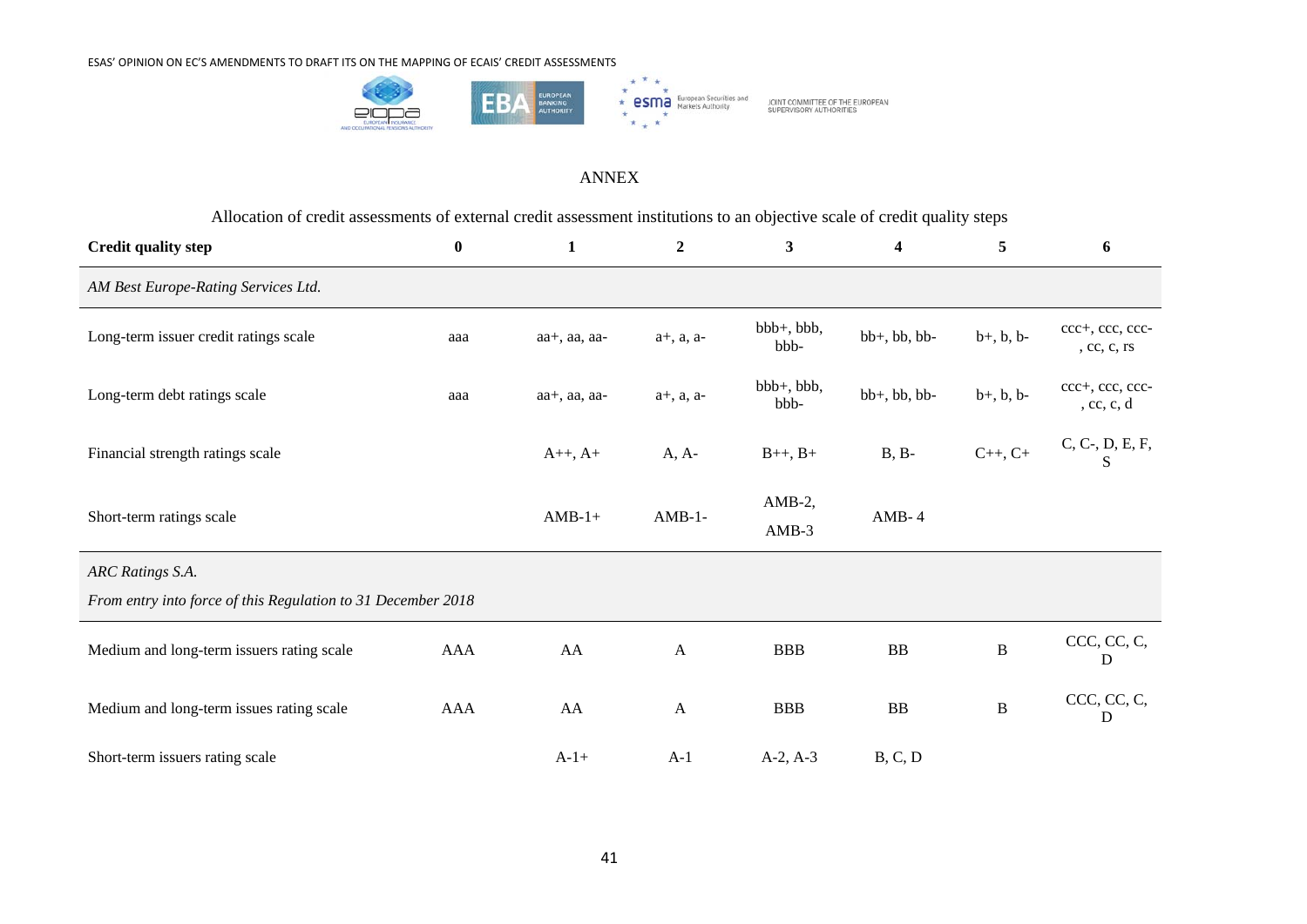## ANNEX

Allocation of credit assessments of external credit assessment institutions to an objective scale of credit quality steps

| Credit quality step | 0 | 1 | 2 | 3 | 4 | 5 | 6 |
|---|---|---|---|---|---|---|---|
| *AM Best Europe-Rating Services Ltd.* | | | | | | | |
| Long-term issuer credit ratings scale | aaa | aa+, aa, aa- | a+, a, a- | bbb+, bbb, bbb- | bb+, bb, bb- | b+, b, b- | ccc+, ccc, ccc-, cc, c, rs |
| Long-term debt ratings scale | aaa | aa+, aa, aa- | a+, a, a- | bbb+, bbb, bbb- | bb+, bb, bb- | b+, b, b- | ccc+, ccc, ccc-, cc, c, d |
| Financial strength ratings scale | | A++, A+ | A, A- | B++, B+ | B, B- | C++, C+ | C, C-, D, E, F, S |
| Short-term ratings scale | | AMB-1+ | AMB-1- | AMB-2, AMB-3 | AMB- 4 | | |
| *ARC Ratings S.A.* *From entry into force of this Regulation to 31 December 2018* | | | | | | | |
| Medium and long-term issuers rating scale | AAA | AA | A | BBB | BB | B | CCC, CC, C, D |
| Medium and long-term issues rating scale | AAA | AA | A | BBB | BB | B | CCC, CC, C, D |
| Short-term issuers rating scale | | A-1+ | A-1 | A-2, A-3 | B, C, D | | |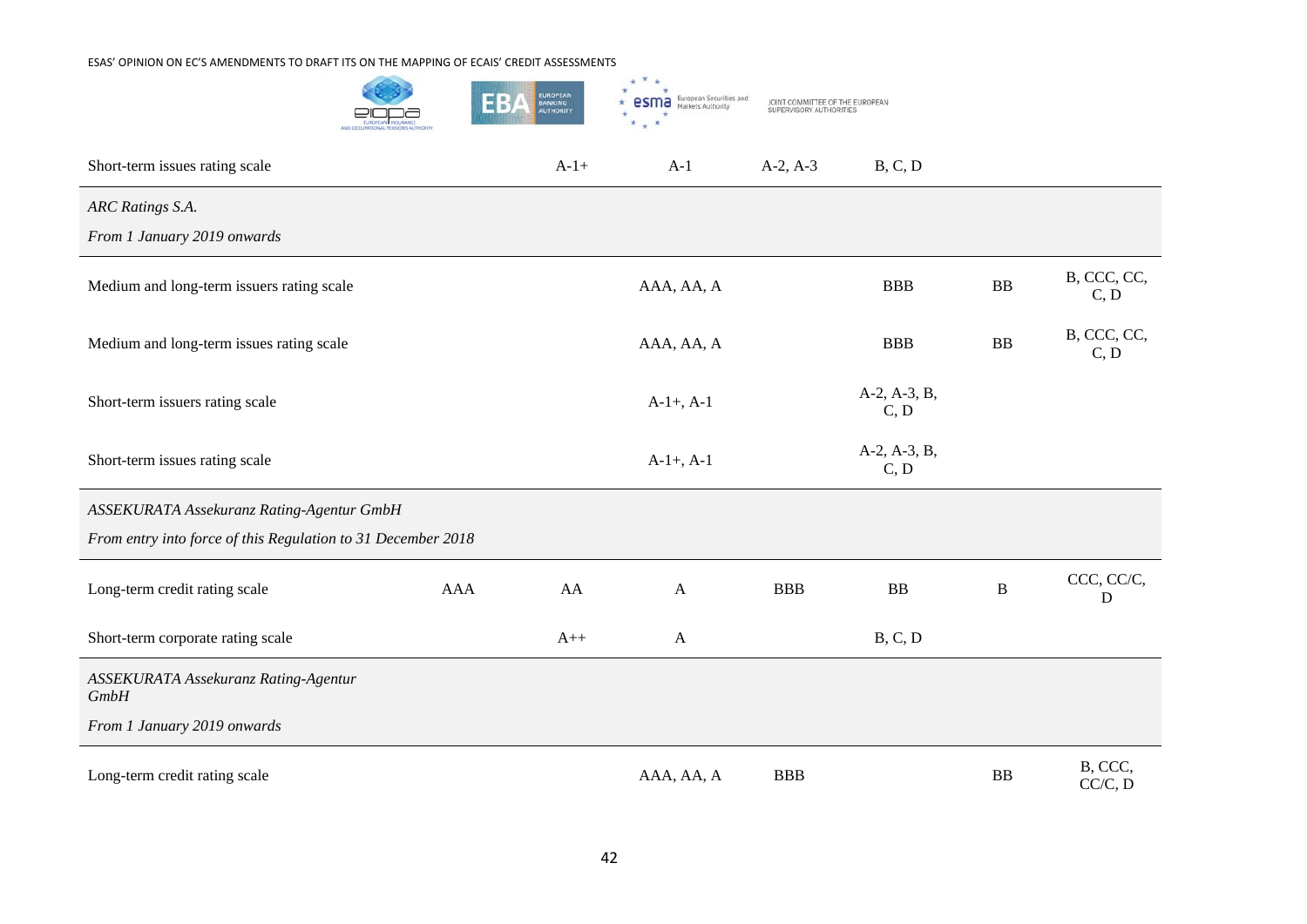| | | | | | | | |
|---|---|---|---|---|---|---|---|
| Short-term issues rating scale | | A-1+ | A-1 | A-2, A-3 | B, C, D | | |
| *ARC Ratings S.A.* *From 1 January 2019 onwards* | | | | | | | |
| Medium and long-term issuers rating scale | | | AAA, AA, A | | BBB | BB | B, CCC, CC, C, D |
| Medium and long-term issues rating scale | | | AAA, AA, A | | BBB | BB | B, CCC, CC, C, D |
| Short-term issuers rating scale | | | A-1+, A-1 | | A-2, A-3, B, C, D | | |
| Short-term issues rating scale | | | A-1+, A-1 | | A-2, A-3, B, C, D | | |
| *ASSEKURATA Assekuranz Rating-Agentur GmbH* *From entry into force of this Regulation to 31 December 2018* | | | | | | | |
| Long-term credit rating scale | AAA | AA | A | BBB | BB | B | CCC, CC/C, D |
| Short-term corporate rating scale | | A++ | A | | B, C, D | | |
| *ASSEKURATA Assekuranz Rating-Agentur GmbH* *From 1 January 2019 onwards* | | | | | | | |
| Long-term credit rating scale | | | AAA, AA, A | BBB | | BB | B, CCC, CC/C, D |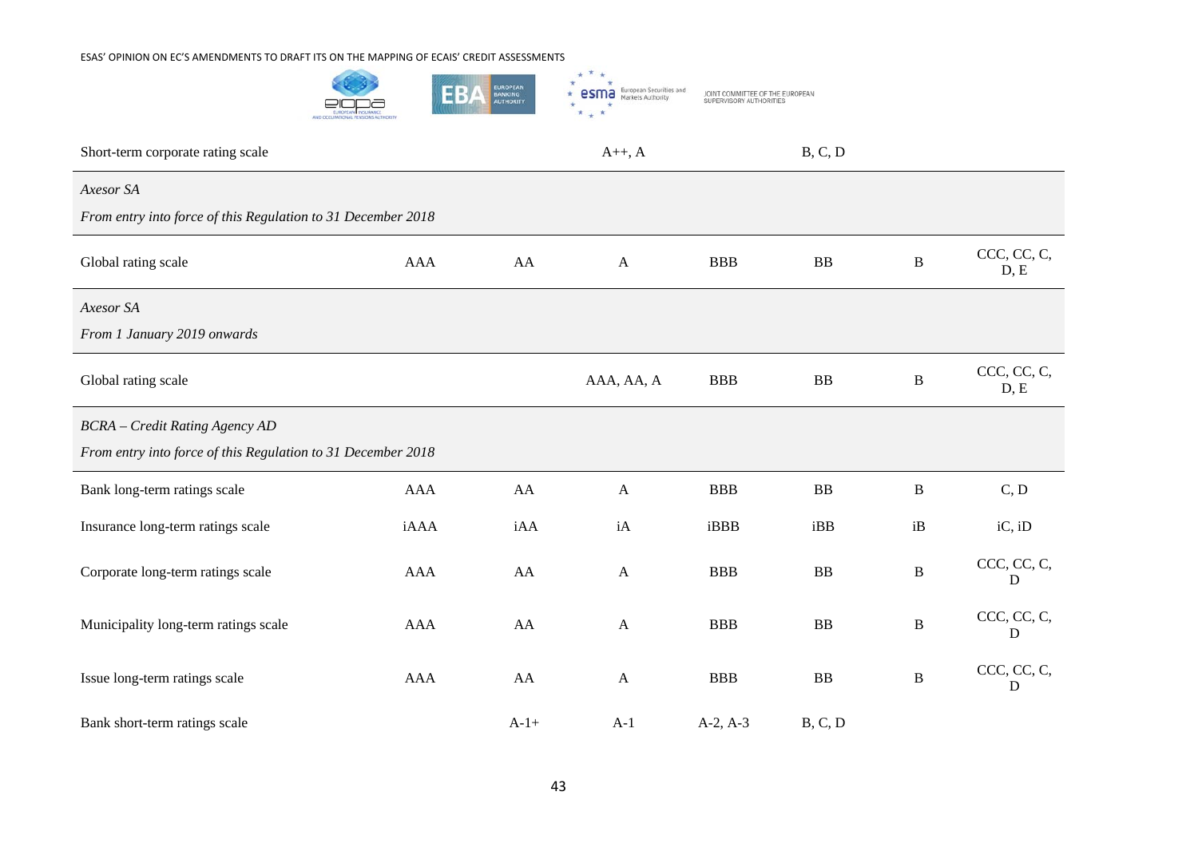| | | | | | | | |
|---|---|---|---|---|---|---|---|
| Short-term corporate rating scale | | | A++, A | | B, C, D | | |
| *Axesor SA* <br> *From entry into force of this Regulation to 31 December 2018* | | | | | | | |
| Global rating scale | AAA | AA | A | BBB | BB | B | CCC, CC, C, D, E |
| *Axesor SA* <br> *From 1 January 2019 onwards* | | | | | | | |
| Global rating scale | | | AAA, AA, A | BBB | BB | B | CCC, CC, C, D, E |
| *BCRA – Credit Rating Agency AD* <br> *From entry into force of this Regulation to 31 December 2018* | | | | | | | |
| Bank long-term ratings scale | AAA | AA | A | BBB | BB | B | C, D |
| Insurance long-term ratings scale | iAAA | iAA | iA | iBBB | iBB | iB | iC, iD |
| Corporate long-term ratings scale | AAA | AA | A | BBB | BB | B | CCC, CC, C, D |
| Municipality long-term ratings scale | AAA | AA | A | BBB | BB | B | CCC, CC, C, D |
| Issue long-term ratings scale | AAA | AA | A | BBB | BB | B | CCC, CC, C, D |
| Bank short-term ratings scale | | A-1+ | A-1 | A-2, A-3 | B, C, D | | |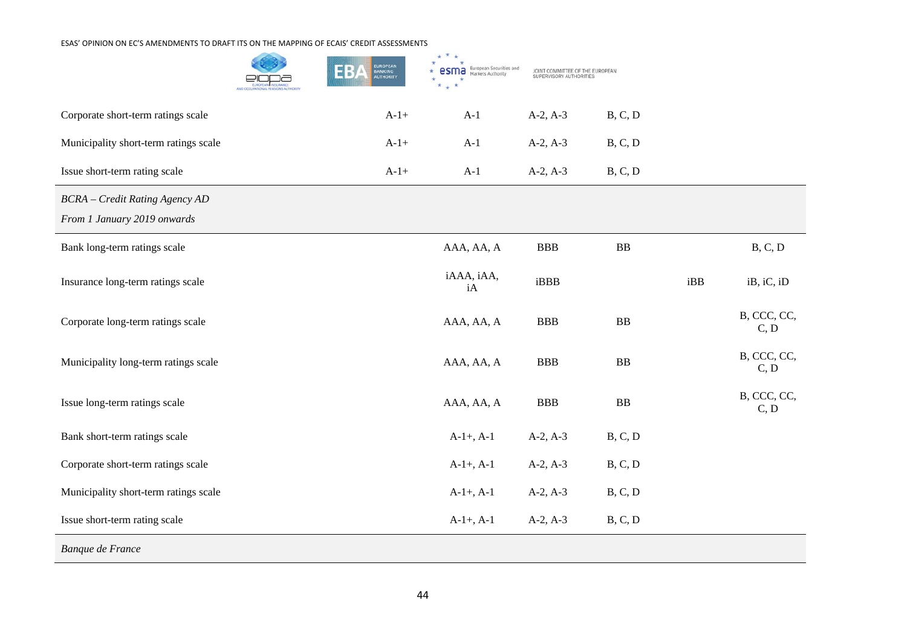| | | | | | | |
|---|---|---|---|---|---|---|
| Corporate short-term ratings scale | A-1+ | A-1 | A-2, A-3 | B, C, D | | |
| Municipality short-term ratings scale | A-1+ | A-1 | A-2, A-3 | B, C, D | | |
| Issue short-term rating scale | A-1+ | A-1 | A-2, A-3 | B, C, D | | |
| *BCRA – Credit Rating Agency AD*<br>*From 1 January 2019 onwards* | | | | | | |
| Bank long-term ratings scale | | AAA, AA, A | BBB | BB | | B, C, D |
| Insurance long-term ratings scale | | iAAA, iAA, iA | iBBB | | iBB | iB, iC, iD |
| Corporate long-term ratings scale | | AAA, AA, A | BBB | BB | | B, CCC, CC, C, D |
| Municipality long-term ratings scale | | AAA, AA, A | BBB | BB | | B, CCC, CC, C, D |
| Issue long-term ratings scale | | AAA, AA, A | BBB | BB | | B, CCC, CC, C, D |
| Bank short-term ratings scale | | A-1+, A-1 | A-2, A-3 | B, C, D | | |
| Corporate short-term ratings scale | | A-1+, A-1 | A-2, A-3 | B, C, D | | |
| Municipality short-term ratings scale | | A-1+, A-1 | A-2, A-3 | B, C, D | | |
| Issue short-term rating scale | | A-1+, A-1 | A-2, A-3 | B, C, D | | |
| *Banque de France* | | | | | | |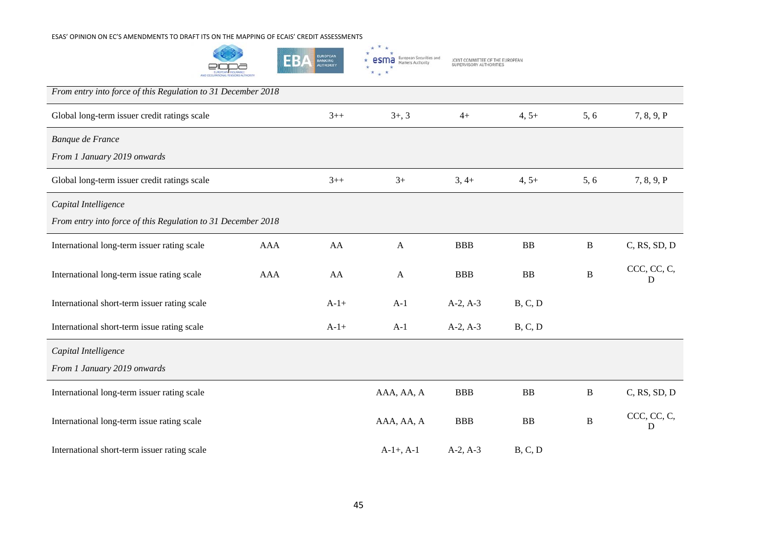| | | | | | | | |
|---|---|---|---|---|---|---|---|
| *From entry into force of this Regulation to 31 December 2018* | | | | | | | |
| Global long-term issuer credit ratings scale | | 3++ | 3+, 3 | 4+ | 4, 5+ | 5, 6 | 7, 8, 9, P |
| *Banque de France* *From 1 January 2019 onwards* | | | | | | | |
| Global long-term issuer credit ratings scale | | 3++ | 3+ | 3, 4+ | 4, 5+ | 5, 6 | 7, 8, 9, P |
| *Capital Intelligence* *From entry into force of this Regulation to 31 December 2018* | | | | | | | |
| International long-term issuer rating scale | AAA | AA | A | BBB | BB | B | C, RS, SD, D |
| International long-term issue rating scale | AAA | AA | A | BBB | BB | B | CCC, CC, C, D |
| International short-term issuer rating scale | | A-1+ | A-1 | A-2, A-3 | B, C, D | | |
| International short-term issue rating scale | | A-1+ | A-1 | A-2, A-3 | B, C, D | | |
| *Capital Intelligence* *From 1 January 2019 onwards* | | | | | | | |
| International long-term issuer rating scale | | | AAA, AA, A | BBB | BB | B | C, RS, SD, D |
| International long-term issue rating scale | | | AAA, AA, A | BBB | BB | B | CCC, CC, C, D |
| International short-term issuer rating scale | | | A-1+, A-1 | A-2, A-3 | B, C, D | | |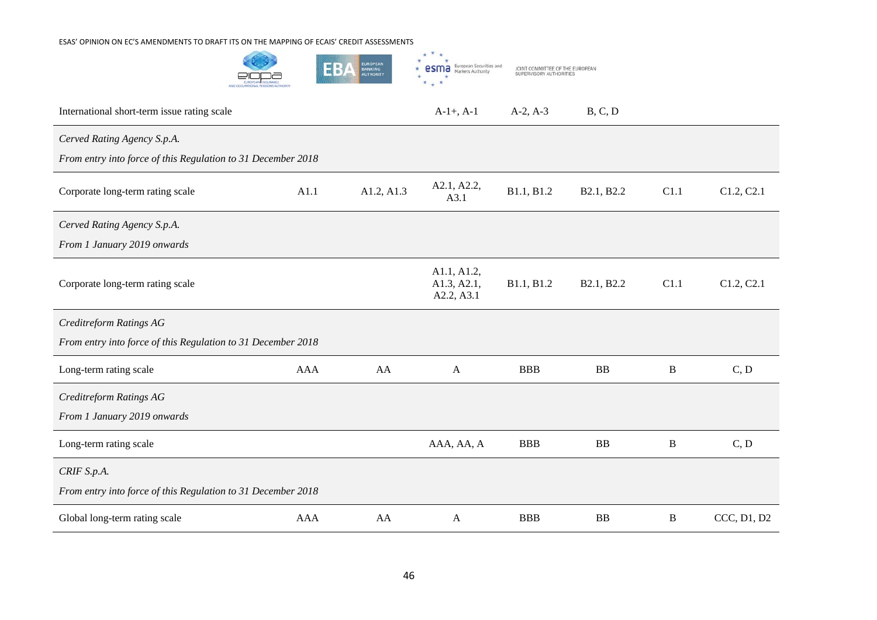| | | | | | | | |
|---|---|---|---|---|---|---|---|
| International short-term issue rating scale | | | A-1+, A-1 | A-2, A-3 | B, C, D | | |
| *Cerved Rating Agency S.p.A.* *From entry into force of this Regulation to 31 December 2018* | | | | | | | |
| Corporate long-term rating scale | A1.1 | A1.2, A1.3 | A2.1, A2.2, A3.1 | B1.1, B1.2 | B2.1, B2.2 | C1.1 | C1.2, C2.1 |
| *Cerved Rating Agency S.p.A.* *From 1 January 2019 onwards* | | | | | | | |
| Corporate long-term rating scale | | | A1.1, A1.2, A1.3, A2.1, A2.2, A3.1 | B1.1, B1.2 | B2.1, B2.2 | C1.1 | C1.2, C2.1 |
| *Creditreform Ratings AG* *From entry into force of this Regulation to 31 December 2018* | | | | | | | |
| Long-term rating scale | AAA | AA | A | BBB | BB | B | C, D |
| *Creditreform Ratings AG* *From 1 January 2019 onwards* | | | | | | | |
| Long-term rating scale | | | AAA, AA, A | BBB | BB | B | C, D |
| *CRIF S.p.A.* *From entry into force of this Regulation to 31 December 2018* | | | | | | | |
| Global long-term rating scale | AAA | AA | A | BBB | BB | B | CCC, D1, D2 |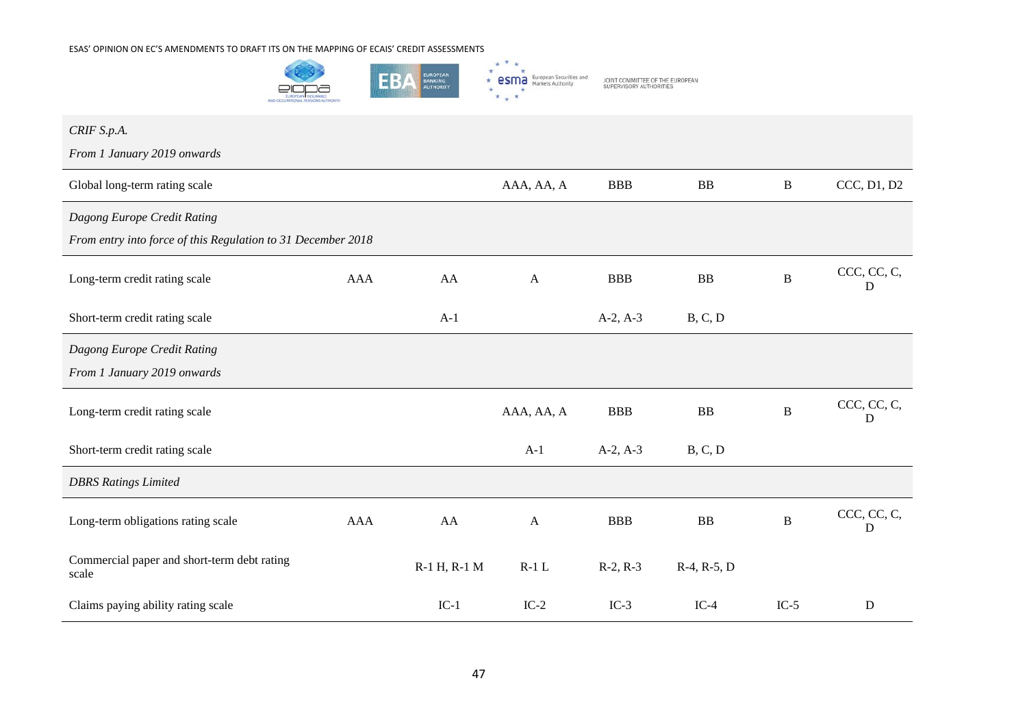| | | | | | | | |
|---|---|---|---|---|---|---|---|
| *CRIF S.p.A.*<br>*From 1 January 2019 onwards* | | | | | | | |
| Global long-term rating scale | | | AAA, AA, A | BBB | BB | B | CCC, D1, D2 |
| *Dagong Europe Credit Rating*<br>*From entry into force of this Regulation to 31 December 2018* | | | | | | | |
| Long-term credit rating scale | AAA | AA | A | BBB | BB | B | CCC, CC, C, D |
| Short-term credit rating scale | | A-1 | | A-2, A-3 | B, C, D | | |
| *Dagong Europe Credit Rating*<br>*From 1 January 2019 onwards* | | | | | | | |
| Long-term credit rating scale | | | AAA, AA, A | BBB | BB | B | CCC, CC, C, D |
| Short-term credit rating scale | | | A-1 | A-2, A-3 | B, C, D | | |
| *DBRS Ratings Limited* | | | | | | | |
| Long-term obligations rating scale | AAA | AA | A | BBB | BB | B | CCC, CC, C, D |
| Commercial paper and short-term debt rating scale | | R-1 H, R-1 M | R-1 L | R-2, R-3 | R-4, R-5, D | | |
| Claims paying ability rating scale | | IC-1 | IC-2 | IC-3 | IC-4 | IC-5 | D |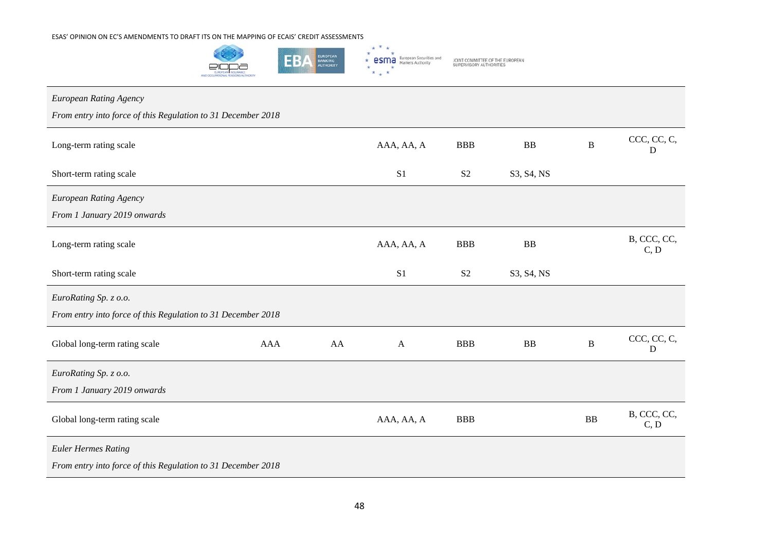| | | | | | | | |
|---|---|---|---|---|---|---|---|
| *European Rating Agency*<br>*From entry into force of this Regulation to 31 December 2018* | | | | | | | |
| Long-term rating scale | | | AAA, AA, A | BBB | BB | B | CCC, CC, C, D |
| Short-term rating scale | | | S1 | S2 | S3, S4, NS | | |
| *European Rating Agency*<br>*From 1 January 2019 onwards* | | | | | | | |
| Long-term rating scale | | | AAA, AA, A | BBB | BB | | B, CCC, CC, C, D |
| Short-term rating scale | | | S1 | S2 | S3, S4, NS | | |
| *EuroRating Sp. z o.o.*<br>*From entry into force of this Regulation to 31 December 2018* | | | | | | | |
| Global long-term rating scale | AAA | AA | A | BBB | BB | B | CCC, CC, C, D |
| *EuroRating Sp. z o.o.*<br>*From 1 January 2019 onwards* | | | | | | | |
| Global long-term rating scale | | | AAA, AA, A | BBB | | BB | B, CCC, CC, C, D |
| *Euler Hermes Rating*<br>*From entry into force of this Regulation to 31 December 2018* | | | | | | | |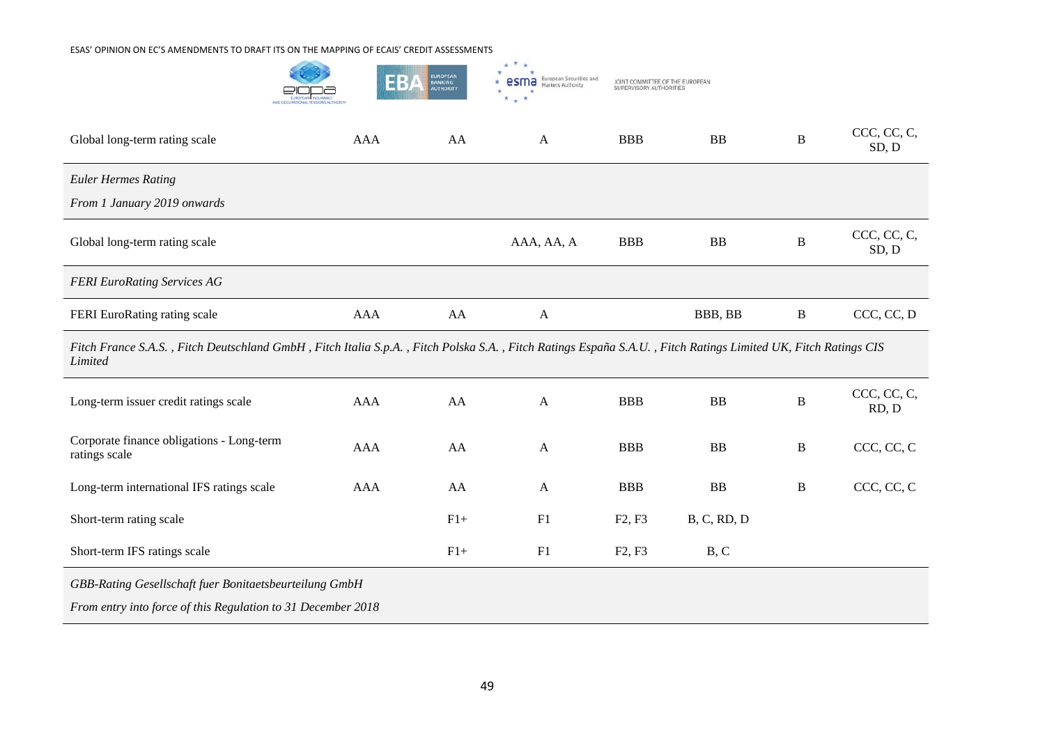| | | | | | | | |
|---|---|---|---|---|---|---|---|
| Global long-term rating scale | AAA | AA | A | BBB | BB | B | CCC, CC, C, SD, D |
| *Euler Hermes Rating*<br>*From 1 January 2019 onwards* | | | | | | | |
| Global long-term rating scale | | | AAA, AA, A | BBB | BB | B | CCC, CC, C, SD, D |
| *FERI EuroRating Services AG* | | | | | | | |
| FERI EuroRating rating scale | AAA | AA | A | | BBB, BB | B | CCC, CC, D |
| *Fitch France S.A.S. , Fitch Deutschland GmbH , Fitch Italia S.p.A. , Fitch Polska S.A. , Fitch Ratings España S.A.U. , Fitch Ratings Limited UK, Fitch Ratings CIS Limited* | | | | | | | |
| Long-term issuer credit ratings scale | AAA | AA | A | BBB | BB | B | CCC, CC, C, RD, D |
| Corporate finance obligations - Long-term ratings scale | AAA | AA | A | BBB | BB | B | CCC, CC, C |
| Long-term international IFS ratings scale | AAA | AA | A | BBB | BB | B | CCC, CC, C |
| Short-term rating scale | | F1+ | F1 | F2, F3 | B, C, RD, D | | |
| Short-term IFS ratings scale | | F1+ | F1 | F2, F3 | B, C | | |
| *GBB-Rating Gesellschaft fuer Bonitaetsbeurteilung GmbH*<br>*From entry into force of this Regulation to 31 December 2018* | | | | | | | |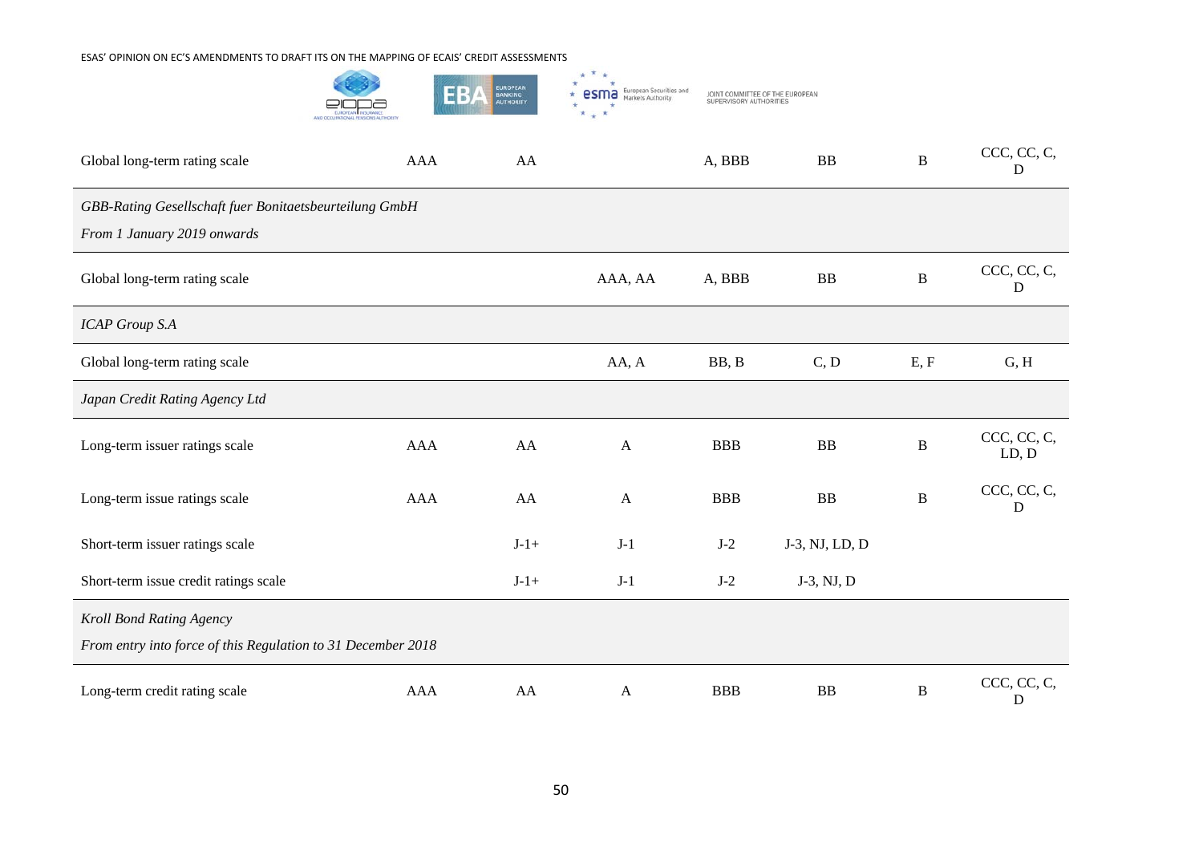| | | | | | | | |
|---|---|---|---|---|---|---|---|
| Global long-term rating scale | AAA | AA | | A, BBB | BB | B | CCC, CC, C, D |
| *GBB-Rating Gesellschaft fuer Bonitaetsbeurteilung GmbH*<br>*From 1 January 2019 onwards* | | | | | | | |
| Global long-term rating scale | | | AAA, AA | A, BBB | BB | B | CCC, CC, C, D |
| *ICAP Group S.A* | | | | | | | |
| Global long-term rating scale | | | AA, A | BB, B | C, D | E, F | G, H |
| *Japan Credit Rating Agency Ltd* | | | | | | | |
| Long-term issuer ratings scale | AAA | AA | A | BBB | BB | B | CCC, CC, C, LD, D |
| Long-term issue ratings scale | AAA | AA | A | BBB | BB | B | CCC, CC, C, D |
| Short-term issuer ratings scale | | J-1+ | J-1 | J-2 | J-3, NJ, LD, D | | |
| Short-term issue credit ratings scale | | J-1+ | J-1 | J-2 | J-3, NJ, D | | |
| *Kroll Bond Rating Agency*<br>*From entry into force of this Regulation to 31 December 2018* | | | | | | | |
| Long-term credit rating scale | AAA | AA | A | BBB | BB | B | CCC, CC, C, D |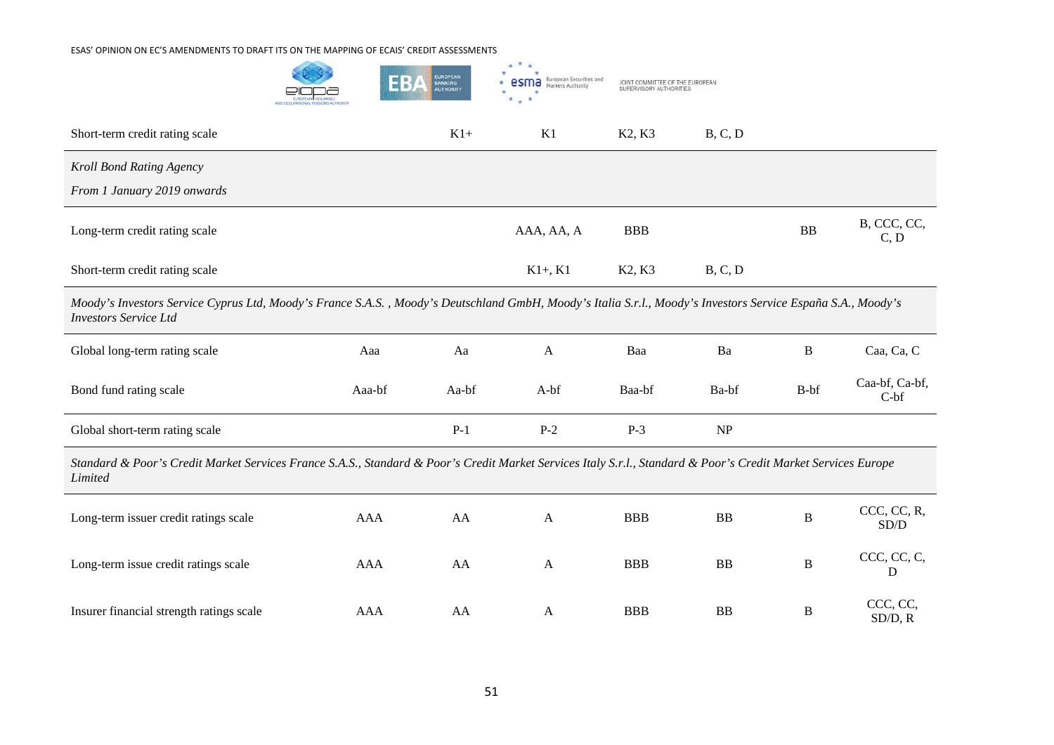| | | | | | | | |
|---|---|---|---|---|---|---|---|
| Short-term credit rating scale | | K1+ | K1 | K2, K3 | B, C, D | | |
| *Kroll Bond Rating Agency*<br>*From 1 January 2019 onwards* | | | | | | | |
| Long-term credit rating scale | | | AAA, AA, A | BBB | | BB | B, CCC, CC, C, D |
| Short-term credit rating scale | | | K1+, K1 | K2, K3 | B, C, D | | |
| *Moody's Investors Service Cyprus Ltd, Moody's France S.A.S. , Moody's Deutschland GmbH, Moody's Italia S.r.l., Moody's Investors Service España S.A., Moody's Investors Service Ltd* | | | | | | | |
| Global long-term rating scale | Aaa | Aa | A | Baa | Ba | B | Caa, Ca, C |
| Bond fund rating scale | Aaa-bf | Aa-bf | A-bf | Baa-bf | Ba-bf | B-bf | Caa-bf, Ca-bf, C-bf |
| Global short-term rating scale | | P-1 | P-2 | P-3 | NP | | |
| *Standard & Poor's Credit Market Services France S.A.S., Standard & Poor's Credit Market Services Italy S.r.l., Standard & Poor's Credit Market Services Europe Limited* | | | | | | | |
| Long-term issuer credit ratings scale | AAA | AA | A | BBB | BB | B | CCC, CC, R, SD/D |
| Long-term issue credit ratings scale | AAA | AA | A | BBB | BB | B | CCC, CC, C, D |
| Insurer financial strength ratings scale | AAA | AA | A | BBB | BB | B | CCC, CC, SD/D, R |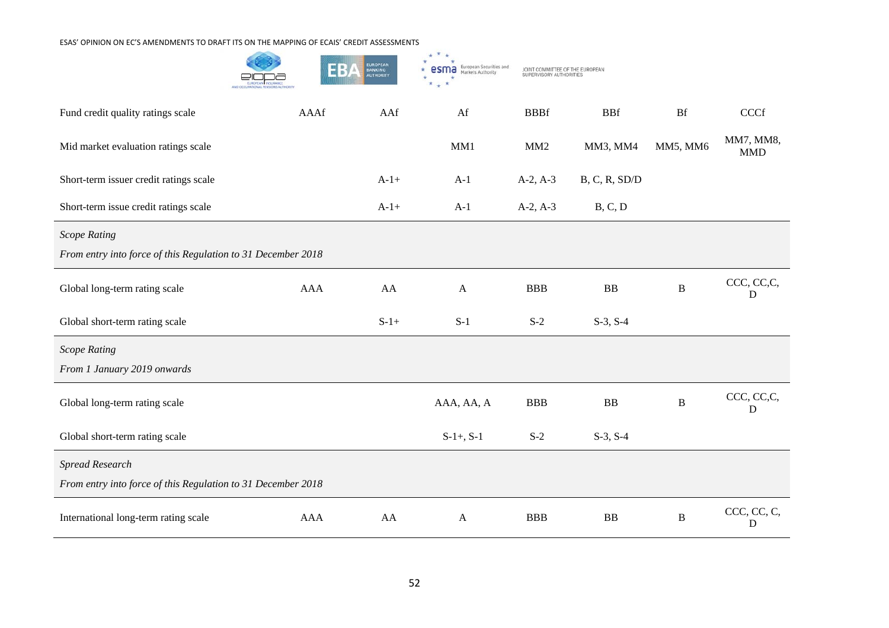| | | | | | | | |
|---|---|---|---|---|---|---|---|
| Fund credit quality ratings scale | AAAf | AAf | Af | BBBf | BBf | Bf | CCCf |
| Mid market evaluation ratings scale | | | MM1 | MM2 | MM3, MM4 | MM5, MM6 | MM7, MM8, MMD |
| Short-term issuer credit ratings scale | | A-1+ | A-1 | A-2, A-3 | B, C, R, SD/D | | |
| Short-term issue credit ratings scale | | A-1+ | A-1 | A-2, A-3 | B, C, D | | |
| *Scope Rating*<br>*From entry into force of this Regulation to 31 December 2018* | | | | | | | |
| Global long-term rating scale | AAA | AA | A | BBB | BB | B | CCC, CC,C, D |
| Global short-term rating scale | | S-1+ | S-1 | S-2 | S-3, S-4 | | |
| *Scope Rating*<br>*From 1 January 2019 onwards* | | | | | | | |
| Global long-term rating scale | | | AAA, AA, A | BBB | BB | B | CCC, CC,C, D |
| Global short-term rating scale | | | S-1+, S-1 | S-2 | S-3, S-4 | | |
| *Spread Research*<br>*From entry into force of this Regulation to 31 December 2018* | | | | | | | |
| International long-term rating scale | AAA | AA | A | BBB | BB | B | CCC, CC, C, D |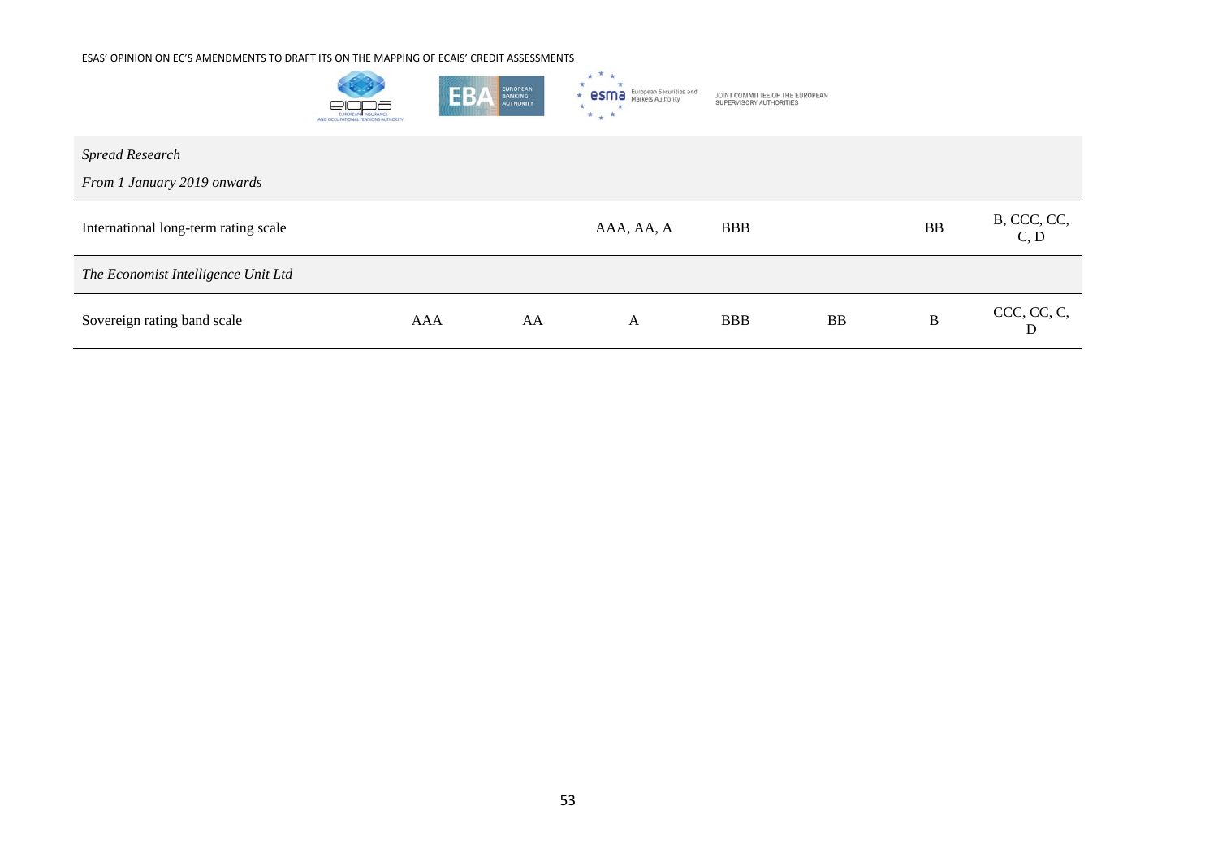| | | | | | | | |
|---|---|---|---|---|---|---|---|
| *Spread Research* <br> *From 1 January 2019 onwards* | | | | | | | |
| International long-term rating scale | | | AAA, AA, A | BBB | | BB | B, CCC, CC, C, D |
| *The Economist Intelligence Unit Ltd* | | | | | | | |
| Sovereign rating band scale | AAA | AA | A | BBB | BB | B | CCC, CC, C, D |